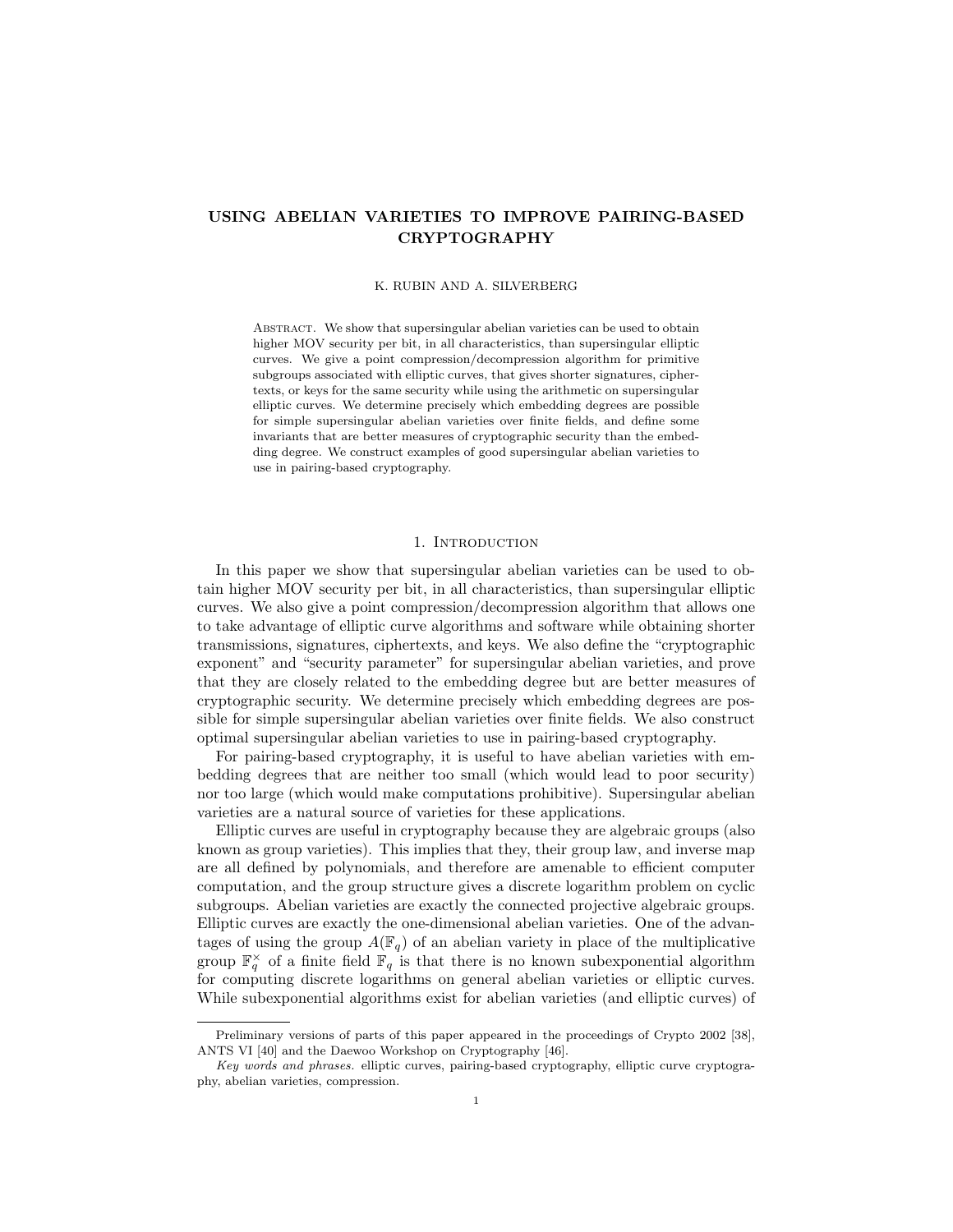# USING ABELIAN VARIETIES TO IMPROVE PAIRING-BASED CRYPTOGRAPHY

K. RUBIN AND A. SILVERBERG

ABSTRACT. We show that supersingular abelian varieties can be used to obtain higher MOV security per bit, in all characteristics, than supersingular elliptic curves. We give a point compression/decompression algorithm for primitive subgroups associated with elliptic curves, that gives shorter signatures, ciphertexts, or keys for the same security while using the arithmetic on supersingular elliptic curves. We determine precisely which embedding degrees are possible for simple supersingular abelian varieties over finite fields, and define some invariants that are better measures of cryptographic security than the embedding degree. We construct examples of good supersingular abelian varieties to use in pairing-based cryptography.

## 1. Introduction

In this paper we show that supersingular abelian varieties can be used to obtain higher MOV security per bit, in all characteristics, than supersingular elliptic curves. We also give a point compression/decompression algorithm that allows one to take advantage of elliptic curve algorithms and software while obtaining shorter transmissions, signatures, ciphertexts, and keys. We also define the "cryptographic exponent" and "security parameter" for supersingular abelian varieties, and prove that they are closely related to the embedding degree but are better measures of cryptographic security. We determine precisely which embedding degrees are possible for simple supersingular abelian varieties over finite fields. We also construct optimal supersingular abelian varieties to use in pairing-based cryptography.

For pairing-based cryptography, it is useful to have abelian varieties with embedding degrees that are neither too small (which would lead to poor security) nor too large (which would make computations prohibitive). Supersingular abelian varieties are a natural source of varieties for these applications.

Elliptic curves are useful in cryptography because they are algebraic groups (also known as group varieties). This implies that they, their group law, and inverse map are all defined by polynomials, and therefore are amenable to efficient computer computation, and the group structure gives a discrete logarithm problem on cyclic subgroups. Abelian varieties are exactly the connected projective algebraic groups. Elliptic curves are exactly the one-dimensional abelian varieties. One of the advantages of using the group $A(\mathbb{F}_q)$ of an abelian variety in place of the multiplicative group $\mathbb{F}_q^\times$ of a finite field $\mathbb{F}_q$ is that there is no known subexponential algorithm for computing discrete logarithms on general abelian varieties or elliptic curves. While subexponential algorithms exist for abelian varieties (and elliptic curves) of

---

Preliminary versions of parts of this paper appeared in the proceedings of Crypto 2002 [38], ANTS VI [40] and the Daewoo Workshop on Cryptography [46].

*Key words and phrases.* elliptic curves, pairing-based cryptography, elliptic curve cryptography, abelian varieties, compression.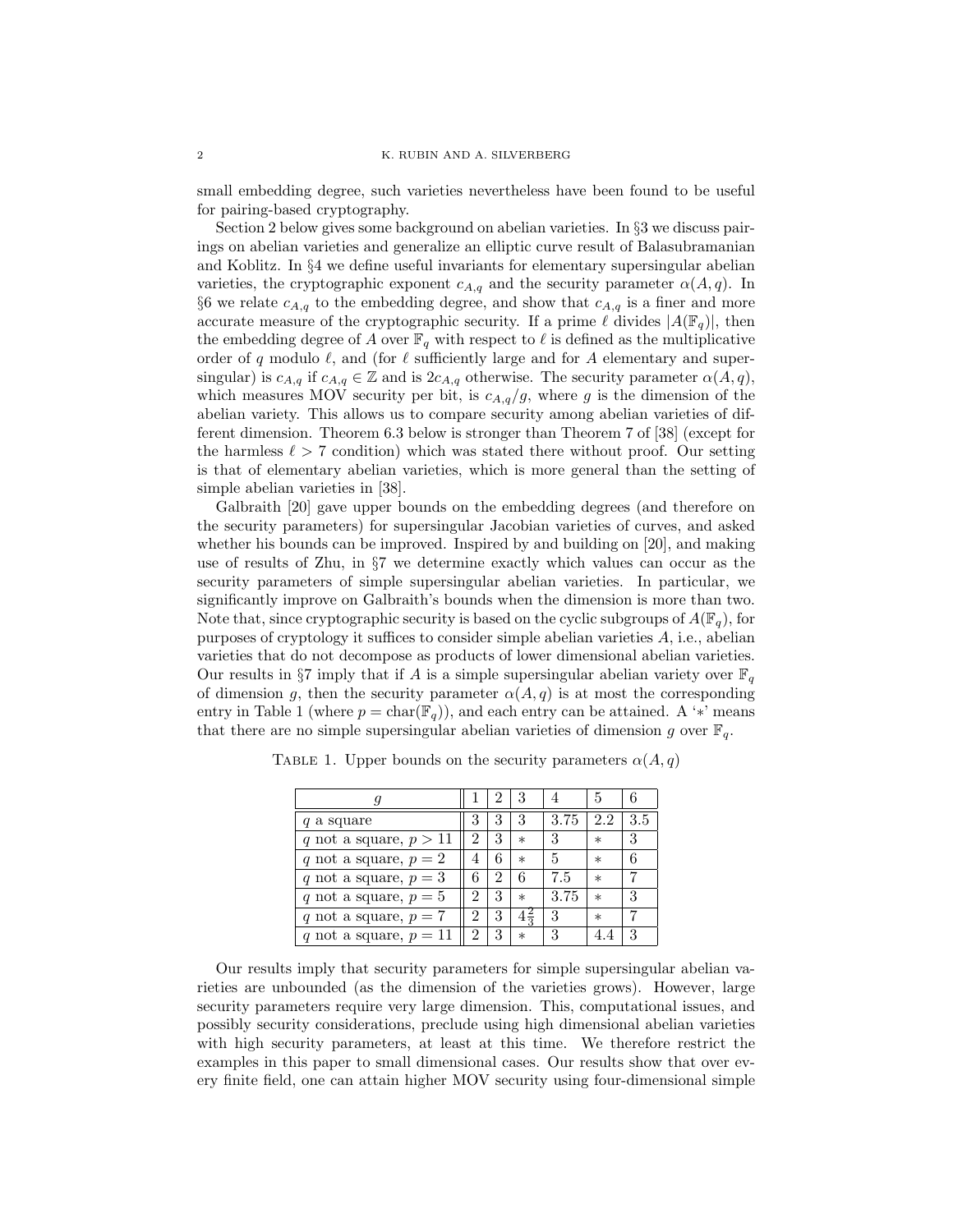small embedding degree, such varieties nevertheless have been found to be useful for pairing-based cryptography.

Section 2 below gives some background on abelian varieties. In §3 we discuss pairings on abelian varieties and generalize an elliptic curve result of Balasubramanian and Koblitz. In §4 we define useful invariants for elementary supersingular abelian varieties, the cryptographic exponent $c_{A,q}$ and the security parameter $\alpha(A, q)$. In §6 we relate $c_{A,q}$ to the embedding degree, and show that $c_{A,q}$ is a finer and more accurate measure of the cryptographic security. If a prime $\ell$ divides $|A(\mathbb{F}_q)|$, then the embedding degree of $A$ over $\mathbb{F}_q$ with respect to $\ell$ is defined as the multiplicative order of $q$ modulo $\ell$, and (for $\ell$ sufficiently large and for $A$ elementary and supersingular) is $c_{A,q}$ if $c_{A,q} \in \mathbb{Z}$ and is $2c_{A,q}$ otherwise. The security parameter $\alpha(A, q)$, which measures MOV security per bit, is $c_{A,q}/g$, where $g$ is the dimension of the abelian variety. This allows us to compare security among abelian varieties of different dimension. Theorem 6.3 below is stronger than Theorem 7 of [38] (except for the harmless $\ell > 7$ condition) which was stated there without proof. Our setting is that of elementary abelian varieties, which is more general than the setting of simple abelian varieties in [38].

Galbraith [20] gave upper bounds on the embedding degrees (and therefore on the security parameters) for supersingular Jacobian varieties of curves, and asked whether his bounds can be improved. Inspired by and building on [20], and making use of results of Zhu, in §7 we determine exactly which values can occur as the security parameters of simple supersingular abelian varieties. In particular, we significantly improve on Galbraith's bounds when the dimension is more than two. Note that, since cryptographic security is based on the cyclic subgroups of $A(\mathbb{F}_q)$, for purposes of cryptology it suffices to consider simple abelian varieties $A$, i.e., abelian varieties that do not decompose as products of lower dimensional abelian varieties. Our results in §7 imply that if $A$ is a simple supersingular abelian variety over $\mathbb{F}_q$ of dimension $g$, then the security parameter $\alpha(A, q)$ is at most the corresponding entry in Table 1 (where $p = \text{char}(\mathbb{F}_q)$), and each entry can be attained. A '$*$' means that there are no simple supersingular abelian varieties of dimension $g$ over $\mathbb{F}_q$.

Table 1. Upper bounds on the security parameters $\alpha(A, q)$

| $g$ | 1 | 2 | 3 | 4 | 5 | 6 |
|---|---|---|---|---|---|---|
| $q$ a square | 3 | 3 | 3 | 3.75 | 2.2 | 3.5 |
| $q$ not a square, $p > 11$ | 2 | 3 | $*$ | 3 | $*$ | 3 |
| $q$ not a square, $p = 2$ | 4 | 6 | $*$ | 5 | $*$ | 6 |
| $q$ not a square, $p = 3$ | 6 | 2 | 6 | 7.5 | $*$ | 7 |
| $q$ not a square, $p = 5$ | 2 | 3 | $*$ | 3.75 | $*$ | 3 |
| $q$ not a square, $p = 7$ | 2 | 3 | $4\frac{2}{3}$ | 3 | $*$ | 7 |
| $q$ not a square, $p = 11$ | 2 | 3 | $*$ | 3 | 4.4 | 3 |

Our results imply that security parameters for simple supersingular abelian varieties are unbounded (as the dimension of the varieties grows). However, large security parameters require very large dimension. This, computational issues, and possibly security considerations, preclude using high dimensional abelian varieties with high security parameters, at least at this time. We therefore restrict the examples in this paper to small dimensional cases. Our results show that over every finite field, one can attain higher MOV security using four-dimensional simple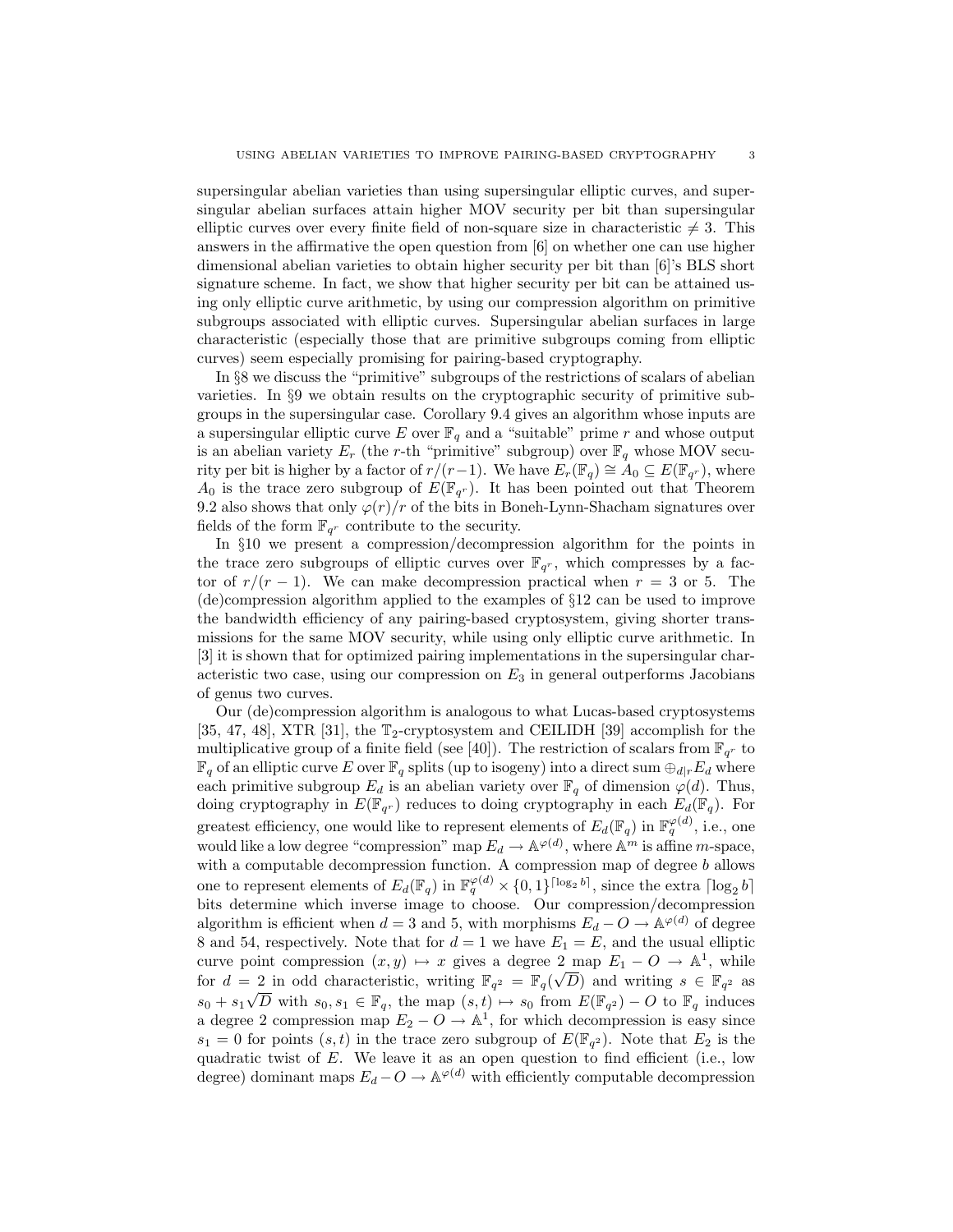supersingular abelian varieties than using supersingular elliptic curves, and supersingular abelian surfaces attain higher MOV security per bit than supersingular elliptic curves over every finite field of non-square size in characteristic $\neq 3$. This answers in the affirmative the open question from [6] on whether one can use higher dimensional abelian varieties to obtain higher security per bit than [6]'s BLS short signature scheme. In fact, we show that higher security per bit can be attained using only elliptic curve arithmetic, by using our compression algorithm on primitive subgroups associated with elliptic curves. Supersingular abelian surfaces in large characteristic (especially those that are primitive subgroups coming from elliptic curves) seem especially promising for pairing-based cryptography.

In §8 we discuss the "primitive" subgroups of the restrictions of scalars of abelian varieties. In §9 we obtain results on the cryptographic security of primitive subgroups in the supersingular case. Corollary 9.4 gives an algorithm whose inputs are a supersingular elliptic curve $E$ over $\mathbb{F}_q$ and a "suitable" prime $r$ and whose output is an abelian variety $E_r$ (the $r$-th "primitive" subgroup) over $\mathbb{F}_q$ whose MOV security per bit is higher by a factor of $r/(r-1)$. We have $E_r(\mathbb{F}_q) \cong A_0 \subseteq E(\mathbb{F}_{q^r})$, where $A_0$ is the trace zero subgroup of $E(\mathbb{F}_{q^r})$. It has been pointed out that Theorem 9.2 also shows that only $\varphi(r)/r$ of the bits in Boneh-Lynn-Shacham signatures over fields of the form $\mathbb{F}_{q^r}$ contribute to the security.

In §10 we present a compression/decompression algorithm for the points in the trace zero subgroups of elliptic curves over $\mathbb{F}_{q^r}$, which compresses by a factor of $r/(r-1)$. We can make decompression practical when $r = 3$ or 5. The (de)compression algorithm applied to the examples of §12 can be used to improve the bandwidth efficiency of any pairing-based cryptosystem, giving shorter transmissions for the same MOV security, while using only elliptic curve arithmetic. In [3] it is shown that for optimized pairing implementations in the supersingular characteristic two case, using our compression on $E_3$ in general outperforms Jacobians of genus two curves.

Our (de)compression algorithm is analogous to what Lucas-based cryptosystems [35, 47, 48], XTR [31], the $\mathbb{T}_2$-cryptosystem and CEILIDH [39] accomplish for the multiplicative group of a finite field (see [40]). The restriction of scalars from $\mathbb{F}_{q^r}$ to $\mathbb{F}_q$ of an elliptic curve $E$ over $\mathbb{F}_q$ splits (up to isogeny) into a direct sum $\oplus_{d|r} E_d$ where each primitive subgroup $E_d$ is an abelian variety over $\mathbb{F}_q$ of dimension $\varphi(d)$. Thus, doing cryptography in $E(\mathbb{F}_{q^r})$ reduces to doing cryptography in each $E_d(\mathbb{F}_q)$. For greatest efficiency, one would like to represent elements of $E_d(\mathbb{F}_q)$ in $\mathbb{F}_q^{\varphi(d)}$, i.e., one would like a low degree "compression" map $E_d \to \mathbb{A}^{\varphi(d)}$, where $\mathbb{A}^m$ is affine $m$-space, with a computable decompression function. A compression map of degree $b$ allows one to represent elements of $E_d(\mathbb{F}_q)$ in $\mathbb{F}_q^{\varphi(d)} \times \{0,1\}^{\lceil \log_2 b \rceil}$, since the extra $\lceil \log_2 b \rceil$ bits determine which inverse image to choose. Our compression/decompression algorithm is efficient when $d = 3$ and 5, with morphisms $E_d - O \to \mathbb{A}^{\varphi(d)}$ of degree 8 and 54, respectively. Note that for $d = 1$ we have $E_1 = E$, and the usual elliptic curve point compression $(x, y) \mapsto x$ gives a degree 2 map $E_1 - O \to \mathbb{A}^1$, while for $d = 2$ in odd characteristic, writing $\mathbb{F}_{q^2} = \mathbb{F}_q(\sqrt{D})$ and writing $s \in \mathbb{F}_{q^2}$ as $s_0 + s_1\sqrt{D}$ with $s_0, s_1 \in \mathbb{F}_q$, the map $(s,t) \mapsto s_0$ from $E(\mathbb{F}_{q^2}) - O$ to $\mathbb{F}_q$ induces a degree 2 compression map $E_2 - O \to \mathbb{A}^1$, for which decompression is easy since $s_1 = 0$ for points $(s,t)$ in the trace zero subgroup of $E(\mathbb{F}_{q^2})$. Note that $E_2$ is the quadratic twist of $E$. We leave it as an open question to find efficient (i.e., low degree) dominant maps $E_d - O \to \mathbb{A}^{\varphi(d)}$ with efficiently computable decompression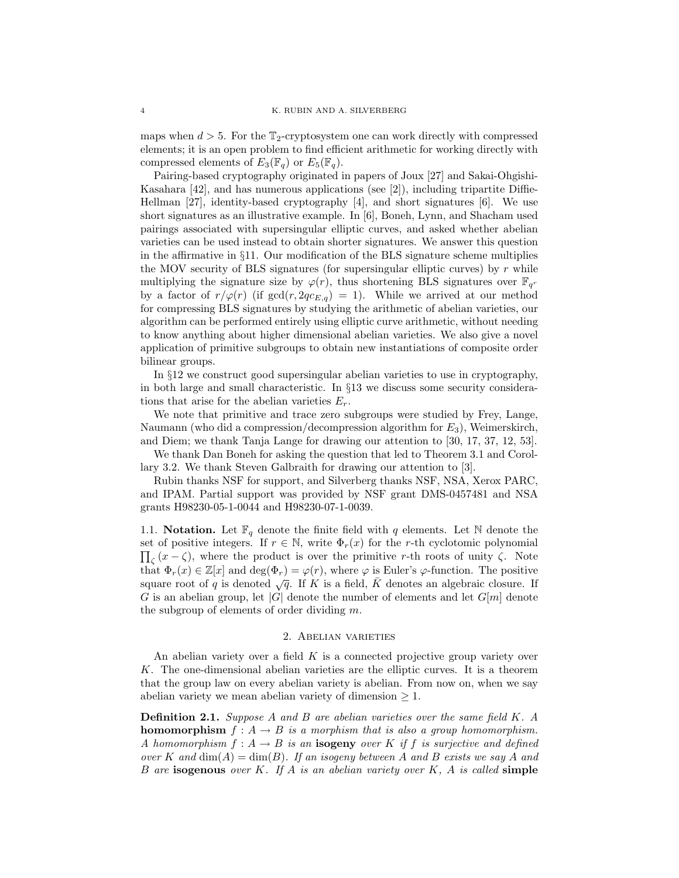maps when $d > 5$. For the $\mathbb{T}_2$-cryptosystem one can work directly with compressed elements; it is an open problem to find efficient arithmetic for working directly with compressed elements of $E_3(\mathbb{F}_q)$ or $E_5(\mathbb{F}_q)$.

Pairing-based cryptography originated in papers of Joux [27] and Sakai-Ohgishi-Kasahara [42], and has numerous applications (see [2]), including tripartite Diffie-Hellman [27], identity-based cryptography [4], and short signatures [6]. We use short signatures as an illustrative example. In [6], Boneh, Lynn, and Shacham used pairings associated with supersingular elliptic curves, and asked whether abelian varieties can be used instead to obtain shorter signatures. We answer this question in the affirmative in §11. Our modification of the BLS signature scheme multiplies the MOV security of BLS signatures (for supersingular elliptic curves) by $r$ while multiplying the signature size by $\varphi(r)$, thus shortening BLS signatures over $\mathbb{F}_{q^r}$ by a factor of $r/\varphi(r)$ (if $\gcd(r, 2qc_{E,q}) = 1$). While we arrived at our method for compressing BLS signatures by studying the arithmetic of abelian varieties, our algorithm can be performed entirely using elliptic curve arithmetic, without needing to know anything about higher dimensional abelian varieties. We also give a novel application of primitive subgroups to obtain new instantiations of composite order bilinear groups.

In §12 we construct good supersingular abelian varieties to use in cryptography, in both large and small characteristic. In §13 we discuss some security considerations that arise for the abelian varieties $E_r$.

We note that primitive and trace zero subgroups were studied by Frey, Lange, Naumann (who did a compression/decompression algorithm for $E_3$), Weimerskirch, and Diem; we thank Tanja Lange for drawing our attention to [30, 17, 37, 12, 53].

We thank Dan Boneh for asking the question that led to Theorem 3.1 and Corollary 3.2. We thank Steven Galbraith for drawing our attention to [3].

Rubin thanks NSF for support, and Silverberg thanks NSF, NSA, Xerox PARC, and IPAM. Partial support was provided by NSF grant DMS-0457481 and NSA grants H98230-05-1-0044 and H98230-07-1-0039.

### 1.1. Notation.

Let $\mathbb{F}_q$ denote the finite field with $q$ elements. Let $\mathbb{N}$ denote the set of positive integers. If $r \in \mathbb{N}$, write $\Phi_r(x)$ for the $r$-th cyclotomic polynomial $\prod_\zeta (x - \zeta)$, where the product is over the primitive $r$-th roots of unity $\zeta$. Note that $\Phi_r(x) \in \mathbb{Z}[x]$ and $\deg(\Phi_r) = \varphi(r)$, where $\varphi$ is Euler's $\varphi$-function. The positive square root of $q$ is denoted $\sqrt{q}$. If $K$ is a field, $\bar{K}$ denotes an algebraic closure. If $G$ is an abelian group, let $|G|$ denote the number of elements and let $G[m]$ denote the subgroup of elements of order dividing $m$.

## 2. Abelian varieties

An abelian variety over a field $K$ is a connected projective group variety over $K$. The one-dimensional abelian varieties are the elliptic curves. It is a theorem that the group law on every abelian variety is abelian. From now on, when we say abelian variety we mean abelian variety of dimension $\geq 1$.

**Definition 2.1.** *Suppose $A$ and $B$ are abelian varieties over the same field $K$. A* **homomorphism** *$f : A \to B$ is a morphism that is also a group homomorphism. A homomorphism $f : A \to B$ is an* **isogeny** *over $K$ if $f$ is surjective and defined over $K$ and $\dim(A) = \dim(B)$. If an isogeny between $A$ and $B$ exists we say $A$ and $B$ are* **isogenous** *over $K$. If $A$ is an abelian variety over $K$, $A$ is called* **simple**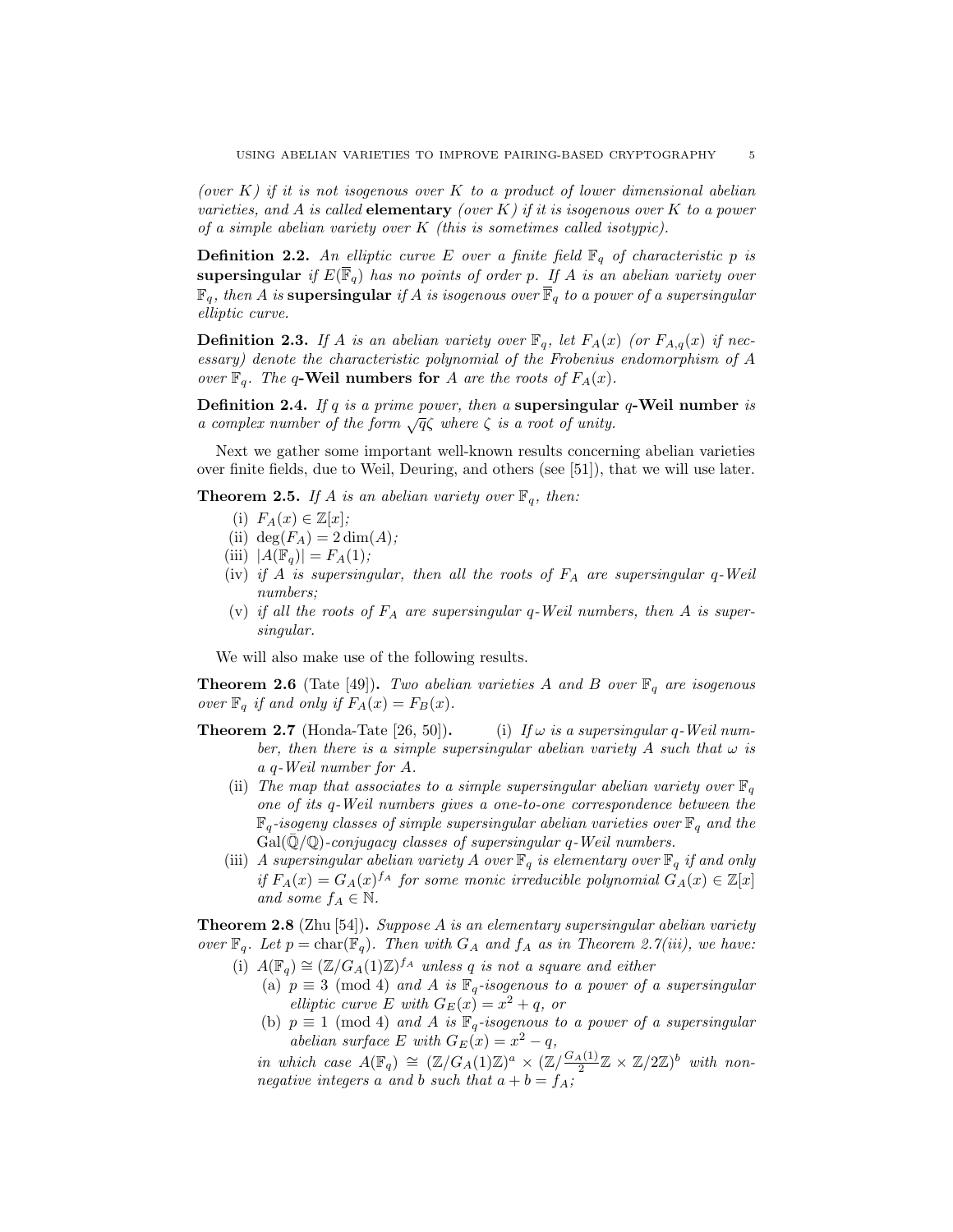*(over $K$) if it is not isogenous over $K$ to a product of lower dimensional abelian varieties, and $A$ is called* **elementary** *(over $K$) if it is isogenous over $K$ to a power of a simple abelian variety over $K$ (this is sometimes called isotypic).*

**Definition 2.2.** *An elliptic curve $E$ over a finite field $\mathbb{F}_q$ of characteristic $p$ is* **supersingular** *if $E(\overline{\mathbb{F}}_q)$ has no points of order $p$. If $A$ is an abelian variety over $\mathbb{F}_q$, then $A$ is* **supersingular** *if $A$ is isogenous over $\overline{\mathbb{F}}_q$ to a power of a supersingular elliptic curve.*

**Definition 2.3.** *If $A$ is an abelian variety over $\mathbb{F}_q$, let $F_A(x)$ (or $F_{A,q}(x)$ if necessary) denote the characteristic polynomial of the Frobenius endomorphism of $A$ over $\mathbb{F}_q$. The* **$q$-Weil numbers for** *$A$ are the roots of $F_A(x)$.*

**Definition 2.4.** *If $q$ is a prime power, then a* **supersingular $q$-Weil number** *is a complex number of the form $\sqrt{q}\zeta$ where $\zeta$ is a root of unity.*

Next we gather some important well-known results concerning abelian varieties over finite fields, due to Weil, Deuring, and others (see [51]), that we will use later.

**Theorem 2.5.** *If $A$ is an abelian variety over $\mathbb{F}_q$, then:*

- (i) *$F_A(x) \in \mathbb{Z}[x]$;*
- (ii) *$\deg(F_A) = 2\dim(A)$;*
- (iii) *$|A(\mathbb{F}_q)| = F_A(1)$;*
- (iv) *if $A$ is supersingular, then all the roots of $F_A$ are supersingular $q$-Weil numbers;*
- (v) *if all the roots of $F_A$ are supersingular $q$-Weil numbers, then $A$ is supersingular.*

We will also make use of the following results.

**Theorem 2.6** (Tate [49])**.** *Two abelian varieties $A$ and $B$ over $\mathbb{F}_q$ are isogenous over $\mathbb{F}_q$ if and only if $F_A(x) = F_B(x)$.*

**Theorem 2.7** (Honda-Tate [26, 50])**.**

- (i) *If $\omega$ is a supersingular $q$-Weil number, then there is a simple supersingular abelian variety $A$ such that $\omega$ is a $q$-Weil number for $A$.*
- (ii) *The map that associates to a simple supersingular abelian variety over $\mathbb{F}_q$ one of its $q$-Weil numbers gives a one-to-one correspondence between the $\mathbb{F}_q$-isogeny classes of simple supersingular abelian varieties over $\mathbb{F}_q$ and the $\mathrm{Gal}(\bar{\mathbb{Q}}/\mathbb{Q})$-conjugacy classes of supersingular $q$-Weil numbers.*
- (iii) *A supersingular abelian variety $A$ over $\mathbb{F}_q$ is elementary over $\mathbb{F}_q$ if and only if $F_A(x) = G_A(x)^{f_A}$ for some monic irreducible polynomial $G_A(x) \in \mathbb{Z}[x]$ and some $f_A \in \mathbb{N}$.*

**Theorem 2.8** (Zhu [54])**.** *Suppose $A$ is an elementary supersingular abelian variety over $\mathbb{F}_q$. Let $p = \mathrm{char}(\mathbb{F}_q)$. Then with $G_A$ and $f_A$ as in Theorem 2.7(iii), we have:*

- (i) *$A(\mathbb{F}_q) \cong (\mathbb{Z}/G_A(1)\mathbb{Z})^{f_A}$ unless $q$ is not a square and either*
  - (a) *$p \equiv 3 \pmod 4$ and $A$ is $\mathbb{F}_q$-isogenous to a power of a supersingular elliptic curve $E$ with $G_E(x) = x^2 + q$, or*
  - (b) *$p \equiv 1 \pmod 4$ and $A$ is $\mathbb{F}_q$-isogenous to a power of a supersingular abelian surface $E$ with $G_E(x) = x^2 - q$,*

  *in which case $A(\mathbb{F}_q) \cong (\mathbb{Z}/G_A(1)\mathbb{Z})^a \times (\mathbb{Z}/\frac{G_A(1)}{2}\mathbb{Z} \times \mathbb{Z}/2\mathbb{Z})^b$ with non-negative integers $a$ and $b$ such that $a + b = f_A$;*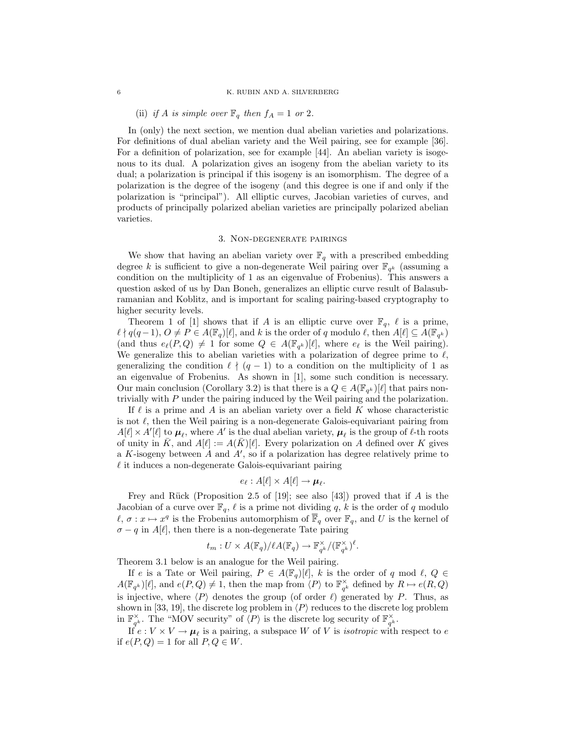(ii) *if $A$ is simple over $\mathbb{F}_q$ then $f_A = 1$ or $2$.*

In (only) the next section, we mention dual abelian varieties and polarizations. For definitions of dual abelian variety and the Weil pairing, see for example [36]. For a definition of polarization, see for example [44]. An abelian variety is isogenous to its dual. A polarization gives an isogeny from the abelian variety to its dual; a polarization is principal if this isogeny is an isomorphism. The degree of a polarization is the degree of the isogeny (and this degree is one if and only if the polarization is "principal"). All elliptic curves, Jacobian varieties of curves, and products of principally polarized abelian varieties are principally polarized abelian varieties.

## 3. Non-degenerate pairings

We show that having an abelian variety over $\mathbb{F}_q$ with a prescribed embedding degree $k$ is sufficient to give a non-degenerate Weil pairing over $\mathbb{F}_{q^k}$ (assuming a condition on the multiplicity of 1 as an eigenvalue of Frobenius). This answers a question asked of us by Dan Boneh, generalizes an elliptic curve result of Balasubramanian and Koblitz, and is important for scaling pairing-based cryptography to higher security levels.

Theorem 1 of [1] shows that if $A$ is an elliptic curve over $\mathbb{F}_q$, $\ell$ is a prime, $\ell \nmid q(q-1)$, $O \neq P \in A(\mathbb{F}_q)[\ell]$, and $k$ is the order of $q$ modulo $\ell$, then $A[\ell] \subseteq A(\mathbb{F}_{q^k})$ (and thus $e_\ell(P, Q) \neq 1$ for some $Q \in A(\mathbb{F}_{q^k})[\ell]$, where $e_\ell$ is the Weil pairing). We generalize this to abelian varieties with a polarization of degree prime to $\ell$, generalizing the condition $\ell \nmid (q-1)$ to a condition on the multiplicity of 1 as an eigenvalue of Frobenius. As shown in [1], some such condition is necessary. Our main conclusion (Corollary 3.2) is that there is a $Q \in A(\mathbb{F}_{q^k})[\ell]$ that pairs non-trivially with $P$ under the pairing induced by the Weil pairing and the polarization.

If $\ell$ is a prime and $A$ is an abelian variety over a field $K$ whose characteristic is not $\ell$, then the Weil pairing is a non-degenerate Galois-equivariant pairing from $A[\ell] \times A'[\ell]$ to $\boldsymbol{\mu}_\ell$, where $A'$ is the dual abelian variety, $\boldsymbol{\mu}_\ell$ is the group of $\ell$-th roots of unity in $\bar{K}$, and $A[\ell] := A(\bar{K})[\ell]$. Every polarization on $A$ defined over $K$ gives a $K$-isogeny between $A$ and $A'$, so if a polarization has degree relatively prime to $\ell$ it induces a non-degenerate Galois-equivariant pairing

$$e_\ell : A[\ell] \times A[\ell] \to \boldsymbol{\mu}_\ell.$$

Frey and Rück (Proposition 2.5 of [19]; see also [43]) proved that if $A$ is the Jacobian of a curve over $\mathbb{F}_q$, $\ell$ is a prime not dividing $q$, $k$ is the order of $q$ modulo $\ell$, $\sigma : x \mapsto x^q$ is the Frobenius automorphism of $\overline{\mathbb{F}}_q$ over $\mathbb{F}_q$, and $U$ is the kernel of $\sigma - q$ in $A[\ell]$, then there is a non-degenerate Tate pairing

$$t_m : U \times A(\mathbb{F}_q)/\ell A(\mathbb{F}_q) \to \mathbb{F}_{q^k}^\times/(\mathbb{F}_{q^k}^\times)^\ell.$$

Theorem 3.1 below is an analogue for the Weil pairing.

If $e$ is a Tate or Weil pairing, $P \in A(\mathbb{F}_q)[\ell]$, $k$ is the order of $q$ mod $\ell$, $Q \in A(\mathbb{F}_{q^k})[\ell]$, and $e(P, Q) \neq 1$, then the map from $\langle P \rangle$ to $\mathbb{F}_{q^k}^\times$ defined by $R \mapsto e(R, Q)$ is injective, where $\langle P \rangle$ denotes the group (of order $\ell$) generated by $P$. Thus, as shown in [33, 19], the discrete log problem in $\langle P \rangle$ reduces to the discrete log problem in $\mathbb{F}_{q^k}^\times$. The "MOV security" of $\langle P \rangle$ is the discrete log security of $\mathbb{F}_{q^k}^\times$.

If $e : V \times V \to \boldsymbol{\mu}_\ell$ is a pairing, a subspace $W$ of $V$ is *isotropic* with respect to $e$ if $e(P, Q) = 1$ for all $P, Q \in W$.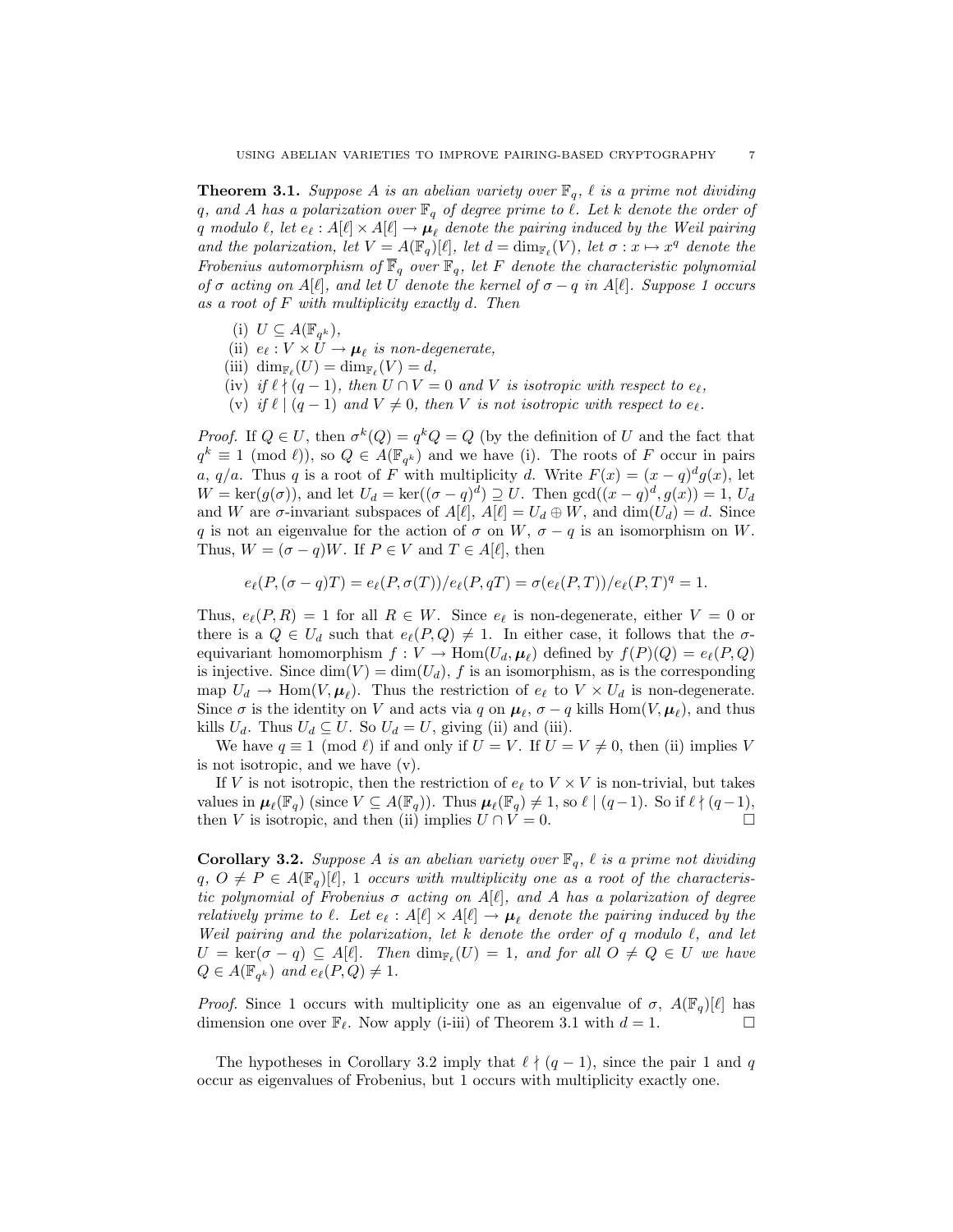**Theorem 3.1.** *Suppose $A$ is an abelian variety over $\mathbb{F}_q$, $\ell$ is a prime not dividing $q$, and $A$ has a polarization over $\mathbb{F}_q$ of degree prime to $\ell$. Let $k$ denote the order of $q$ modulo $\ell$, let $e_\ell : A[\ell] \times A[\ell] \to \boldsymbol{\mu}_\ell$ denote the pairing induced by the Weil pairing and the polarization, let $V = A(\mathbb{F}_q)[\ell]$, let $d = \dim_{\mathbb{F}_\ell}(V)$, let $\sigma : x \mapsto x^q$ denote the Frobenius automorphism of $\overline{\mathbb{F}}_q$ over $\mathbb{F}_q$, let $F$ denote the characteristic polynomial of $\sigma$ acting on $A[\ell]$, and let $U$ denote the kernel of $\sigma - q$ in $A[\ell]$. Suppose 1 occurs as a root of $F$ with multiplicity exactly $d$. Then*

(i) *$U \subseteq A(\mathbb{F}_{q^k})$,*

(ii) *$e_\ell : V \times U \to \boldsymbol{\mu}_\ell$ is non-degenerate,*

(iii) *$\dim_{\mathbb{F}_\ell}(U) = \dim_{\mathbb{F}_\ell}(V) = d$,*

(iv) *if $\ell \nmid (q-1)$, then $U \cap V = 0$ and $V$ is isotropic with respect to $e_\ell$,*

(v) *if $\ell \mid (q-1)$ and $V \neq 0$, then $V$ is not isotropic with respect to $e_\ell$.*

*Proof.* If $Q \in U$, then $\sigma^k(Q) = q^k Q = Q$ (by the definition of $U$ and the fact that $q^k \equiv 1 \pmod{\ell}$), so $Q \in A(\mathbb{F}_{q^k})$ and we have (i). The roots of $F$ occur in pairs $a$, $q/a$. Thus $q$ is a root of $F$ with multiplicity $d$. Write $F(x) = (x-q)^d g(x)$, let $W = \ker(g(\sigma))$, and let $U_d = \ker((\sigma - q)^d) \supseteq U$. Then $\gcd((x-q)^d, g(x)) = 1$, $U_d$ and $W$ are $\sigma$-invariant subspaces of $A[\ell]$, $A[\ell] = U_d \oplus W$, and $\dim(U_d) = d$. Since $q$ is not an eigenvalue for the action of $\sigma$ on $W$, $\sigma - q$ is an isomorphism on $W$. Thus, $W = (\sigma - q)W$. If $P \in V$ and $T \in A[\ell]$, then

$$e_\ell(P, (\sigma - q)T) = e_\ell(P, \sigma(T))/e_\ell(P, qT) = \sigma(e_\ell(P,T))/e_\ell(P,T)^q = 1.$$

Thus, $e_\ell(P, R) = 1$ for all $R \in W$. Since $e_\ell$ is non-degenerate, either $V = 0$ or there is a $Q \in U_d$ such that $e_\ell(P, Q) \neq 1$. In either case, it follows that the $\sigma$-equivariant homomorphism $f : V \to \mathrm{Hom}(U_d, \boldsymbol{\mu}_\ell)$ defined by $f(P)(Q) = e_\ell(P,Q)$ is injective. Since $\dim(V) = \dim(U_d)$, $f$ is an isomorphism, as is the corresponding map $U_d \to \mathrm{Hom}(V, \boldsymbol{\mu}_\ell)$. Thus the restriction of $e_\ell$ to $V \times U_d$ is non-degenerate. Since $\sigma$ is the identity on $V$ and acts via $q$ on $\boldsymbol{\mu}_\ell$, $\sigma - q$ kills $\mathrm{Hom}(V, \boldsymbol{\mu}_\ell)$, and thus kills $U_d$. Thus $U_d \subseteq U$. So $U_d = U$, giving (ii) and (iii).

We have $q \equiv 1 \pmod{\ell}$ if and only if $U = V$. If $U = V \neq 0$, then (ii) implies $V$ is not isotropic, and we have (v).

If $V$ is not isotropic, then the restriction of $e_\ell$ to $V \times V$ is non-trivial, but takes values in $\boldsymbol{\mu}_\ell(\mathbb{F}_q)$ (since $V \subseteq A(\mathbb{F}_q)$). Thus $\boldsymbol{\mu}_\ell(\mathbb{F}_q) \neq 1$, so $\ell \mid (q-1)$. So if $\ell \nmid (q-1)$, then $V$ is isotropic, and then (ii) implies $U \cap V = 0$. □

**Corollary 3.2.** *Suppose $A$ is an abelian variety over $\mathbb{F}_q$, $\ell$ is a prime not dividing $q$, $O \neq P \in A(\mathbb{F}_q)[\ell]$, 1 occurs with multiplicity one as a root of the characteristic polynomial of Frobenius $\sigma$ acting on $A[\ell]$, and $A$ has a polarization of degree relatively prime to $\ell$. Let $e_\ell : A[\ell] \times A[\ell] \to \boldsymbol{\mu}_\ell$ denote the pairing induced by the Weil pairing and the polarization, let $k$ denote the order of $q$ modulo $\ell$, and let $U = \ker(\sigma - q) \subseteq A[\ell]$. Then $\dim_{\mathbb{F}_\ell}(U) = 1$, and for all $O \neq Q \in U$ we have $Q \in A(\mathbb{F}_{q^k})$ and $e_\ell(P,Q) \neq 1$.*

*Proof.* Since 1 occurs with multiplicity one as an eigenvalue of $\sigma$, $A(\mathbb{F}_q)[\ell]$ has dimension one over $\mathbb{F}_\ell$. Now apply (i-iii) of Theorem 3.1 with $d = 1$. □

The hypotheses in Corollary 3.2 imply that $\ell \nmid (q-1)$, since the pair 1 and $q$ occur as eigenvalues of Frobenius, but 1 occurs with multiplicity exactly one.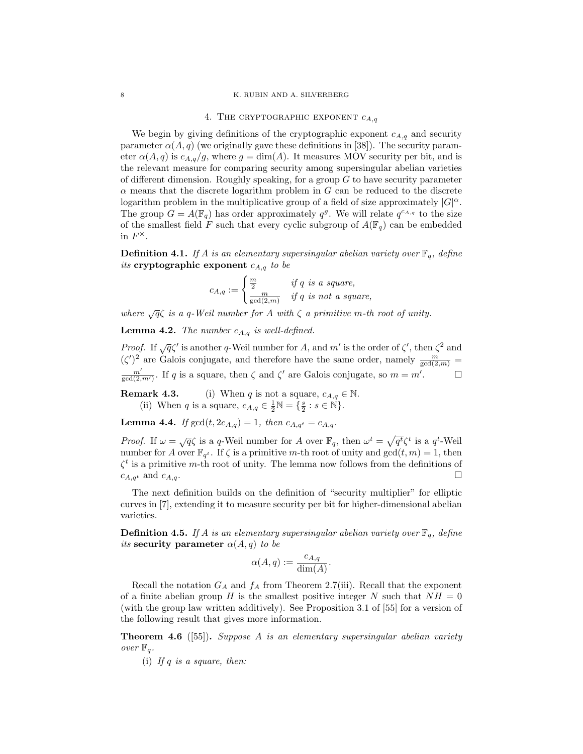## 4. The cryptographic exponent $c_{A,q}$

We begin by giving definitions of the cryptographic exponent $c_{A,q}$ and security parameter $\alpha(A,q)$ (we originally gave these definitions in [38]). The security parameter $\alpha(A,q)$ is $c_{A,q}/g$, where $g = \dim(A)$. It measures MOV security per bit, and is the relevant measure for comparing security among supersingular abelian varieties of different dimension. Roughly speaking, for a group $G$ to have security parameter $\alpha$ means that the discrete logarithm problem in $G$ can be reduced to the discrete logarithm problem in the multiplicative group of a field of size approximately $|G|^\alpha$. The group $G = A(\mathbb{F}_q)$ has order approximately $q^g$. We will relate $q^{c_{A,q}}$ to the size of the smallest field $F$ such that every cyclic subgroup of $A(\mathbb{F}_q)$ can be embedded in $F^\times$.

**Definition 4.1.** *If $A$ is an elementary supersingular abelian variety over $\mathbb{F}_q$, define its* **cryptographic exponent** *$c_{A,q}$ to be*

$$c_{A,q} := \begin{cases} \frac{m}{2} & \text{if } q \text{ is a square,} \\ \frac{m}{\gcd(2,m)} & \text{if } q \text{ is not a square,} \end{cases}$$

*where $\sqrt{q}\zeta$ is a $q$-Weil number for $A$ with $\zeta$ a primitive $m$-th root of unity.*

**Lemma 4.2.** *The number $c_{A,q}$ is well-defined.*

*Proof.* If $\sqrt{q}\zeta'$ is another $q$-Weil number for $A$, and $m'$ is the order of $\zeta'$, then $\zeta^2$ and $(\zeta')^2$ are Galois conjugate, and therefore have the same order, namely $\frac{m}{\gcd(2,m)} = \frac{m'}{\gcd(2,m')}$. If $q$ is a square, then $\zeta$ and $\zeta'$ are Galois conjugate, so $m = m'$. $\square$

**Remark 4.3.** (i) When $q$ is not a square, $c_{A,q} \in \mathbb{N}$.

(ii) When $q$ is a square, $c_{A,q} \in \frac{1}{2}\mathbb{N} = \{\frac{s}{2} : s \in \mathbb{N}\}$.

**Lemma 4.4.** *If $\gcd(t, 2c_{A,q}) = 1$, then $c_{A,q^t} = c_{A,q}$.*

*Proof.* If $\omega = \sqrt{q}\zeta$ is a $q$-Weil number for $A$ over $\mathbb{F}_q$, then $\omega^t = \sqrt{q^t}\zeta^t$ is a $q^t$-Weil number for $A$ over $\mathbb{F}_{q^t}$. If $\zeta$ is a primitive $m$-th root of unity and $\gcd(t,m) = 1$, then $\zeta^t$ is a primitive $m$-th root of unity. The lemma now follows from the definitions of $c_{A,q^t}$ and $c_{A,q}$. $\square$

The next definition builds on the definition of "security multiplier" for elliptic curves in [7], extending it to measure security per bit for higher-dimensional abelian varieties.

**Definition 4.5.** *If $A$ is an elementary supersingular abelian variety over $\mathbb{F}_q$, define its* **security parameter** *$\alpha(A,q)$ to be*

$$\alpha(A,q) := \frac{c_{A,q}}{\dim(A)}.$$

Recall the notation $G_A$ and $f_A$ from Theorem 2.7(iii). Recall that the exponent of a finite abelian group $H$ is the smallest positive integer $N$ such that $NH = 0$ (with the group law written additively). See Proposition 3.1 of [55] for a version of the following result that gives more information.

**Theorem 4.6** ([55]). *Suppose $A$ is an elementary supersingular abelian variety over $\mathbb{F}_q$.*

(i) *If $q$ is a square, then:*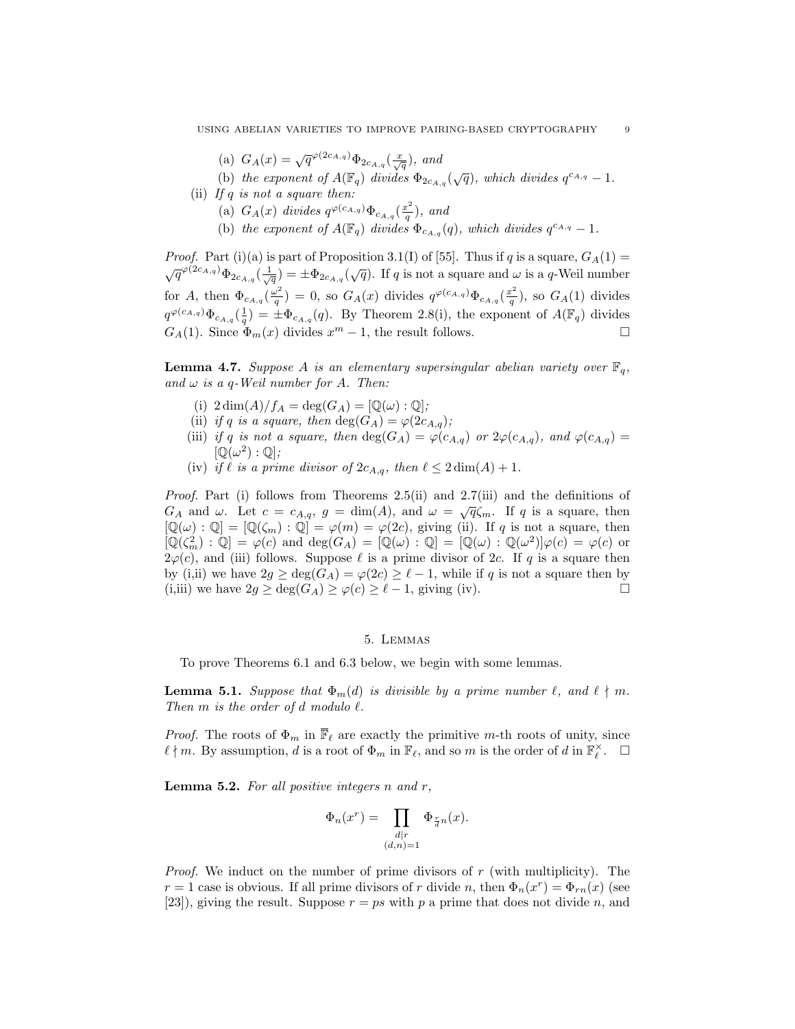(a) $G_A(x) = \sqrt{q}^{\varphi(2c_{A,q})}\Phi_{2c_{A,q}}(\frac{x}{\sqrt{q}})$, *and*

(b) *the exponent of* $A(\mathbb{F}_q)$ *divides* $\Phi_{2c_{A,q}}(\sqrt{q})$, *which divides* $q^{c_{A,q}} - 1$.

(ii) *If* $q$ *is not a square then:*

(a) $G_A(x)$ *divides* $q^{\varphi(c_{A,q})}\Phi_{c_{A,q}}(\frac{x^2}{q})$, *and*

(b) *the exponent of* $A(\mathbb{F}_q)$ *divides* $\Phi_{c_{A,q}}(q)$, *which divides* $q^{c_{A,q}} - 1$.

*Proof.* Part (i)(a) is part of Proposition 3.1(I) of [55]. Thus if $q$ is a square, $G_A(1) = \sqrt{q}^{\varphi(2c_{A,q})}\Phi_{2c_{A,q}}(\frac{1}{\sqrt{q}}) = \pm\Phi_{2c_{A,q}}(\sqrt{q})$. If $q$ is not a square and $\omega$ is a $q$-Weil number for $A$, then $\Phi_{c_{A,q}}(\frac{\omega^2}{q}) = 0$, so $G_A(x)$ divides $q^{\varphi(c_{A,q})}\Phi_{c_{A,q}}(\frac{x^2}{q})$, so $G_A(1)$ divides $q^{\varphi(c_{A,q})}\Phi_{c_{A,q}}(\frac{1}{q}) = \pm\Phi_{c_{A,q}}(q)$. By Theorem 2.8(i), the exponent of $A(\mathbb{F}_q)$ divides $G_A(1)$. Since $\Phi_m(x)$ divides $x^m - 1$, the result follows. $\square$

**Lemma 4.7.** *Suppose* $A$ *is an elementary supersingular abelian variety over* $\mathbb{F}_q$, *and* $\omega$ *is a* $q$*-Weil number for* $A$. *Then:*

(i) $2\dim(A)/f_A = \deg(G_A) = [\mathbb{Q}(\omega) : \mathbb{Q}]$;

(ii) *if* $q$ *is a square, then* $\deg(G_A) = \varphi(2c_{A,q})$;

(iii) *if* $q$ *is not a square, then* $\deg(G_A) = \varphi(c_{A,q})$ *or* $2\varphi(c_{A,q})$, *and* $\varphi(c_{A,q}) = [\mathbb{Q}(\omega^2) : \mathbb{Q}]$;

(iv) *if* $\ell$ *is a prime divisor of* $2c_{A,q}$, *then* $\ell \leq 2\dim(A) + 1$.

*Proof.* Part (i) follows from Theorems 2.5(ii) and 2.7(iii) and the definitions of $G_A$ and $\omega$. Let $c = c_{A,q}$, $g = \dim(A)$, and $\omega = \sqrt{q}\zeta_m$. If $q$ is a square, then $[\mathbb{Q}(\omega) : \mathbb{Q}] = [\mathbb{Q}(\zeta_m) : \mathbb{Q}] = \varphi(m) = \varphi(2c)$, giving (ii). If $q$ is not a square, then $[\mathbb{Q}(\zeta_m^2) : \mathbb{Q}] = \varphi(c)$ and $\deg(G_A) = [\mathbb{Q}(\omega) : \mathbb{Q}] = [\mathbb{Q}(\omega) : \mathbb{Q}(\omega^2)]\varphi(c) = \varphi(c)$ or $2\varphi(c)$, and (iii) follows. Suppose $\ell$ is a prime divisor of $2c$. If $q$ is a square then by (i,ii) we have $2g \geq \deg(G_A) = \varphi(2c) \geq \ell - 1$, while if $q$ is not a square then by (i,iii) we have $2g \geq \deg(G_A) \geq \varphi(c) \geq \ell - 1$, giving (iv). $\square$

## 5. Lemmas

To prove Theorems 6.1 and 6.3 below, we begin with some lemmas.

**Lemma 5.1.** *Suppose that* $\Phi_m(d)$ *is divisible by a prime number* $\ell$, *and* $\ell \nmid m$. *Then* $m$ *is the order of* $d$ *modulo* $\ell$.

*Proof.* The roots of $\Phi_m$ in $\overline{\mathbb{F}}_\ell$ are exactly the primitive $m$-th roots of unity, since $\ell \nmid m$. By assumption, $d$ is a root of $\Phi_m$ in $\mathbb{F}_\ell$, and so $m$ is the order of $d$ in $\mathbb{F}_\ell^\times$. $\square$

**Lemma 5.2.** *For all positive integers* $n$ *and* $r$,

$$\Phi_n(x^r) = \prod_{\substack{d|r \\ (d,n)=1}} \Phi_{\frac{r}{d}n}(x).$$

*Proof.* We induct on the number of prime divisors of $r$ (with multiplicity). The $r = 1$ case is obvious. If all prime divisors of $r$ divide $n$, then $\Phi_n(x^r) = \Phi_{rn}(x)$ (see [23]), giving the result. Suppose $r = ps$ with $p$ a prime that does not divide $n$, and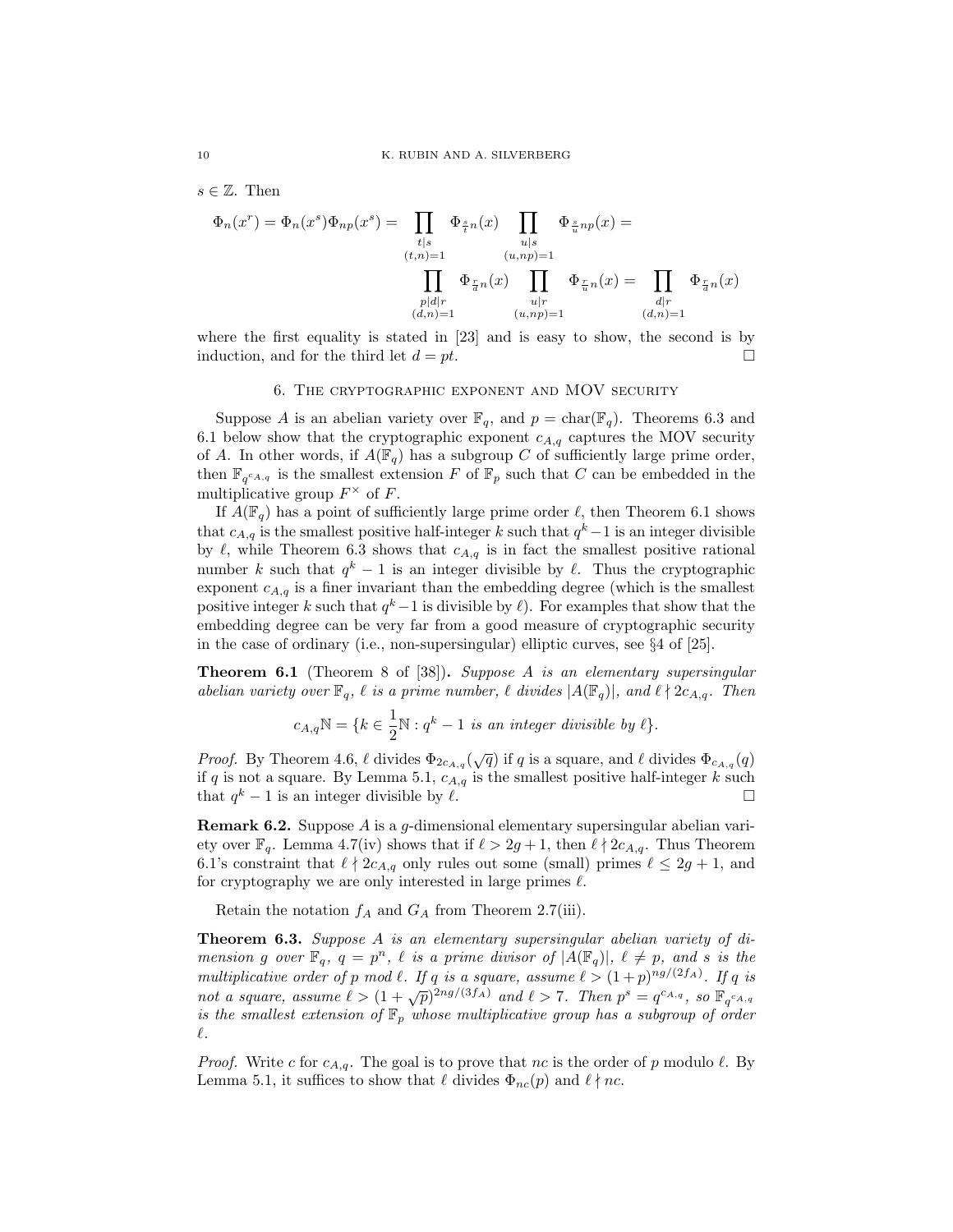$s \in \mathbb{Z}$. Then

$$\Phi_n(x^r) = \Phi_n(x^s)\Phi_{np}(x^s) = \prod_{\substack{t|s \\ (t,n)=1}} \Phi_{\frac{s}{t}n}(x) \prod_{\substack{u|s \\ (u,np)=1}} \Phi_{\frac{s}{u}np}(x) =$$

$$\prod_{\substack{p|d|r \\ (d,n)=1}} \Phi_{\frac{r}{d}n}(x) \prod_{\substack{u|r \\ (u,np)=1}} \Phi_{\frac{r}{u}n}(x) = \prod_{\substack{d|r \\ (d,n)=1}} \Phi_{\frac{r}{d}n}(x)$$

where the first equality is stated in [23] and is easy to show, the second is by induction, and for the third let $d = pt$. □

## 6. The cryptographic exponent and MOV security

Suppose $A$ is an abelian variety over $\mathbb{F}_q$, and $p = \mathrm{char}(\mathbb{F}_q)$. Theorems 6.3 and 6.1 below show that the cryptographic exponent $c_{A,q}$ captures the MOV security of $A$. In other words, if $A(\mathbb{F}_q)$ has a subgroup $C$ of sufficiently large prime order, then $\mathbb{F}_{q^{c_{A,q}}}$ is the smallest extension $F$ of $\mathbb{F}_p$ such that $C$ can be embedded in the multiplicative group $F^\times$ of $F$.

If $A(\mathbb{F}_q)$ has a point of sufficiently large prime order $\ell$, then Theorem 6.1 shows that $c_{A,q}$ is the smallest positive half-integer $k$ such that $q^k - 1$ is an integer divisible by $\ell$, while Theorem 6.3 shows that $c_{A,q}$ is in fact the smallest positive rational number $k$ such that $q^k - 1$ is an integer divisible by $\ell$. Thus the cryptographic exponent $c_{A,q}$ is a finer invariant than the embedding degree (which is the smallest positive integer $k$ such that $q^k - 1$ is divisible by $\ell$). For examples that show that the embedding degree can be very far from a good measure of cryptographic security in the case of ordinary (i.e., non-supersingular) elliptic curves, see §4 of [25].

**Theorem 6.1** (Theorem 8 of [38]). *Suppose $A$ is an elementary supersingular abelian variety over $\mathbb{F}_q$, $\ell$ is a prime number, $\ell$ divides $|A(\mathbb{F}_q)|$, and $\ell \nmid 2c_{A,q}$. Then*

$$c_{A,q}\mathbb{N} = \{k \in \frac{1}{2}\mathbb{N} : q^k - 1 \text{ is an integer divisible by } \ell\}.$$

*Proof.* By Theorem 4.6, $\ell$ divides $\Phi_{2c_{A,q}}(\sqrt{q})$ if $q$ is a square, and $\ell$ divides $\Phi_{c_{A,q}}(q)$ if $q$ is not a square. By Lemma 5.1, $c_{A,q}$ is the smallest positive half-integer $k$ such that $q^k - 1$ is an integer divisible by $\ell$. □

**Remark 6.2.** Suppose $A$ is a $g$-dimensional elementary supersingular abelian variety over $\mathbb{F}_q$. Lemma 4.7(iv) shows that if $\ell > 2g+1$, then $\ell \nmid 2c_{A,q}$. Thus Theorem 6.1's constraint that $\ell \nmid 2c_{A,q}$ only rules out some (small) primes $\ell \leq 2g+1$, and for cryptography we are only interested in large primes $\ell$.

Retain the notation $f_A$ and $G_A$ from Theorem 2.7(iii).

**Theorem 6.3.** *Suppose $A$ is an elementary supersingular abelian variety of dimension $g$ over $\mathbb{F}_q$, $q = p^n$, $\ell$ is a prime divisor of $|A(\mathbb{F}_q)|$, $\ell \neq p$, and $s$ is the multiplicative order of $p$ mod $\ell$. If $q$ is a square, assume $\ell > (1+p)^{ng/(2f_A)}$. If $q$ is not a square, assume $\ell > (1+\sqrt{p})^{2ng/(3f_A)}$ and $\ell > 7$. Then $p^s = q^{c_{A,q}}$, so $\mathbb{F}_{q^{c_{A,q}}}$ is the smallest extension of $\mathbb{F}_p$ whose multiplicative group has a subgroup of order $\ell$.*

*Proof.* Write $c$ for $c_{A,q}$. The goal is to prove that $nc$ is the order of $p$ modulo $\ell$. By Lemma 5.1, it suffices to show that $\ell$ divides $\Phi_{nc}(p)$ and $\ell \nmid nc$.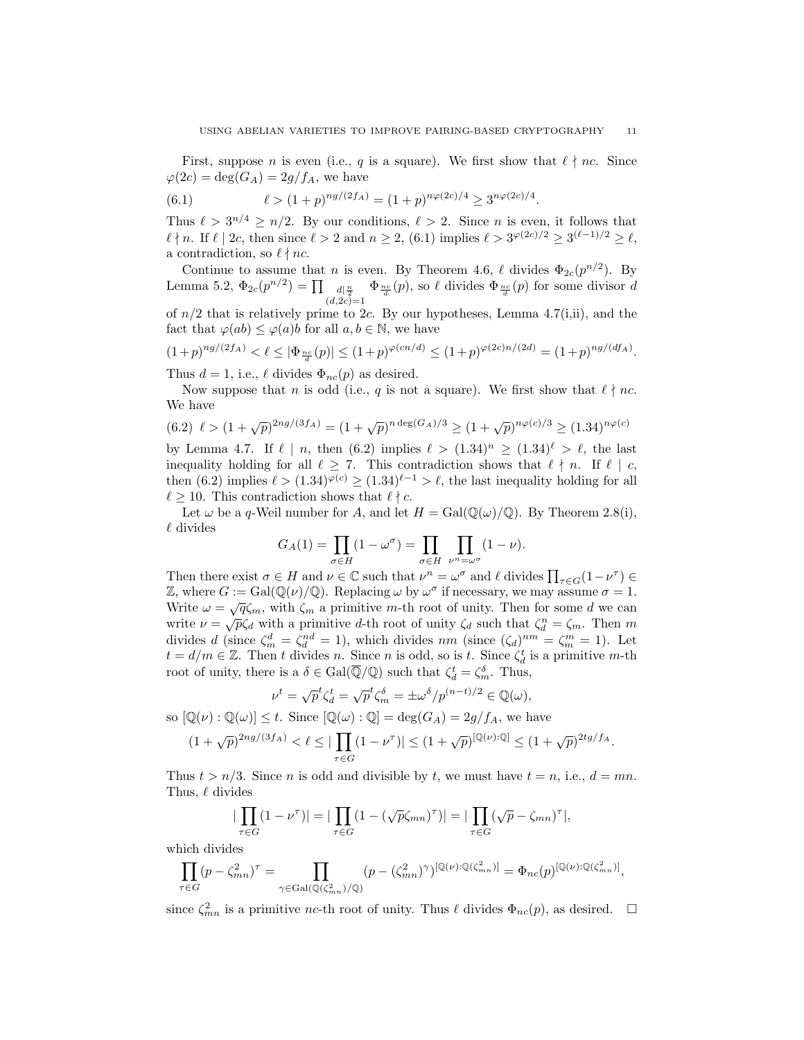First, suppose $n$ is even (i.e., $q$ is a square). We first show that $\ell \nmid nc$. Since $\varphi(2c) = \deg(G_A) = 2g/f_A$, we have

$$\ell > (1+p)^{ng/(2f_A)} = (1+p)^{n\varphi(2c)/4} \geq 3^{n\varphi(2c)/4}. \tag{6.1}$$

Thus $\ell > 3^{n/4} \geq n/2$. By our conditions, $\ell > 2$. Since $n$ is even, it follows that $\ell \nmid n$. If $\ell \mid 2c$, then since $\ell > 2$ and $n \geq 2$, (6.1) implies $\ell > 3^{\varphi(2c)/2} \geq 3^{(\ell-1)/2} \geq \ell$, a contradiction, so $\ell \nmid nc$.

Continue to assume that $n$ is even. By Theorem 4.6, $\ell$ divides $\Phi_{2c}(p^{n/2})$. By Lemma 5.2, $\Phi_{2c}(p^{n/2}) = \prod_{\substack{d \mid \frac{n}{2} \\ (d,2c)=1}} \Phi_{\frac{nc}{d}}(p)$, so $\ell$ divides $\Phi_{\frac{nc}{d}}(p)$ for some divisor $d$ of $n/2$ that is relatively prime to $2c$. By our hypotheses, Lemma 4.7(i,ii), and the fact that $\varphi(ab) \leq \varphi(a)b$ for all $a, b \in \mathbb{N}$, we have

$$(1+p)^{ng/(2f_A)} < \ell \leq |\Phi_{\frac{nc}{d}}(p)| \leq (1+p)^{\varphi(cn/d)} \leq (1+p)^{\varphi(2c)n/(2d)} = (1+p)^{ng/(df_A)}.$$

Thus $d = 1$, i.e., $\ell$ divides $\Phi_{nc}(p)$ as desired.

Now suppose that $n$ is odd (i.e., $q$ is not a square). We first show that $\ell \nmid nc$. We have

$$\ell > (1+\sqrt{p})^{2ng/(3f_A)} = (1+\sqrt{p})^{n\deg(G_A)/3} \geq (1+\sqrt{p})^{n\varphi(c)/3} \geq (1.34)^{n\varphi(c)} \tag{6.2}$$

by Lemma 4.7. If $\ell \mid n$, then (6.2) implies $\ell > (1.34)^n \geq (1.34)^\ell > \ell$, the last inequality holding for all $\ell \geq 7$. This contradiction shows that $\ell \nmid n$. If $\ell \mid c$, then (6.2) implies $\ell > (1.34)^{\varphi(c)} \geq (1.34)^{\ell-1} > \ell$, the last inequality holding for all $\ell \geq 10$. This contradiction shows that $\ell \nmid c$.

Let $\omega$ be a $q$-Weil number for $A$, and let $H = \mathrm{Gal}(\mathbb{Q}(\omega)/\mathbb{Q})$. By Theorem 2.8(i), $\ell$ divides

$$G_A(1) = \prod_{\sigma \in H}(1-\omega^\sigma) = \prod_{\sigma \in H}\prod_{\nu^n = \omega^\sigma}(1-\nu).$$

Then there exist $\sigma \in H$ and $\nu \in \mathbb{C}$ such that $\nu^n = \omega^\sigma$ and $\ell$ divides $\prod_{\tau \in G}(1-\nu^\tau) \in \mathbb{Z}$, where $G := \mathrm{Gal}(\mathbb{Q}(\nu)/\mathbb{Q})$. Replacing $\omega$ by $\omega^\sigma$ if necessary, we may assume $\sigma = 1$. Write $\omega = \sqrt{q}\zeta_m$, with $\zeta_m$ a primitive $m$-th root of unity. Then for some $d$ we can write $\nu = \sqrt{p}\zeta_d$ with a primitive $d$-th root of unity $\zeta_d$ such that $\zeta_d^n = \zeta_m$. Then $m$ divides $d$ (since $\zeta_m^d = \zeta_d^{nd} = 1$), which divides $nm$ (since $(\zeta_d)^{nm} = \zeta_m^m = 1$). Let $t = d/m \in \mathbb{Z}$. Then $t$ divides $n$. Since $n$ is odd, so is $t$. Since $\zeta_d^t$ is a primitive $m$-th root of unity, there is a $\delta \in \mathrm{Gal}(\overline{\mathbb{Q}}/\mathbb{Q})$ such that $\zeta_d^t = \zeta_m^\delta$. Thus,

$$\nu^t = \sqrt{p}^t\zeta_d^t = \sqrt{p}^t\zeta_m^\delta = \pm\omega^\delta/p^{(n-t)/2} \in \mathbb{Q}(\omega),$$

so $[\mathbb{Q}(\nu):\mathbb{Q}(\omega)] \leq t$. Since $[\mathbb{Q}(\omega):\mathbb{Q}] = \deg(G_A) = 2g/f_A$, we have

$$(1+\sqrt{p})^{2ng/(3f_A)} < \ell \leq |\prod_{\tau \in G}(1-\nu^\tau)| \leq (1+\sqrt{p})^{[\mathbb{Q}(\nu):\mathbb{Q}]} \leq (1+\sqrt{p})^{2tg/f_A}.$$

Thus $t > n/3$. Since $n$ is odd and divisible by $t$, we must have $t = n$, i.e., $d = mn$. Thus, $\ell$ divides

$$|\prod_{\tau \in G}(1-\nu^\tau)| = |\prod_{\tau \in G}(1-(\sqrt{p}\zeta_{mn})^\tau)| = |\prod_{\tau \in G}(\sqrt{p}-\zeta_{mn})^\tau|,$$

which divides

$$\prod_{\tau \in G}(p-\zeta_{mn}^2)^\tau = \prod_{\gamma \in \mathrm{Gal}(\mathbb{Q}(\zeta_{mn}^2)/\mathbb{Q})}(p-(\zeta_{mn}^2)^\gamma)^{[\mathbb{Q}(\nu):\mathbb{Q}(\zeta_{mn}^2)]} = \Phi_{nc}(p)^{[\mathbb{Q}(\nu):\mathbb{Q}(\zeta_{mn}^2)]},$$

since $\zeta_{mn}^2$ is a primitive $nc$-th root of unity. Thus $\ell$ divides $\Phi_{nc}(p)$, as desired. $\square$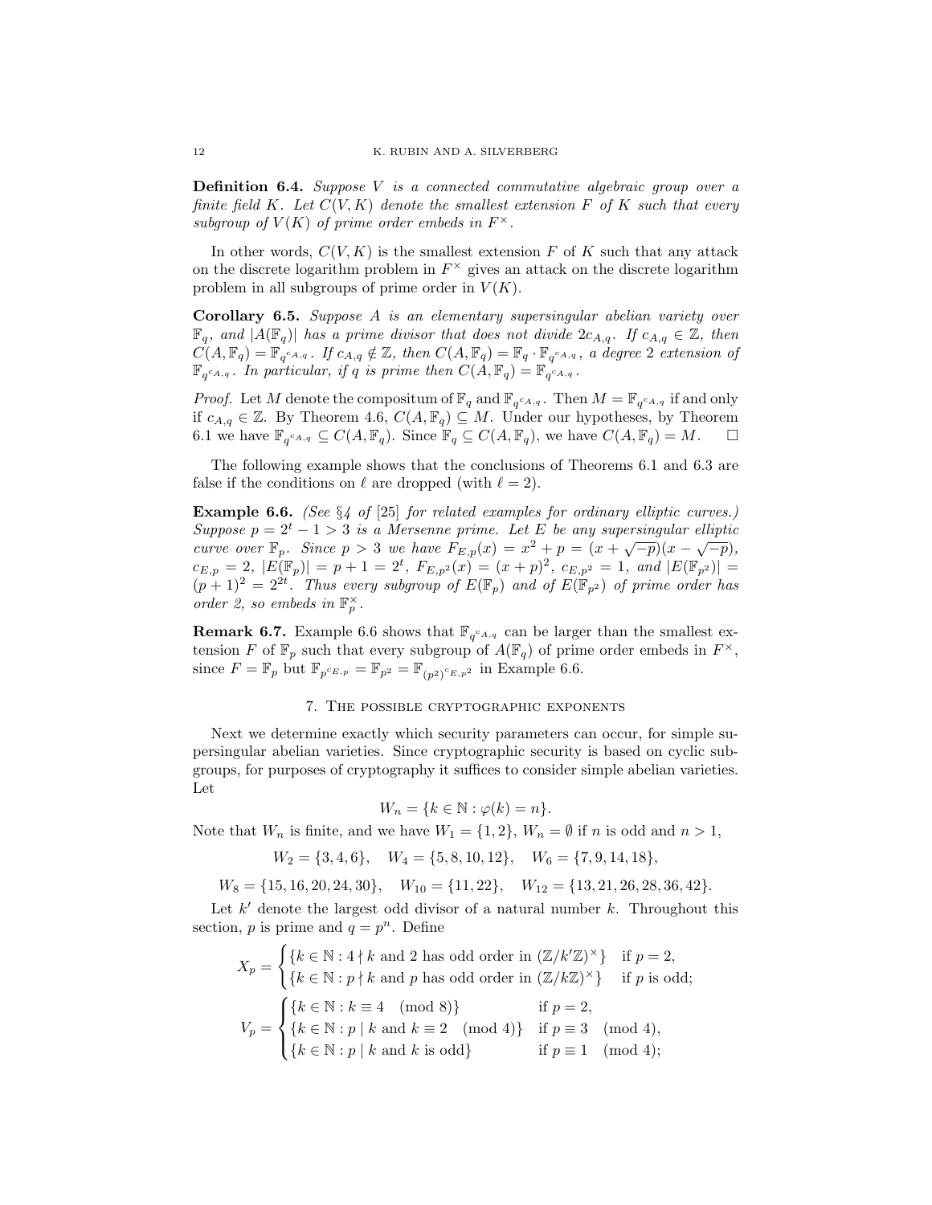**Definition 6.4.** *Suppose $V$ is a connected commutative algebraic group over a finite field $K$. Let $C(V,K)$ denote the smallest extension $F$ of $K$ such that every subgroup of $V(K)$ of prime order embeds in $F^\times$.*

In other words, $C(V,K)$ is the smallest extension $F$ of $K$ such that any attack on the discrete logarithm problem in $F^\times$ gives an attack on the discrete logarithm problem in all subgroups of prime order in $V(K)$.

**Corollary 6.5.** *Suppose $A$ is an elementary supersingular abelian variety over $\mathbb{F}_q$, and $|A(\mathbb{F}_q)|$ has a prime divisor that does not divide $2c_{A,q}$. If $c_{A,q} \in \mathbb{Z}$, then $C(A,\mathbb{F}_q) = \mathbb{F}_{q^{c_{A,q}}}$. If $c_{A,q} \notin \mathbb{Z}$, then $C(A,\mathbb{F}_q) = \mathbb{F}_q \cdot \mathbb{F}_{q^{c_{A,q}}}$, a degree 2 extension of $\mathbb{F}_{q^{c_{A,q}}}$. In particular, if $q$ is prime then $C(A,\mathbb{F}_q) = \mathbb{F}_{q^{c_{A,q}}}$.*

*Proof.* Let $M$ denote the compositum of $\mathbb{F}_q$ and $\mathbb{F}_{q^{c_{A,q}}}$. Then $M = \mathbb{F}_{q^{c_{A,q}}}$ if and only if $c_{A,q} \in \mathbb{Z}$. By Theorem 4.6, $C(A,\mathbb{F}_q) \subseteq M$. Under our hypotheses, by Theorem 6.1 we have $\mathbb{F}_{q^{c_{A,q}}} \subseteq C(A,\mathbb{F}_q)$. Since $\mathbb{F}_q \subseteq C(A,\mathbb{F}_q)$, we have $C(A,\mathbb{F}_q) = M$. $\square$

The following example shows that the conclusions of Theorems 6.1 and 6.3 are false if the conditions on $\ell$ are dropped (with $\ell = 2$).

**Example 6.6.** *(See §4 of [25] for related examples for ordinary elliptic curves.) Suppose $p = 2^t - 1 > 3$ is a Mersenne prime. Let $E$ be any supersingular elliptic curve over $\mathbb{F}_p$. Since $p > 3$ we have $F_{E,p}(x) = x^2 + p = (x+\sqrt{-p})(x-\sqrt{-p})$, $c_{E,p} = 2$, $|E(\mathbb{F}_p)| = p + 1 = 2^t$, $F_{E,p^2}(x) = (x+p)^2$, $c_{E,p^2} = 1$, and $|E(\mathbb{F}_{p^2})| = (p+1)^2 = 2^{2t}$. Thus every subgroup of $E(\mathbb{F}_p)$ and of $E(\mathbb{F}_{p^2})$ of prime order has order 2, so embeds in $\mathbb{F}_p^\times$.*

**Remark 6.7.** Example 6.6 shows that $\mathbb{F}_{q^{c_{A,q}}}$ can be larger than the smallest extension $F$ of $\mathbb{F}_p$ such that every subgroup of $A(\mathbb{F}_q)$ of prime order embeds in $F^\times$, since $F = \mathbb{F}_p$ but $\mathbb{F}_{p^{c_{E,p}}} = \mathbb{F}_{p^2} = \mathbb{F}_{(p^2)^{c_{E,p^2}}}$ in Example 6.6.

## 7. The possible cryptographic exponents

Next we determine exactly which security parameters can occur, for simple supersingular abelian varieties. Since cryptographic security is based on cyclic subgroups, for purposes of cryptography it suffices to consider simple abelian varieties. Let

$$W_n = \{k \in \mathbb{N} : \varphi(k) = n\}.$$

Note that $W_n$ is finite, and we have $W_1 = \{1,2\}$, $W_n = \emptyset$ if $n$ is odd and $n > 1$,

$$W_2 = \{3,4,6\}, \quad W_4 = \{5,8,10,12\}, \quad W_6 = \{7,9,14,18\},$$

$$W_8 = \{15,16,20,24,30\}, \quad W_{10} = \{11,22\}, \quad W_{12} = \{13,21,26,28,36,42\}.$$

Let $k'$ denote the largest odd divisor of a natural number $k$. Throughout this section, $p$ is prime and $q = p^n$. Define

$$X_p = \begin{cases} \{k \in \mathbb{N} : 4 \nmid k \text{ and } 2 \text{ has odd order in } (\mathbb{Z}/k'\mathbb{Z})^\times\} & \text{if } p = 2, \\ \{k \in \mathbb{N} : p \nmid k \text{ and } p \text{ has odd order in } (\mathbb{Z}/k\mathbb{Z})^\times\} & \text{if } p \text{ is odd;} \end{cases}$$

$$V_p = \begin{cases} \{k \in \mathbb{N} : k \equiv 4 \pmod 8\} & \text{if } p = 2, \\ \{k \in \mathbb{N} : p \mid k \text{ and } k \equiv 2 \pmod 4\} & \text{if } p \equiv 3 \pmod 4, \\ \{k \in \mathbb{N} : p \mid k \text{ and } k \text{ is odd}\} & \text{if } p \equiv 1 \pmod 4; \end{cases}$$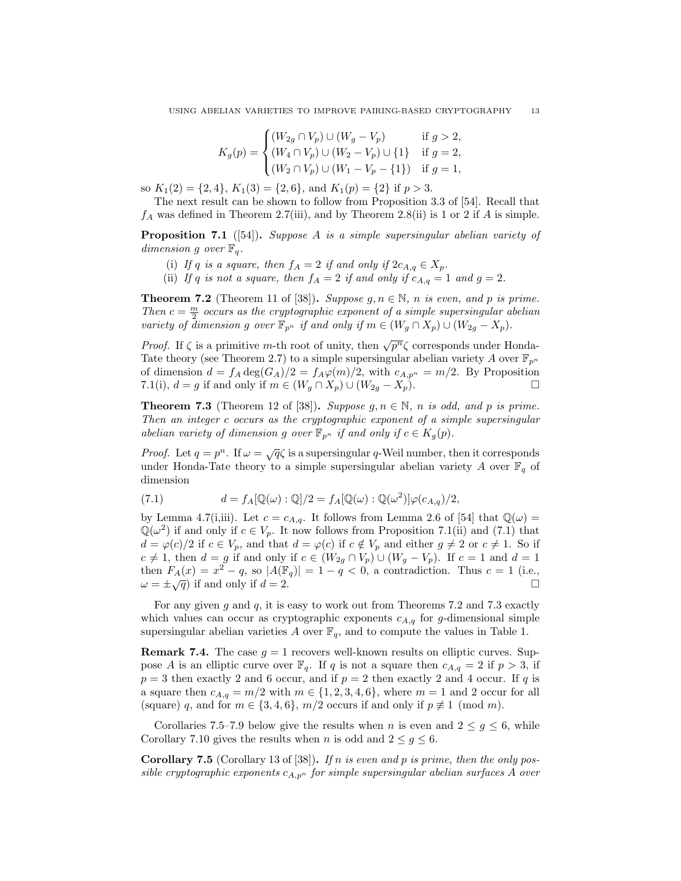$$
K_g(p) = \begin{cases} (W_{2g} \cap V_p) \cup (W_g - V_p) & \text{if } g > 2, \\ (W_4 \cap V_p) \cup (W_2 - V_p) \cup \{1\} & \text{if } g = 2, \\ (W_2 \cap V_p) \cup (W_1 - V_p - \{1\}) & \text{if } g = 1, \end{cases}
$$

so $K_1(2) = \{2, 4\}$, $K_1(3) = \{2, 6\}$, and $K_1(p) = \{2\}$ if $p > 3$.

The next result can be shown to follow from Proposition 3.3 of [54]. Recall that $f_A$ was defined in Theorem 2.7(iii), and by Theorem 2.8(ii) is 1 or 2 if $A$ is simple.

**Proposition 7.1** ([54]). *Suppose $A$ is a simple supersingular abelian variety of dimension $g$ over $\mathbb{F}_q$.*

(i) *If $q$ is a square, then $f_A = 2$ if and only if $2c_{A,q} \in X_p$.*

(ii) *If $q$ is not a square, then $f_A = 2$ if and only if $c_{A,q} = 1$ and $g = 2$.*

**Theorem 7.2** (Theorem 11 of [38]). *Suppose $g, n \in \mathbb{N}$, $n$ is even, and $p$ is prime. Then $c = \frac{m}{2}$ occurs as the cryptographic exponent of a simple supersingular abelian variety of dimension $g$ over $\mathbb{F}_{p^n}$ if and only if $m \in (W_g \cap X_p) \cup (W_{2g} - X_p)$.*

*Proof.* If $\zeta$ is a primitive $m$-th root of unity, then $\sqrt{p^n}\zeta$ corresponds under Honda-Tate theory (see Theorem 2.7) to a simple supersingular abelian variety $A$ over $\mathbb{F}_{p^n}$ of dimension $d = f_A \deg(G_A)/2 = f_A\varphi(m)/2$, with $c_{A,p^n} = m/2$. By Proposition 7.1(i), $d = g$ if and only if $m \in (W_g \cap X_p) \cup (W_{2g} - X_p)$. □

**Theorem 7.3** (Theorem 12 of [38]). *Suppose $g, n \in \mathbb{N}$, $n$ is odd, and $p$ is prime. Then an integer $c$ occurs as the cryptographic exponent of a simple supersingular abelian variety of dimension $g$ over $\mathbb{F}_{p^n}$ if and only if $c \in K_g(p)$.*

*Proof.* Let $q = p^n$. If $\omega = \sqrt{q}\zeta$ is a supersingular $q$-Weil number, then it corresponds under Honda-Tate theory to a simple supersingular abelian variety $A$ over $\mathbb{F}_q$ of dimension

$$
d = f_A[\mathbb{Q}(\omega) : \mathbb{Q}]/2 = f_A[\mathbb{Q}(\omega) : \mathbb{Q}(\omega^2)]\varphi(c_{A,q})/2, \tag{7.1}
$$

by Lemma 4.7(i,iii). Let $c = c_{A,q}$. It follows from Lemma 2.6 of [54] that $\mathbb{Q}(\omega) = \mathbb{Q}(\omega^2)$ if and only if $c \in V_p$. It now follows from Proposition 7.1(ii) and (7.1) that $d = \varphi(c)/2$ if $c \in V_p$, and that $d = \varphi(c)$ if $c \notin V_p$ and either $g \neq 2$ or $c \neq 1$. So if $c \neq 1$, then $d = g$ if and only if $c \in (W_{2g} \cap V_p) \cup (W_g - V_p)$. If $c = 1$ and $d = 1$ then $F_A(x) = x^2 - q$, so $|A(\mathbb{F}_q)| = 1 - q < 0$, a contradiction. Thus $c = 1$ (i.e., $\omega = \pm\sqrt{q}$) if and only if $d = 2$. □

For any given $g$ and $q$, it is easy to work out from Theorems 7.2 and 7.3 exactly which values can occur as cryptographic exponents $c_{A,q}$ for $g$-dimensional simple supersingular abelian varieties $A$ over $\mathbb{F}_q$, and to compute the values in Table 1.

**Remark 7.4.** The case $g = 1$ recovers well-known results on elliptic curves. Suppose $A$ is an elliptic curve over $\mathbb{F}_q$. If $q$ is not a square then $c_{A,q} = 2$ if $p > 3$, if $p = 3$ then exactly 2 and 6 occur, and if $p = 2$ then exactly 2 and 4 occur. If $q$ is a square then $c_{A,q} = m/2$ with $m \in \{1, 2, 3, 4, 6\}$, where $m = 1$ and 2 occur for all (square) $q$, and for $m \in \{3, 4, 6\}$, $m/2$ occurs if and only if $p \not\equiv 1 \pmod{m}$.

Corollaries 7.5–7.9 below give the results when $n$ is even and $2 \leq g \leq 6$, while Corollary 7.10 gives the results when $n$ is odd and $2 \leq g \leq 6$.

**Corollary 7.5** (Corollary 13 of [38]). *If $n$ is even and $p$ is prime, then the only possible cryptographic exponents $c_{A,p^n}$ for simple supersingular abelian surfaces $A$ over*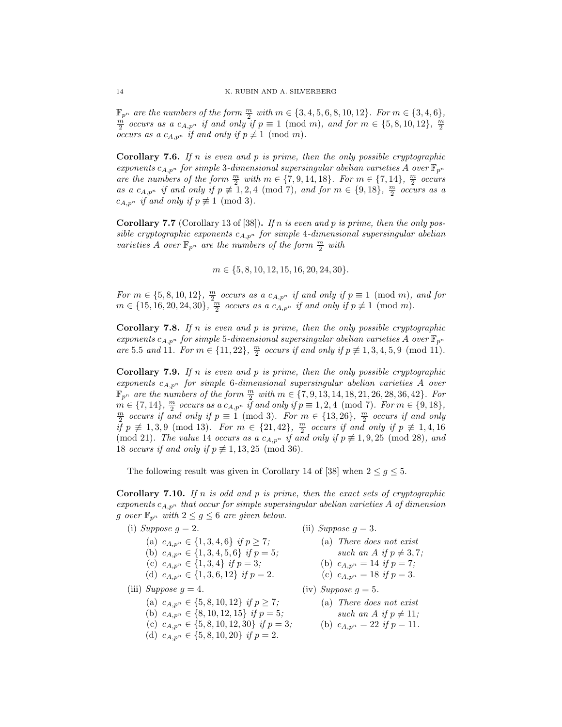$\mathbb{F}_{p^n}$ *are the numbers of the form* $\frac{m}{2}$ *with* $m \in \{3,4,5,6,8,10,12\}$*. For* $m \in \{3,4,6\}$*,* $\frac{m}{2}$ *occurs as a* $c_{A,p^n}$ *if and only if* $p \equiv 1 \pmod{m}$*, and for* $m \in \{5,8,10,12\}$*,* $\frac{m}{2}$ *occurs as a* $c_{A,p^n}$ *if and only if* $p \not\equiv 1 \pmod{m}$*.*

**Corollary 7.6.** *If* $n$ *is even and* $p$ *is prime, then the only possible cryptographic exponents* $c_{A,p^n}$ *for simple* 3*-dimensional supersingular abelian varieties* $A$ *over* $\mathbb{F}_{p^n}$ *are the numbers of the form* $\frac{m}{2}$ *with* $m \in \{7,9,14,18\}$*. For* $m \in \{7,14\}$*,* $\frac{m}{2}$ *occurs as a* $c_{A,p^n}$ *if and only if* $p \not\equiv 1,2,4 \pmod{7}$*, and for* $m \in \{9,18\}$*,* $\frac{m}{2}$ *occurs as a* $c_{A,p^n}$ *if and only if* $p \not\equiv 1 \pmod{3}$*.*

**Corollary 7.7** (Corollary 13 of [38])**.** *If* $n$ *is even and* $p$ *is prime, then the only possible cryptographic exponents* $c_{A,p^n}$ *for simple* 4*-dimensional supersingular abelian varieties* $A$ *over* $\mathbb{F}_{p^n}$ *are the numbers of the form* $\frac{m}{2}$ *with*

$$m \in \{5,8,10,12,15,16,20,24,30\}.$$

*For* $m \in \{5,8,10,12\}$*,* $\frac{m}{2}$ *occurs as a* $c_{A,p^n}$ *if and only if* $p \equiv 1 \pmod{m}$*, and for* $m \in \{15,16,20,24,30\}$*,* $\frac{m}{2}$ *occurs as a* $c_{A,p^n}$ *if and only if* $p \not\equiv 1 \pmod{m}$*.*

**Corollary 7.8.** *If* $n$ *is even and* $p$ *is prime, then the only possible cryptographic exponents* $c_{A,p^n}$ *for simple* 5*-dimensional supersingular abelian varieties* $A$ *over* $\mathbb{F}_{p^n}$ *are* 5.5 *and* 11*. For* $m \in \{11,22\}$*,* $\frac{m}{2}$ *occurs if and only if* $p \not\equiv 1,3,4,5,9 \pmod{11}$*.*

**Corollary 7.9.** *If* $n$ *is even and* $p$ *is prime, then the only possible cryptographic exponents* $c_{A,p^n}$ *for simple* 6*-dimensional supersingular abelian varieties* $A$ *over* $\mathbb{F}_{p^n}$ *are the numbers of the form* $\frac{m}{2}$ *with* $m \in \{7,9,13,14,18,21,26,28,36,42\}$*. For* $m \in \{7,14\}$*,* $\frac{m}{2}$ *occurs as a* $c_{A,p^n}$ *if and only if* $p \equiv 1,2,4 \pmod{7}$*. For* $m \in \{9,18\}$*,* $\frac{m}{2}$ *occurs if and only if* $p \equiv 1 \pmod{3}$*. For* $m \in \{13,26\}$*,* $\frac{m}{2}$ *occurs if and only if* $p \not\equiv 1,3,9 \pmod{13}$*. For* $m \in \{21,42\}$*,* $\frac{m}{2}$ *occurs if and only if* $p \not\equiv 1,4,16 \pmod{21}$*. The value* 14 *occurs as a* $c_{A,p^n}$ *if and only if* $p \not\equiv 1,9,25 \pmod{28}$*, and* 18 *occurs if and only if* $p \not\equiv 1,13,25 \pmod{36}$*.*

The following result was given in Corollary 14 of [38] when $2 \le g \le 5$.

**Corollary 7.10.** *If* $n$ *is odd and* $p$ *is prime, then the exact sets of cryptographic exponents* $c_{A,p^n}$ *that occur for simple supersingular abelian varieties* $A$ *of dimension* $g$ *over* $\mathbb{F}_{p^n}$ *with* $2 \le g \le 6$ *are given below.*

- (i) *Suppose* $g = 2$*.*
  - (a) $c_{A,p^n} \in \{1,3,4,6\}$ *if* $p \ge 7$*;*
  - (b) $c_{A,p^n} \in \{1,3,4,5,6\}$ *if* $p = 5$*;*
  - (c) $c_{A,p^n} \in \{1,3,4\}$ *if* $p = 3$*;*
  - (d) $c_{A,p^n} \in \{1,3,6,12\}$ *if* $p = 2$*.*
- (ii) *Suppose* $g = 3$*.*
  - (a) *There does not exist such an* $A$ *if* $p \ne 3,7$*;*
  - (b) $c_{A,p^n} = 14$ *if* $p = 7$*;*
  - (c) $c_{A,p^n} = 18$ *if* $p = 3$*.*
- (iii) *Suppose* $g = 4$*.*
  - (a) $c_{A,p^n} \in \{5,8,10,12\}$ *if* $p \ge 7$*;*
  - (b) $c_{A,p^n} \in \{8,10,12,15\}$ *if* $p = 5$*;*
  - (c) $c_{A,p^n} \in \{5,8,10,12,30\}$ *if* $p = 3$*;*
  - (d) $c_{A,p^n} \in \{5,8,10,20\}$ *if* $p = 2$*.*
- (iv) *Suppose* $g = 5$*.*
  - (a) *There does not exist such an* $A$ *if* $p \ne 11$*;*
  - (b) $c_{A,p^n} = 22$ *if* $p = 11$*.*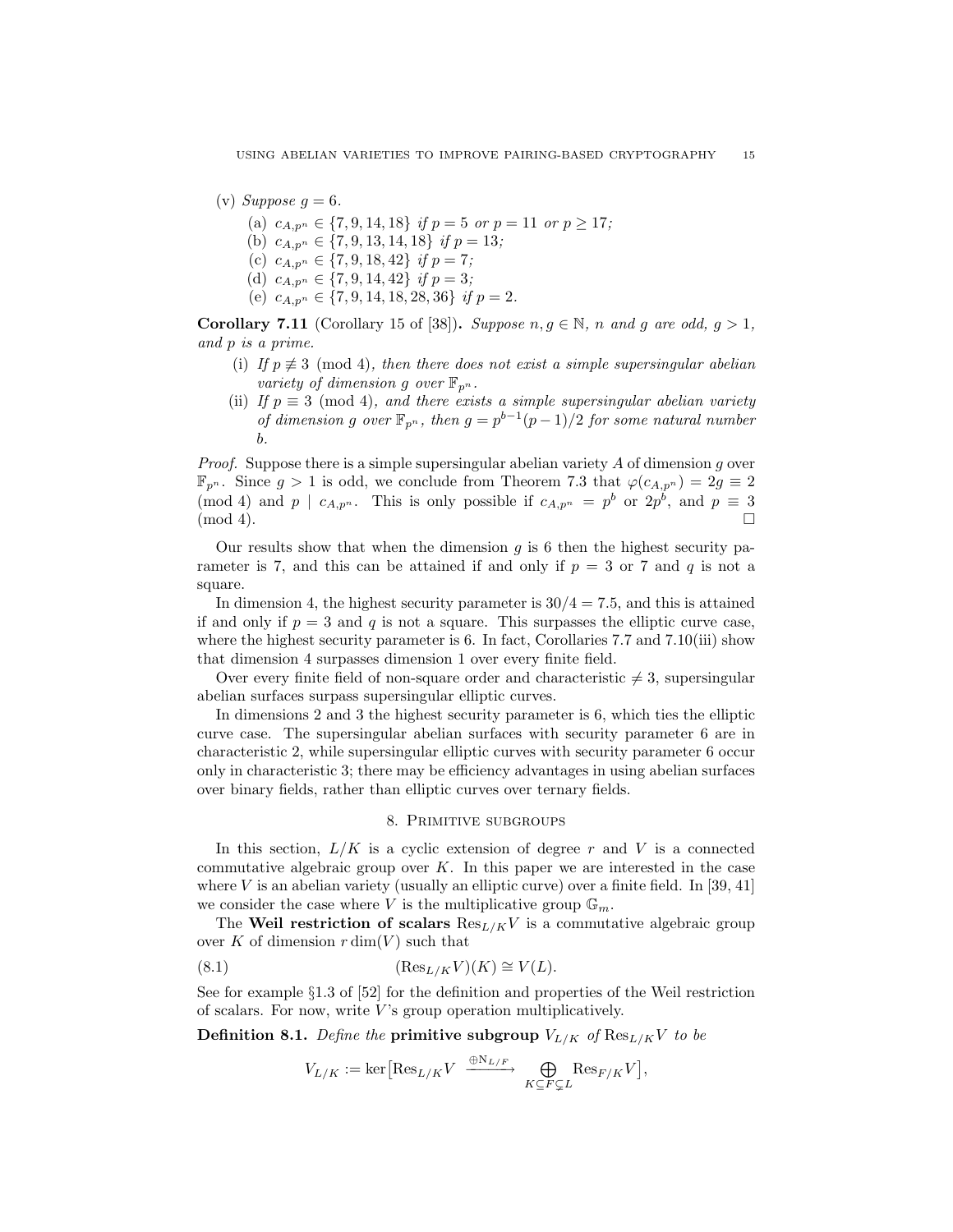(v) *Suppose* $g = 6$.

 (a) $c_{A,p^n} \in \{7, 9, 14, 18\}$ *if* $p = 5$ *or* $p = 11$ *or* $p \geq 17$*;*

 (b) $c_{A,p^n} \in \{7, 9, 13, 14, 18\}$ *if* $p = 13$*;*

 (c) $c_{A,p^n} \in \{7, 9, 18, 42\}$ *if* $p = 7$*;*

 (d) $c_{A,p^n} \in \{7, 9, 14, 42\}$ *if* $p = 3$*;*

 (e) $c_{A,p^n} \in \{7, 9, 14, 18, 28, 36\}$ *if* $p = 2$.

**Corollary 7.11** (Corollary 15 of [38])**.** *Suppose* $n, g \in \mathbb{N}$*,* $n$ *and* $g$ *are odd,* $g > 1$*, and* $p$ *is a prime.*

 (i) *If* $p \not\equiv 3 \pmod 4$*, then there does not exist a simple supersingular abelian variety of dimension* $g$ *over* $\mathbb{F}_{p^n}$*.*

 (ii) *If* $p \equiv 3 \pmod 4$*, and there exists a simple supersingular abelian variety of dimension* $g$ *over* $\mathbb{F}_{p^n}$*, then* $g = p^{b-1}(p-1)/2$ *for some natural number* $b$*.*

*Proof.* Suppose there is a simple supersingular abelian variety $A$ of dimension $g$ over $\mathbb{F}_{p^n}$. Since $g > 1$ is odd, we conclude from Theorem 7.3 that $\varphi(c_{A,p^n}) = 2g \equiv 2 \pmod 4$ and $p \mid c_{A,p^n}$. This is only possible if $c_{A,p^n} = p^b$ or $2p^b$, and $p \equiv 3 \pmod 4$. □

Our results show that when the dimension $g$ is 6 then the highest security parameter is 7, and this can be attained if and only if $p = 3$ or 7 and $q$ is not a square.

In dimension 4, the highest security parameter is $30/4 = 7.5$, and this is attained if and only if $p = 3$ and $q$ is not a square. This surpasses the elliptic curve case, where the highest security parameter is 6. In fact, Corollaries 7.7 and 7.10(iii) show that dimension 4 surpasses dimension 1 over every finite field.

Over every finite field of non-square order and characteristic $\neq 3$, supersingular abelian surfaces surpass supersingular elliptic curves.

In dimensions 2 and 3 the highest security parameter is 6, which ties the elliptic curve case. The supersingular abelian surfaces with security parameter 6 are in characteristic 2, while supersingular elliptic curves with security parameter 6 occur only in characteristic 3; there may be efficiency advantages in using abelian surfaces over binary fields, rather than elliptic curves over ternary fields.

## 8. Primitive subgroups

In this section, $L/K$ is a cyclic extension of degree $r$ and $V$ is a connected commutative algebraic group over $K$. In this paper we are interested in the case where $V$ is an abelian variety (usually an elliptic curve) over a finite field. In [39, 41] we consider the case where $V$ is the multiplicative group $\mathbb{G}_m$.

The **Weil restriction of scalars** $\mathrm{Res}_{L/K}V$ is a commutative algebraic group over $K$ of dimension $r\dim(V)$ such that

$$(\mathrm{Res}_{L/K}V)(K) \cong V(L). \tag{8.1}$$

See for example §1.3 of [52] for the definition and properties of the Weil restriction of scalars. For now, write $V$'s group operation multiplicatively.

**Definition 8.1.** *Define the* **primitive subgroup** $V_{L/K}$ *of* $\mathrm{Res}_{L/K}V$ *to be*

$$V_{L/K} := \ker\big[\mathrm{Res}_{L/K}V \xrightarrow{\oplus \mathrm{N}_{L/F}} \bigoplus_{K \subseteq F \subsetneq L} \mathrm{Res}_{F/K}V\big],$$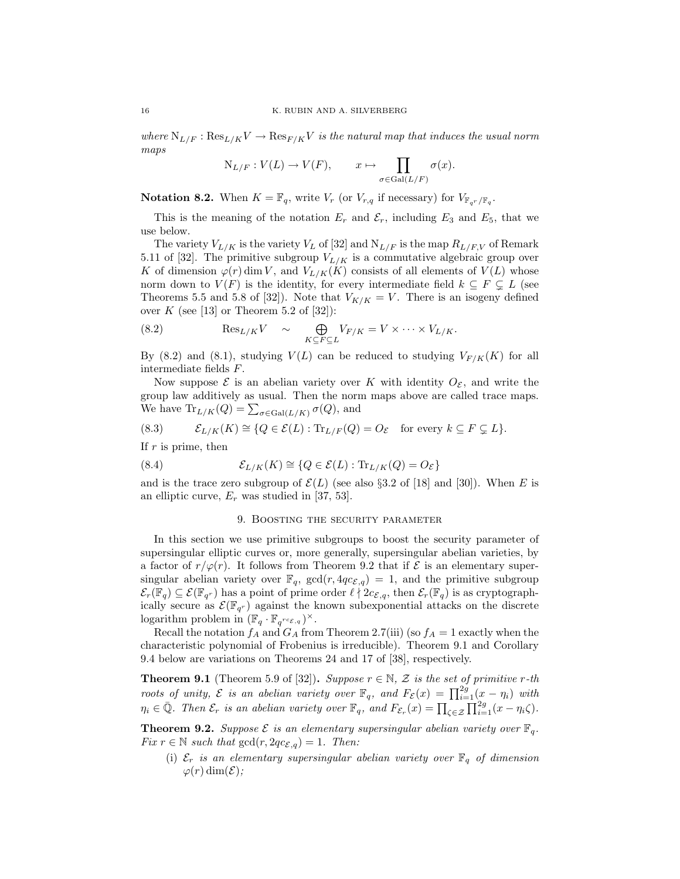*where* $\mathrm{N}_{L/F} : \mathrm{Res}_{L/K}V \to \mathrm{Res}_{F/K}V$ *is the natural map that induces the usual norm maps*

$$\mathrm{N}_{L/F} : V(L) \to V(F), \qquad x \mapsto \prod_{\sigma \in \mathrm{Gal}(L/F)} \sigma(x).$$

**Notation 8.2.** When $K = \mathbb{F}_q$, write $V_r$ (or $V_{r,q}$ if necessary) for $V_{\mathbb{F}_{q^r}/\mathbb{F}_q}$.

This is the meaning of the notation $E_r$ and $\mathcal{E}_r$, including $E_3$ and $E_5$, that we use below.

The variety $V_{L/K}$ is the variety $V_L$ of [32] and $\mathrm{N}_{L/F}$ is the map $R_{L/F,V}$ of Remark 5.11 of [32]. The primitive subgroup $V_{L/K}$ is a commutative algebraic group over $K$ of dimension $\varphi(r)\dim V$, and $V_{L/K}(K)$ consists of all elements of $V(L)$ whose norm down to $V(F)$ is the identity, for every intermediate field $k \subseteq F \subsetneq L$ (see Theorems 5.5 and 5.8 of [32]). Note that $V_{K/K} = V$. There is an isogeny defined over $K$ (see [13] or Theorem 5.2 of [32]):

$$\mathrm{Res}_{L/K}V \quad \sim \quad \bigoplus_{K \subseteq F \subseteq L} V_{F/K} = V \times \cdots \times V_{L/K}. \tag{8.2}$$

By (8.2) and (8.1), studying $V(L)$ can be reduced to studying $V_{F/K}(K)$ for all intermediate fields $F$.

Now suppose $\mathcal{E}$ is an abelian variety over $K$ with identity $O_{\mathcal{E}}$, and write the group law additively as usual. Then the norm maps above are called trace maps. We have $\mathrm{Tr}_{L/K}(Q) = \sum_{\sigma \in \mathrm{Gal}(L/K)} \sigma(Q)$, and

$$\mathcal{E}_{L/K}(K) \cong \{Q \in \mathcal{E}(L) : \mathrm{Tr}_{L/F}(Q) = O_{\mathcal{E}} \quad \text{for every } k \subseteq F \subsetneq L\}. \tag{8.3}$$

If $r$ is prime, then

$$\mathcal{E}_{L/K}(K) \cong \{Q \in \mathcal{E}(L) : \mathrm{Tr}_{L/K}(Q) = O_{\mathcal{E}}\} \tag{8.4}$$

and is the trace zero subgroup of $\mathcal{E}(L)$ (see also §3.2 of [18] and [30]). When $E$ is an elliptic curve, $E_r$ was studied in [37, 53].

## 9. Boosting the security parameter

In this section we use primitive subgroups to boost the security parameter of supersingular elliptic curves or, more generally, supersingular abelian varieties, by a factor of $r/\varphi(r)$. It follows from Theorem 9.2 that if $\mathcal{E}$ is an elementary supersingular abelian variety over $\mathbb{F}_q$, $\gcd(r, 4qc_{\mathcal{E},q}) = 1$, and the primitive subgroup $\mathcal{E}_r(\mathbb{F}_q) \subseteq \mathcal{E}(\mathbb{F}_{q^r})$ has a point of prime order $\ell \nmid 2c_{\mathcal{E},q}$, then $\mathcal{E}_r(\mathbb{F}_q)$ is as cryptographically secure as $\mathcal{E}(\mathbb{F}_{q^r})$ against the known subexponential attacks on the discrete logarithm problem in $(\mathbb{F}_q \cdot \mathbb{F}_{q^{rc_{\mathcal{E},q}}})^{\times}$.

Recall the notation $f_A$ and $G_A$ from Theorem 2.7(iii) (so $f_A = 1$ exactly when the characteristic polynomial of Frobenius is irreducible). Theorem 9.1 and Corollary 9.4 below are variations on Theorems 24 and 17 of [38], respectively.

**Theorem 9.1** (Theorem 5.9 of [32]). *Suppose $r \in \mathbb{N}$, $\mathcal{Z}$ is the set of primitive $r$-th roots of unity, $\mathcal{E}$ is an abelian variety over $\mathbb{F}_q$, and $F_{\mathcal{E}}(x) = \prod_{i=1}^{2g}(x - \eta_i)$ with $\eta_i \in \bar{\mathbb{Q}}$. Then $\mathcal{E}_r$ is an abelian variety over $\mathbb{F}_q$, and $F_{\mathcal{E}_r}(x) = \prod_{\zeta \in \mathcal{Z}} \prod_{i=1}^{2g}(x - \eta_i\zeta)$.*

**Theorem 9.2.** *Suppose $\mathcal{E}$ is an elementary supersingular abelian variety over $\mathbb{F}_q$. Fix $r \in \mathbb{N}$ such that $\gcd(r, 2qc_{\mathcal{E},q}) = 1$. Then:*

- (i) *$\mathcal{E}_r$ is an elementary supersingular abelian variety over $\mathbb{F}_q$ of dimension $\varphi(r)\dim(\mathcal{E})$;*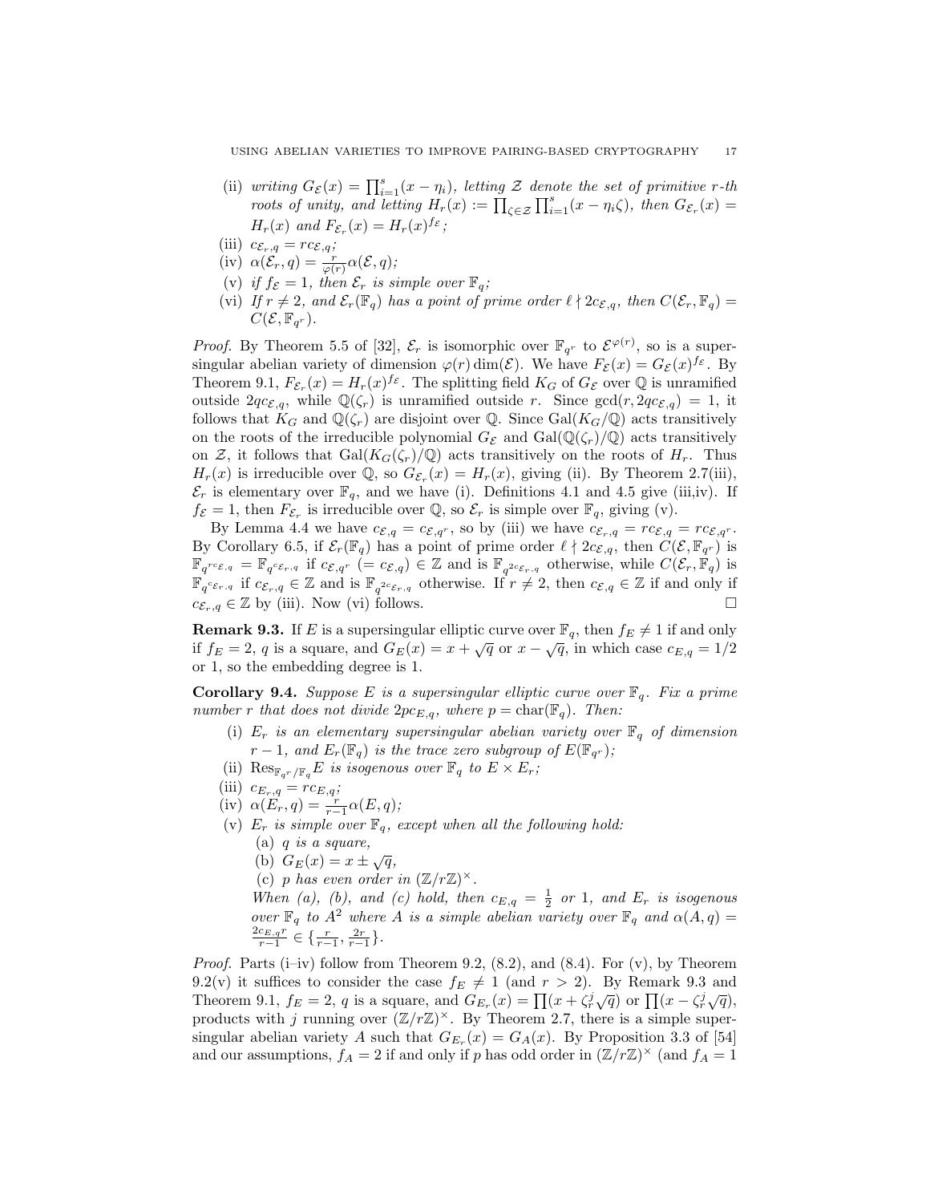(ii) *writing* $G_{\mathcal{E}}(x) = \prod_{i=1}^{s}(x - \eta_i)$*, letting* $\mathcal{Z}$ *denote the set of primitive* $r$*-th roots of unity, and letting* $H_r(x) := \prod_{\zeta \in \mathcal{Z}} \prod_{i=1}^{s}(x - \eta_i\zeta)$*, then* $G_{\mathcal{E}_r}(x) = H_r(x)$ *and* $F_{\mathcal{E}_r}(x) = H_r(x)^{f_{\mathcal{E}}}$*;*

(iii) $c_{\mathcal{E}_r,q} = rc_{\mathcal{E},q}$*;*

(iv) $\alpha(\mathcal{E}_r, q) = \frac{r}{\varphi(r)}\alpha(\mathcal{E}, q)$*;*

(v) *if* $f_{\mathcal{E}} = 1$*, then* $\mathcal{E}_r$ *is simple over* $\mathbb{F}_q$*;*

(vi) *If* $r \neq 2$*, and* $\mathcal{E}_r(\mathbb{F}_q)$ *has a point of prime order* $\ell \nmid 2c_{\mathcal{E},q}$*, then* $C(\mathcal{E}_r, \mathbb{F}_q) = C(\mathcal{E}, \mathbb{F}_{q^r})$*.*

*Proof.* By Theorem 5.5 of [32], $\mathcal{E}_r$ is isomorphic over $\mathbb{F}_{q^r}$ to $\mathcal{E}^{\varphi(r)}$, so is a supersingular abelian variety of dimension $\varphi(r)\dim(\mathcal{E})$. We have $F_{\mathcal{E}}(x) = G_{\mathcal{E}}(x)^{f_{\mathcal{E}}}$. By Theorem 9.1, $F_{\mathcal{E}_r}(x) = H_r(x)^{f_{\mathcal{E}}}$. The splitting field $K_G$ of $G_{\mathcal{E}}$ over $\mathbb{Q}$ is unramified outside $2qc_{\mathcal{E},q}$, while $\mathbb{Q}(\zeta_r)$ is unramified outside $r$. Since $\gcd(r, 2qc_{\mathcal{E},q}) = 1$, it follows that $K_G$ and $\mathbb{Q}(\zeta_r)$ are disjoint over $\mathbb{Q}$. Since $\mathrm{Gal}(K_G/\mathbb{Q})$ acts transitively on the roots of the irreducible polynomial $G_{\mathcal{E}}$ and $\mathrm{Gal}(\mathbb{Q}(\zeta_r)/\mathbb{Q})$ acts transitively on $\mathcal{Z}$, it follows that $\mathrm{Gal}(K_G(\zeta_r)/\mathbb{Q})$ acts transitively on the roots of $H_r$. Thus $H_r(x)$ is irreducible over $\mathbb{Q}$, so $G_{\mathcal{E}_r}(x) = H_r(x)$, giving (ii). By Theorem 2.7(iii), $\mathcal{E}_r$ is elementary over $\mathbb{F}_q$, and we have (i). Definitions 4.1 and 4.5 give (iii,iv). If $f_{\mathcal{E}} = 1$, then $F_{\mathcal{E}_r}$ is irreducible over $\mathbb{Q}$, so $\mathcal{E}_r$ is simple over $\mathbb{F}_q$, giving (v).

By Lemma 4.4 we have $c_{\mathcal{E},q} = c_{\mathcal{E},q^r}$, so by (iii) we have $c_{\mathcal{E}_r,q} = rc_{\mathcal{E},q} = rc_{\mathcal{E},q^r}$. By Corollary 6.5, if $\mathcal{E}_r(\mathbb{F}_q)$ has a point of prime order $\ell \nmid 2c_{\mathcal{E},q}$, then $C(\mathcal{E}, \mathbb{F}_{q^r})$ is $\mathbb{F}_{q^{rc_{\mathcal{E},q}}} = \mathbb{F}_{q^{c_{\mathcal{E}_r,q}}}$ if $c_{\mathcal{E},q^r}$ $(= c_{\mathcal{E},q}) \in \mathbb{Z}$ and is $\mathbb{F}_{q^{2c_{\mathcal{E}_r,q}}}$ otherwise, while $C(\mathcal{E}_r, \mathbb{F}_q)$ is $\mathbb{F}_{q^{c_{\mathcal{E}_r,q}}}$ if $c_{\mathcal{E}_r,q} \in \mathbb{Z}$ and is $\mathbb{F}_{q^{2c_{\mathcal{E}_r,q}}}$ otherwise. If $r \neq 2$, then $c_{\mathcal{E},q} \in \mathbb{Z}$ if and only if $c_{\mathcal{E}_r,q} \in \mathbb{Z}$ by (iii). Now (vi) follows. $\square$

**Remark 9.3.** If $E$ is a supersingular elliptic curve over $\mathbb{F}_q$, then $f_E \neq 1$ if and only if $f_E = 2$, $q$ is a square, and $G_E(x) = x + \sqrt{q}$ or $x - \sqrt{q}$, in which case $c_{E,q} = 1/2$ or 1, so the embedding degree is 1.

**Corollary 9.4.** *Suppose* $E$ *is a supersingular elliptic curve over* $\mathbb{F}_q$*. Fix a prime number* $r$ *that does not divide* $2pc_{E,q}$*, where* $p = \mathrm{char}(\mathbb{F}_q)$*. Then:*

(i) $E_r$ *is an elementary supersingular abelian variety over* $\mathbb{F}_q$ *of dimension* $r - 1$*, and* $E_r(\mathbb{F}_q)$ *is the trace zero subgroup of* $E(\mathbb{F}_{q^r})$*;*

(ii) $\mathrm{Res}_{\mathbb{F}_{q^r}/\mathbb{F}_q}E$ *is isogenous over* $\mathbb{F}_q$ *to* $E \times E_r$*;*

(iii) $c_{E_r,q} = rc_{E,q}$*;*

(iv) $\alpha(E_r, q) = \frac{r}{r-1}\alpha(E, q)$*;*

(v) $E_r$ *is simple over* $\mathbb{F}_q$*, except when all the following hold:*
  (a) $q$ *is a square,*
  (b) $G_E(x) = x \pm \sqrt{q}$*,*
  (c) $p$ *has even order in* $(\mathbb{Z}/r\mathbb{Z})^\times$*.*
  *When (a), (b), and (c) hold, then* $c_{E,q} = \frac{1}{2}$ *or* 1*, and* $E_r$ *is isogenous over* $\mathbb{F}_q$ *to* $A^2$ *where* $A$ *is a simple abelian variety over* $\mathbb{F}_q$ *and* $\alpha(A, q) = \frac{2c_{E,q}r}{r-1} \in \{\frac{r}{r-1}, \frac{2r}{r-1}\}$*.*

*Proof.* Parts (i–iv) follow from Theorem 9.2, (8.2), and (8.4). For (v), by Theorem 9.2(v) it suffices to consider the case $f_E \neq 1$ (and $r > 2$). By Remark 9.3 and Theorem 9.1, $f_E = 2$, $q$ is a square, and $G_{E_r}(x) = \prod(x + \zeta_r^j\sqrt{q})$ or $\prod(x - \zeta_r^j\sqrt{q})$, products with $j$ running over $(\mathbb{Z}/r\mathbb{Z})^\times$. By Theorem 2.7, there is a simple supersingular abelian variety $A$ such that $G_{E_r}(x) = G_A(x)$. By Proposition 3.3 of [54] and our assumptions, $f_A = 2$ if and only if $p$ has odd order in $(\mathbb{Z}/r\mathbb{Z})^\times$ (and $f_A = 1$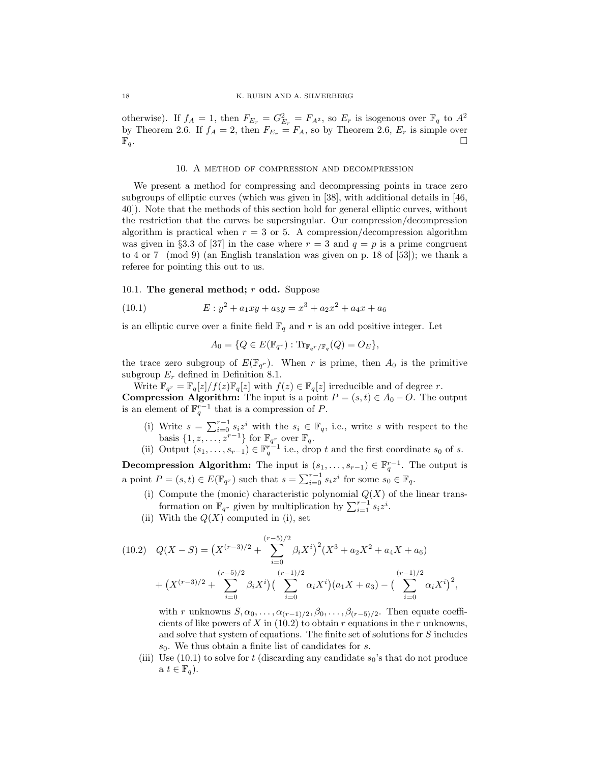otherwise). If $f_A = 1$, then $F_{E_r} = G^2_{E_r} = F_{A^2}$, so $E_r$ is isogenous over $\mathbb{F}_q$ to $A^2$ by Theorem 2.6. If $f_A = 2$, then $F_{E_r} = F_A$, so by Theorem 2.6, $E_r$ is simple over $\mathbb{F}_q$. $\square$

## 10. A method of compression and decompression

We present a method for compressing and decompressing points in trace zero subgroups of elliptic curves (which was given in [38], with additional details in [46, 40]). Note that the methods of this section hold for general elliptic curves, without the restriction that the curves be supersingular. Our compression/decompression algorithm is practical when $r = 3$ or $5$. A compression/decompression algorithm was given in §3.3 of [37] in the case where $r = 3$ and $q = p$ is a prime congruent to 4 or 7 $\pmod 9$ (an English translation was given on p. 18 of [53]); we thank a referee for pointing this out to us.

### 10.1. The general method; $r$ odd.

Suppose

$$E : y^2 + a_1xy + a_3y = x^3 + a_2x^2 + a_4x + a_6 \tag{10.1}$$

is an elliptic curve over a finite field $\mathbb{F}_q$ and $r$ is an odd positive integer. Let

$$A_0 = \{Q \in E(\mathbb{F}_{q^r}) : \mathrm{Tr}_{\mathbb{F}_{q^r}/\mathbb{F}_q}(Q) = O_E\},$$

the trace zero subgroup of $E(\mathbb{F}_{q^r})$. When $r$ is prime, then $A_0$ is the primitive subgroup $E_r$ defined in Definition 8.1.

Write $\mathbb{F}_{q^r} = \mathbb{F}_q[z]/f(z)\mathbb{F}_q[z]$ with $f(z) \in \mathbb{F}_q[z]$ irreducible and of degree $r$.

**Compression Algorithm:** The input is a point $P = (s, t) \in A_0 - O$. The output is an element of $\mathbb{F}_q^{r-1}$ that is a compression of $P$.

- (i) Write $s = \sum_{i=0}^{r-1} s_i z^i$ with the $s_i \in \mathbb{F}_q$, i.e., write $s$ with respect to the basis $\{1, z, \ldots, z^{r-1}\}$ for $\mathbb{F}_{q^r}$ over $\mathbb{F}_q$.
- (ii) Output $(s_1, \ldots, s_{r-1}) \in \mathbb{F}_q^{r-1}$ i.e., drop $t$ and the first coordinate $s_0$ of $s$.

**Decompression Algorithm:** The input is $(s_1, \ldots, s_{r-1}) \in \mathbb{F}_q^{r-1}$. The output is a point $P = (s, t) \in E(\mathbb{F}_{q^r})$ such that $s = \sum_{i=0}^{r-1} s_i z^i$ for some $s_0 \in \mathbb{F}_q$.

- (i) Compute the (monic) characteristic polynomial $Q(X)$ of the linear transformation on $\mathbb{F}_{q^r}$ given by multiplication by $\sum_{i=1}^{r-1} s_i z^i$.
- (ii) With the $Q(X)$ computed in (i), set

$$\begin{aligned} Q(X - S) = {} & \big(X^{(r-3)/2} + \sum_{i=0}^{(r-5)/2} \beta_i X^i\big)^2 (X^3 + a_2X^2 + a_4X + a_6) \\ & + \big(X^{(r-3)/2} + \sum_{i=0}^{(r-5)/2} \beta_i X^i\big)\big(\sum_{i=0}^{(r-1)/2} \alpha_i X^i\big)(a_1X + a_3) - \big(\sum_{i=0}^{(r-1)/2} \alpha_i X^i\big)^2, \end{aligned} \tag{10.2}$$

  with $r$ unknowns $S, \alpha_0, \ldots, \alpha_{(r-1)/2}, \beta_0, \ldots, \beta_{(r-5)/2}$. Then equate coefficients of like powers of $X$ in (10.2) to obtain $r$ equations in the $r$ unknowns, and solve that system of equations. The finite set of solutions for $S$ includes $s_0$. We thus obtain a finite list of candidates for $s$.
- (iii) Use (10.1) to solve for $t$ (discarding any candidate $s_0$'s that do not produce a $t \in \mathbb{F}_q$).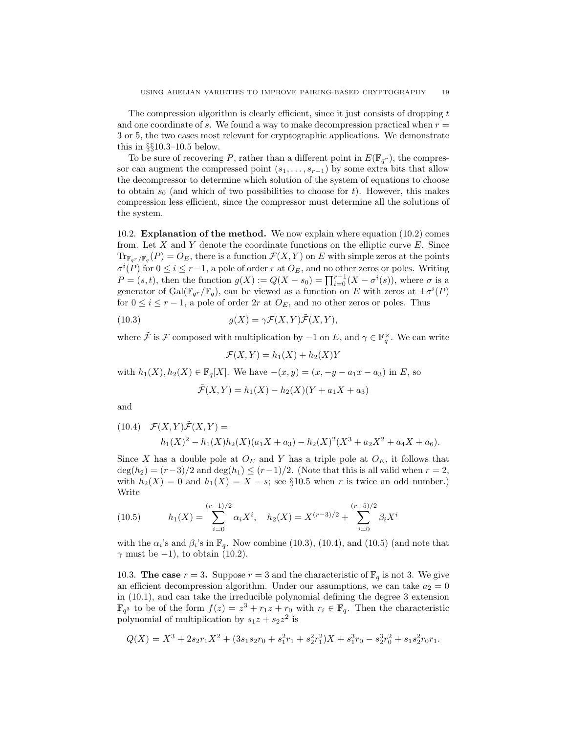The compression algorithm is clearly efficient, since it just consists of dropping $t$ and one coordinate of $s$. We found a way to make decompression practical when $r = 3$ or $5$, the two cases most relevant for cryptographic applications. We demonstrate this in §§10.3–10.5 below.

To be sure of recovering $P$, rather than a different point in $E(\mathbb{F}_{q^r})$, the compressor can augment the compressed point $(s_1, \ldots, s_{r-1})$ by some extra bits that allow the decompressor to determine which solution of the system of equations to choose to obtain $s_0$ (and which of two possibilities to choose for $t$). However, this makes compression less efficient, since the compressor must determine all the solutions of the system.

10.2. **Explanation of the method.** We now explain where equation (10.2) comes from. Let $X$ and $Y$ denote the coordinate functions on the elliptic curve $E$. Since $\mathrm{Tr}_{\mathbb{F}_{q^r}/\mathbb{F}_q}(P) = O_E$, there is a function $\mathcal{F}(X,Y)$ on $E$ with simple zeros at the points $\sigma^i(P)$ for $0 \le i \le r-1$, a pole of order $r$ at $O_E$, and no other zeros or poles. Writing $P = (s,t)$, then the function $g(X) := Q(X - s_0) = \prod_{i=0}^{r-1}(X - \sigma^i(s))$, where $\sigma$ is a generator of $\mathrm{Gal}(\mathbb{F}_{q^r}/\mathbb{F}_q)$, can be viewed as a function on $E$ with zeros at $\pm\sigma^i(P)$ for $0 \le i \le r-1$, a pole of order $2r$ at $O_E$, and no other zeros or poles. Thus

$$g(X) = \gamma \mathcal{F}(X,Y)\tilde{\mathcal{F}}(X,Y), \tag{10.3}$$

where $\tilde{\mathcal{F}}$ is $\mathcal{F}$ composed with multiplication by $-1$ on $E$, and $\gamma \in \mathbb{F}_q^\times$. We can write

$$\mathcal{F}(X,Y) = h_1(X) + h_2(X)Y$$

with $h_1(X), h_2(X) \in \mathbb{F}_q[X]$. We have $-(x,y) = (x, -y - a_1x - a_3)$ in $E$, so

$$\tilde{\mathcal{F}}(X,Y) = h_1(X) - h_2(X)(Y + a_1X + a_3)$$

and

$$\begin{aligned} &\mathcal{F}(X,Y)\tilde{\mathcal{F}}(X,Y) = \\ &\qquad h_1(X)^2 - h_1(X)h_2(X)(a_1X + a_3) - h_2(X)^2(X^3 + a_2X^2 + a_4X + a_6). \end{aligned} \tag{10.4}$$

Since $X$ has a double pole at $O_E$ and $Y$ has a triple pole at $O_E$, it follows that $\deg(h_2) = (r-3)/2$ and $\deg(h_1) \le (r-1)/2$. (Note that this is all valid when $r = 2$, with $h_2(X) = 0$ and $h_1(X) = X - s$; see §10.5 when $r$ is twice an odd number.) Write

$$h_1(X) = \sum_{i=0}^{(r-1)/2} \alpha_i X^i, \quad h_2(X) = X^{(r-3)/2} + \sum_{i=0}^{(r-5)/2} \beta_i X^i \tag{10.5}$$

with the $\alpha_i$'s and $\beta_i$'s in $\mathbb{F}_q$. Now combine (10.3), (10.4), and (10.5) (and note that $\gamma$ must be $-1$), to obtain (10.2).

10.3. **The case $r = 3$.** Suppose $r = 3$ and the characteristic of $\mathbb{F}_q$ is not 3. We give an efficient decompression algorithm. Under our assumptions, we can take $a_2 = 0$ in (10.1), and can take the irreducible polynomial defining the degree 3 extension $\mathbb{F}_{q^3}$ to be of the form $f(z) = z^3 + r_1z + r_0$ with $r_i \in \mathbb{F}_q$. Then the characteristic polynomial of multiplication by $s_1z + s_2z^2$ is

$$Q(X) = X^3 + 2s_2r_1X^2 + (3s_1s_2r_0 + s_1^2r_1 + s_2^2r_1^2)X + s_1^3r_0 - s_2^3r_0^2 + s_1s_2^2r_0r_1.$$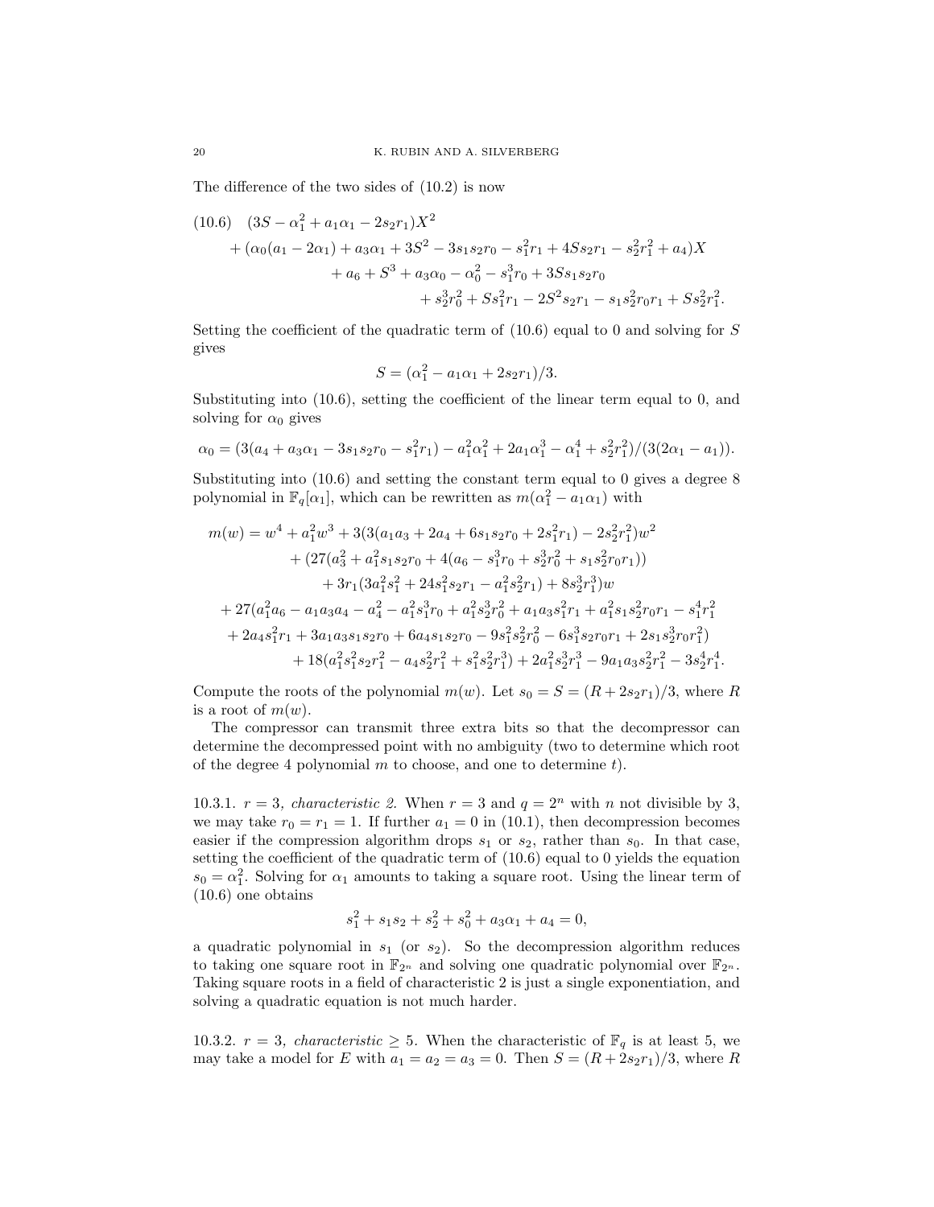The difference of the two sides of (10.2) is now

$$
\begin{aligned}
(10.6)\quad & (3S - \alpha_1^2 + a_1\alpha_1 - 2s_2r_1)X^2 \\
&+ (\alpha_0(a_1 - 2\alpha_1) + a_3\alpha_1 + 3S^2 - 3s_1s_2r_0 - s_1^2r_1 + 4Ss_2r_1 - s_2^2r_1^2 + a_4)X \\
&\qquad + a_6 + S^3 + a_3\alpha_0 - \alpha_0^2 - s_1^3r_0 + 3Ss_1s_2r_0 \\
&\qquad\qquad + s_2^3r_0^2 + Ss_1^2r_1 - 2S^2s_2r_1 - s_1s_2^2r_0r_1 + Ss_2^2r_1^2.
\end{aligned}
$$

Setting the coefficient of the quadratic term of (10.6) equal to 0 and solving for $S$ gives

$$S = (\alpha_1^2 - a_1\alpha_1 + 2s_2r_1)/3.$$

Substituting into (10.6), setting the coefficient of the linear term equal to 0, and solving for $\alpha_0$ gives

$$\alpha_0 = (3(a_4 + a_3\alpha_1 - 3s_1s_2r_0 - s_1^2r_1) - a_1^2\alpha_1^2 + 2a_1\alpha_1^3 - \alpha_1^4 + s_2^2r_1^2)/(3(2\alpha_1 - a_1)).$$

Substituting into (10.6) and setting the constant term equal to 0 gives a degree 8 polynomial in $\mathbb{F}_q[\alpha_1]$, which can be rewritten as $m(\alpha_1^2 - a_1\alpha_1)$ with

$$
\begin{aligned}
m(w) = {} & w^4 + a_1^2w^3 + 3(3(a_1a_3 + 2a_4 + 6s_1s_2r_0 + 2s_1^2r_1) - 2s_2^2r_1^2)w^2 \\
& + (27(a_3^2 + a_1^2s_1s_2r_0 + 4(a_6 - s_1^3r_0 + s_2^3r_0^2 + s_1s_2^2r_0r_1)) \\
& \qquad + 3r_1(3a_1^2s_1^2 + 24s_1^2s_2r_1 - a_1^2s_2^2r_1) + 8s_2^3r_1^3)w \\
& + 27(a_1^2a_6 - a_1a_3a_4 - a_4^2 - a_1^2s_1^3r_0 + a_1^2s_2^3r_0^2 + a_1a_3s_1^2r_1 + a_1^2s_1s_2^2r_0r_1 - s_1^4r_1^2 \\
& \quad + 2a_4s_1^2r_1 + 3a_1a_3s_1s_2r_0 + 6a_4s_1s_2r_0 - 9s_1^2s_2^2r_0^2 - 6s_1^3s_2r_0r_1 + 2s_1s_2^3r_0r_1^2) \\
& \qquad + 18(a_1^2s_1^2s_2r_1^2 - a_4s_2^2r_1^2 + s_1^2s_2^2r_1^3) + 2a_1^2s_2^3r_1^3 - 9a_1a_3s_2^2r_1^2 - 3s_2^4r_1^4.
\end{aligned}
$$

Compute the roots of the polynomial $m(w)$. Let $s_0 = S = (R + 2s_2r_1)/3$, where $R$ is a root of $m(w)$.

The compressor can transmit three extra bits so that the decompressor can determine the decompressed point with no ambiguity (two to determine which root of the degree 4 polynomial $m$ to choose, and one to determine $t$).

10.3.1. *$r = 3$, characteristic 2.* When $r = 3$ and $q = 2^n$ with $n$ not divisible by 3, we may take $r_0 = r_1 = 1$. If further $a_1 = 0$ in (10.1), then decompression becomes easier if the compression algorithm drops $s_1$ or $s_2$, rather than $s_0$. In that case, setting the coefficient of the quadratic term of (10.6) equal to 0 yields the equation $s_0 = \alpha_1^2$. Solving for $\alpha_1$ amounts to taking a square root. Using the linear term of (10.6) one obtains

$$s_1^2 + s_1s_2 + s_2^2 + s_0^2 + a_3\alpha_1 + a_4 = 0,$$

a quadratic polynomial in $s_1$ (or $s_2$). So the decompression algorithm reduces to taking one square root in $\mathbb{F}_{2^n}$ and solving one quadratic polynomial over $\mathbb{F}_{2^n}$. Taking square roots in a field of characteristic 2 is just a single exponentiation, and solving a quadratic equation is not much harder.

10.3.2. *$r = 3$, characteristic $\geq 5$.* When the characteristic of $\mathbb{F}_q$ is at least 5, we may take a model for $E$ with $a_1 = a_2 = a_3 = 0$. Then $S = (R + 2s_2r_1)/3$, where $R$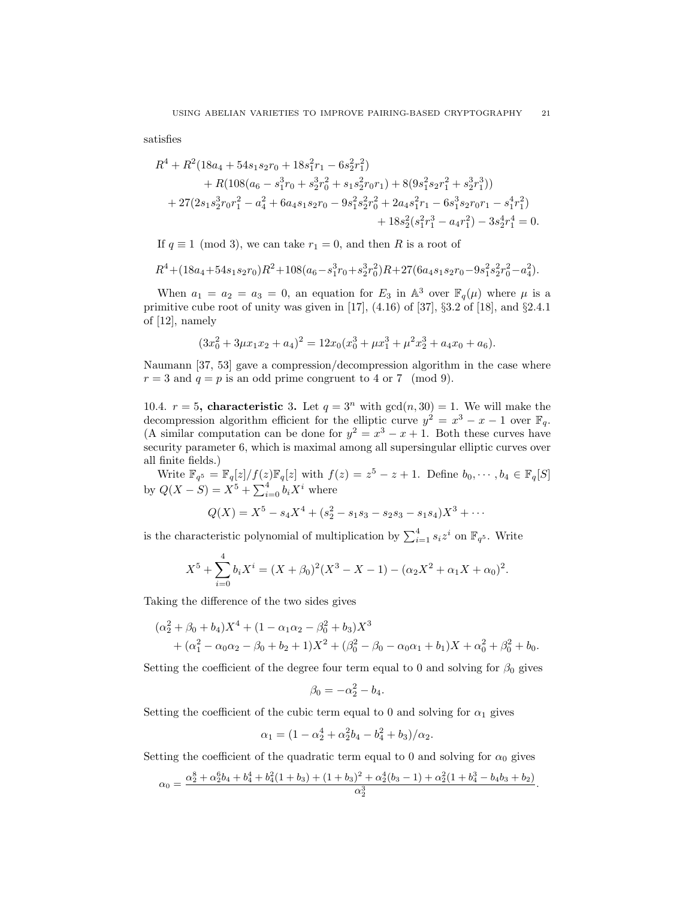satisfies

$$
\begin{aligned}
&R^4 + R^2(18a_4 + 54s_1s_2r_0 + 18s_1^2r_1 - 6s_2^2r_1^2) \\
&\qquad + R(108(a_6 - s_1^3r_0 + s_2^3r_0^2 + s_1s_2^2r_0r_1) + 8(9s_1^2s_2r_1^2 + s_2^3r_1^3)) \\
&\quad + 27(2s_1s_2^3r_0r_1^2 - a_4^2 + 6a_4s_1s_2r_0 - 9s_1^2s_2^2r_0^2 + 2a_4s_1^2r_1 - 6s_1^3s_2r_0r_1 - s_1^4r_1^2) \\
&\qquad\qquad + 18s_2^2(s_1^2r_1^3 - a_4r_1^2) - 3s_2^4r_1^4 = 0.
\end{aligned}
$$

If $q \equiv 1 \pmod 3$, we can take $r_1 = 0$, and then $R$ is a root of

$$
R^4 + (18a_4 + 54s_1s_2r_0)R^2 + 108(a_6 - s_1^3r_0 + s_2^3r_0^2)R + 27(6a_4s_1s_2r_0 - 9s_1^2s_2^2r_0^2 - a_4^2).
$$

When $a_1 = a_2 = a_3 = 0$, an equation for $E_3$ in $\mathbb{A}^3$ over $\mathbb{F}_q(\mu)$ where $\mu$ is a primitive cube root of unity was given in [17], (4.16) of [37], §3.2 of [18], and §2.4.1 of [12], namely

$$
(3x_0^2 + 3\mu x_1x_2 + a_4)^2 = 12x_0(x_0^3 + \mu x_1^3 + \mu^2x_2^3 + a_4x_0 + a_6).
$$

Naumann [37, 53] gave a compression/decompression algorithm in the case where $r = 3$ and $q = p$ is an odd prime congruent to 4 or 7 $\pmod 9$.

10.4. **$r = 5$, characteristic 3.** Let $q = 3^n$ with $\gcd(n, 30) = 1$. We will make the decompression algorithm efficient for the elliptic curve $y^2 = x^3 - x - 1$ over $\mathbb{F}_q$. (A similar computation can be done for $y^2 = x^3 - x + 1$. Both these curves have security parameter 6, which is maximal among all supersingular elliptic curves over all finite fields.)

Write $\mathbb{F}_{q^5} = \mathbb{F}_q[z]/f(z)\mathbb{F}_q[z]$ with $f(z) = z^5 - z + 1$. Define $b_0, \cdots, b_4 \in \mathbb{F}_q[S]$ by $Q(X - S) = X^5 + \sum_{i=0}^4 b_iX^i$ where

$$
Q(X) = X^5 - s_4X^4 + (s_2^2 - s_1s_3 - s_2s_3 - s_1s_4)X^3 + \cdots
$$

is the characteristic polynomial of multiplication by $\sum_{i=1}^4 s_iz^i$ on $\mathbb{F}_{q^5}$. Write

$$
X^5 + \sum_{i=0}^4 b_iX^i = (X + \beta_0)^2(X^3 - X - 1) - (\alpha_2X^2 + \alpha_1X + \alpha_0)^2.
$$

Taking the difference of the two sides gives

$$
\begin{aligned}
&(\alpha_2^2 + \beta_0 + b_4)X^4 + (1 - \alpha_1\alpha_2 - \beta_0^2 + b_3)X^3 \\
&\qquad + (\alpha_1^2 - \alpha_0\alpha_2 - \beta_0 + b_2 + 1)X^2 + (\beta_0^2 - \beta_0 - \alpha_0\alpha_1 + b_1)X + \alpha_0^2 + \beta_0^2 + b_0.
\end{aligned}
$$

Setting the coefficient of the degree four term equal to 0 and solving for $\beta_0$ gives

$$
\beta_0 = -\alpha_2^2 - b_4.
$$

Setting the coefficient of the cubic term equal to 0 and solving for $\alpha_1$ gives

$$
\alpha_1 = (1 - \alpha_2^4 + \alpha_2^2b_4 - b_4^2 + b_3)/\alpha_2.
$$

Setting the coefficient of the quadratic term equal to 0 and solving for $\alpha_0$ gives

$$
\alpha_0 = \frac{\alpha_2^8 + \alpha_2^6b_4 + b_4^4 + b_4^2(1 + b_3) + (1 + b_3)^2 + \alpha_2^4(b_3 - 1) + \alpha_2^2(1 + b_4^3 - b_4b_3 + b_2)}{\alpha_2^3}.
$$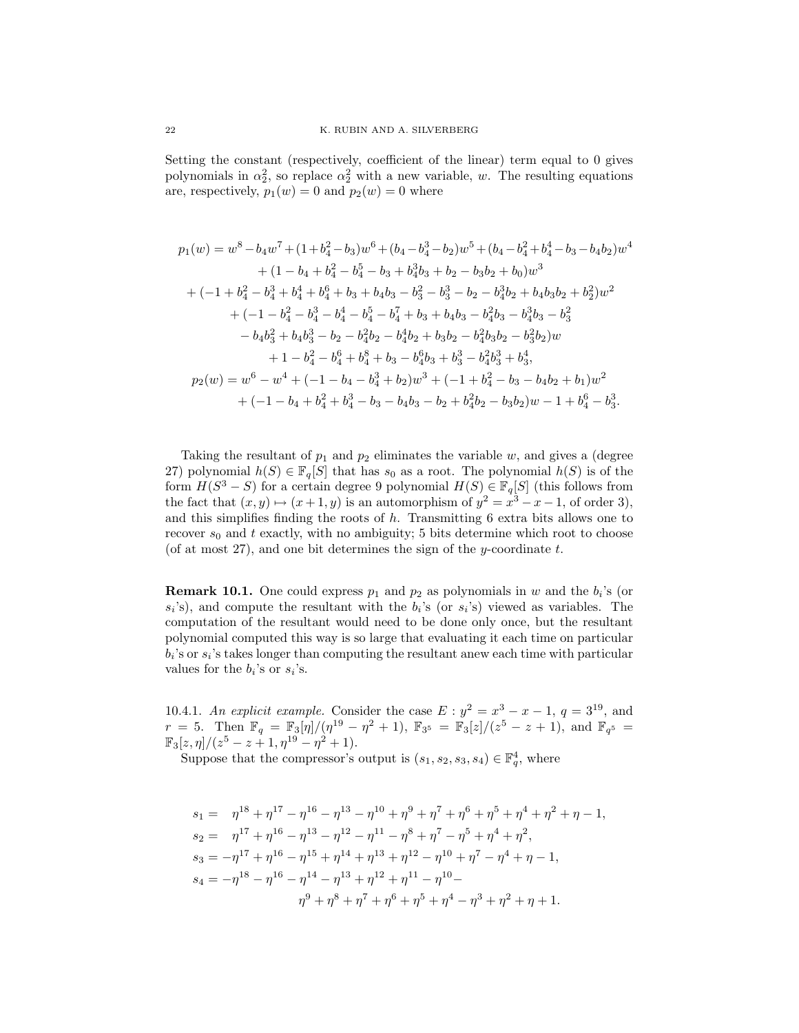Setting the constant (respectively, coefficient of the linear) term equal to 0 gives polynomials in $\alpha_2^2$, so replace $\alpha_2^2$ with a new variable, $w$. The resulting equations are, respectively, $p_1(w) = 0$ and $p_2(w) = 0$ where

$$
\begin{aligned}
p_1(w) = {} & w^8 - b_4 w^7 + (1 + b_4^2 - b_3)w^6 + (b_4 - b_4^3 - b_2)w^5 + (b_4 - b_4^2 + b_4^4 - b_3 - b_4 b_2)w^4 \\
& + (1 - b_4 + b_4^2 - b_4^5 - b_3 + b_4^3 b_3 + b_2 - b_3 b_2 + b_0)w^3 \\
& + (-1 + b_4^2 - b_4^3 + b_4^4 + b_4^6 + b_3 + b_4 b_3 - b_3^2 - b_3^3 - b_2 - b_4^3 b_2 + b_4 b_3 b_2 + b_2^2)w^2 \\
& + (-1 - b_4^2 - b_4^3 - b_4^4 - b_4^5 - b_4^7 + b_3 + b_4 b_3 - b_4^2 b_3 - b_4^3 b_3 - b_3^2 \\
& - b_4 b_3^2 + b_4 b_3^3 - b_2 - b_4^2 b_2 - b_4^4 b_2 + b_3 b_2 - b_4^2 b_3 b_2 - b_3^2 b_2)w \\
& + 1 - b_4^2 - b_4^6 + b_4^8 + b_3 - b_4^6 b_3 + b_3^3 - b_4^2 b_3^3 + b_3^4, \\
p_2(w) = {} & w^6 - w^4 + (-1 - b_4 - b_4^3 + b_2)w^3 + (-1 + b_4^2 - b_3 - b_4 b_2 + b_1)w^2 \\
& + (-1 - b_4 + b_4^2 + b_4^3 - b_3 - b_4 b_3 - b_2 + b_4^2 b_2 - b_3 b_2)w - 1 + b_4^6 - b_3^3.
\end{aligned}
$$

Taking the resultant of $p_1$ and $p_2$ eliminates the variable $w$, and gives a (degree 27) polynomial $h(S) \in \mathbb{F}_q[S]$ that has $s_0$ as a root. The polynomial $h(S)$ is of the form $H(S^3 - S)$ for a certain degree 9 polynomial $H(S) \in \mathbb{F}_q[S]$ (this follows from the fact that $(x, y) \mapsto (x+1, y)$ is an automorphism of $y^2 = x^3 - x - 1$, of order 3), and this simplifies finding the roots of $h$. Transmitting 6 extra bits allows one to recover $s_0$ and $t$ exactly, with no ambiguity; 5 bits determine which root to choose (of at most 27), and one bit determines the sign of the $y$-coordinate $t$.

**Remark 10.1.** One could express $p_1$ and $p_2$ as polynomials in $w$ and the $b_i$'s (or $s_i$'s), and compute the resultant with the $b_i$'s (or $s_i$'s) viewed as variables. The computation of the resultant would need to be done only once, but the resultant polynomial computed this way is so large that evaluating it each time on particular $b_i$'s or $s_i$'s takes longer than computing the resultant anew each time with particular values for the $b_i$'s or $s_i$'s.

10.4.1. *An explicit example.* Consider the case $E : y^2 = x^3 - x - 1$, $q = 3^{19}$, and $r = 5$. Then $\mathbb{F}_q = \mathbb{F}_3[\eta]/(\eta^{19} - \eta^2 + 1)$, $\mathbb{F}_{3^5} = \mathbb{F}_3[z]/(z^5 - z + 1)$, and $\mathbb{F}_{q^5} = \mathbb{F}_3[z, \eta]/(z^5 - z + 1, \eta^{19} - \eta^2 + 1)$.

Suppose that the compressor's output is $(s_1, s_2, s_3, s_4) \in \mathbb{F}_q^4$, where

$$
\begin{aligned}
s_1 = {} & \eta^{18} + \eta^{17} - \eta^{16} - \eta^{13} - \eta^{10} + \eta^9 + \eta^7 + \eta^6 + \eta^5 + \eta^4 + \eta^2 + \eta - 1, \\
s_2 = {} & \eta^{17} + \eta^{16} - \eta^{13} - \eta^{12} - \eta^{11} - \eta^8 + \eta^7 - \eta^5 + \eta^4 + \eta^2, \\
s_3 = {} & -\eta^{17} + \eta^{16} - \eta^{15} + \eta^{14} + \eta^{13} + \eta^{12} - \eta^{10} + \eta^7 - \eta^4 + \eta - 1, \\
s_4 = {} & -\eta^{18} - \eta^{16} - \eta^{14} - \eta^{13} + \eta^{12} + \eta^{11} - \eta^{10} - \\
& \eta^9 + \eta^8 + \eta^7 + \eta^6 + \eta^5 + \eta^4 - \eta^3 + \eta^2 + \eta + 1.
\end{aligned}
$$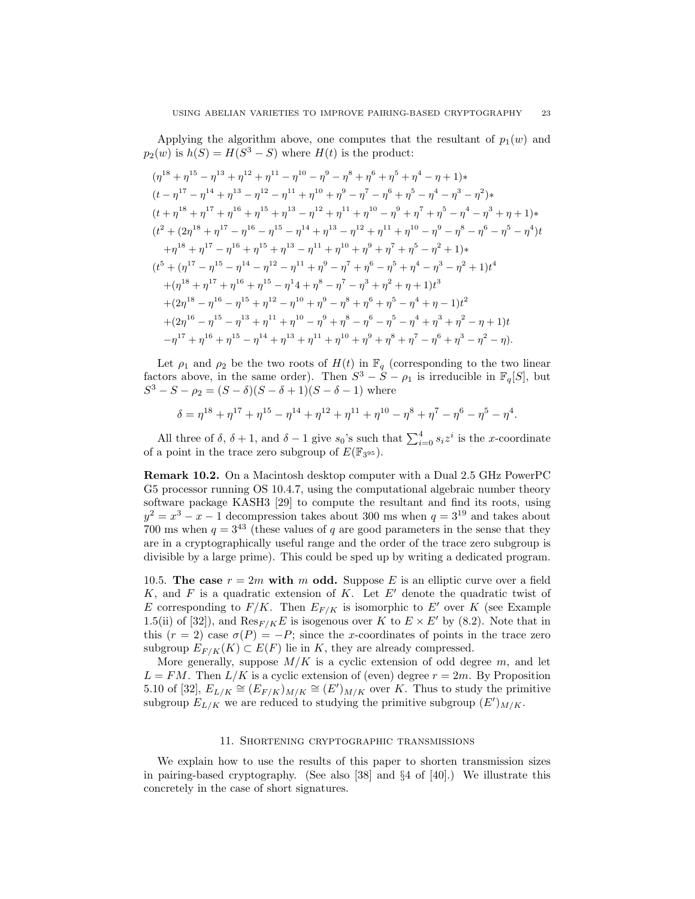Applying the algorithm above, one computes that the resultant of $p_1(w)$ and $p_2(w)$ is $h(S) = H(S^3 - S)$ where $H(t)$ is the product:

$$
\begin{aligned}
&(\eta^{18} + \eta^{15} - \eta^{13} + \eta^{12} + \eta^{11} - \eta^{10} - \eta^{9} - \eta^{8} + \eta^{6} + \eta^{5} + \eta^{4} - \eta + 1)* \\
&(t - \eta^{17} - \eta^{14} + \eta^{13} - \eta^{12} - \eta^{11} + \eta^{10} + \eta^{9} - \eta^{7} - \eta^{6} + \eta^{5} - \eta^{4} - \eta^{3} - \eta^{2})* \\
&(t + \eta^{18} + \eta^{17} + \eta^{16} + \eta^{15} + \eta^{13} - \eta^{12} + \eta^{11} + \eta^{10} - \eta^{9} + \eta^{7} + \eta^{5} - \eta^{4} - \eta^{3} + \eta + 1)* \\
&(t^2 + (2\eta^{18} + \eta^{17} - \eta^{16} - \eta^{15} - \eta^{14} + \eta^{13} - \eta^{12} + \eta^{11} + \eta^{10} - \eta^{9} - \eta^{8} - \eta^{6} - \eta^{5} - \eta^{4})t \\
&\quad + \eta^{18} + \eta^{17} - \eta^{16} + \eta^{15} + \eta^{13} - \eta^{11} + \eta^{10} + \eta^{9} + \eta^{7} + \eta^{5} - \eta^{2} + 1)* \\
&(t^5 + (\eta^{17} - \eta^{15} - \eta^{14} - \eta^{12} - \eta^{11} + \eta^{9} - \eta^{7} + \eta^{6} - \eta^{5} + \eta^{4} - \eta^{3} - \eta^{2} + 1)t^4 \\
&\quad + (\eta^{18} + \eta^{17} + \eta^{16} + \eta^{15} - \eta^{1}4 + \eta^{8} - \eta^{7} - \eta^{3} + \eta^{2} + \eta + 1)t^3 \\
&\quad + (2\eta^{18} - \eta^{16} - \eta^{15} + \eta^{12} - \eta^{10} + \eta^{9} - \eta^{8} + \eta^{6} + \eta^{5} - \eta^{4} + \eta - 1)t^2 \\
&\quad + (2\eta^{16} - \eta^{15} - \eta^{13} + \eta^{11} + \eta^{10} - \eta^{9} + \eta^{8} - \eta^{6} - \eta^{5} - \eta^{4} + \eta^{3} + \eta^{2} - \eta + 1)t \\
&\quad - \eta^{17} + \eta^{16} + \eta^{15} - \eta^{14} + \eta^{13} + \eta^{11} + \eta^{10} + \eta^{9} + \eta^{8} + \eta^{7} - \eta^{6} + \eta^{3} - \eta^{2} - \eta).
\end{aligned}
$$

Let $\rho_1$ and $\rho_2$ be the two roots of $H(t)$ in $\mathbb{F}_q$ (corresponding to the two linear factors above, in the same order). Then $S^3 - S - \rho_1$ is irreducible in $\mathbb{F}_q[S]$, but $S^3 - S - \rho_2 = (S - \delta)(S - \delta + 1)(S - \delta - 1)$ where

$$\delta = \eta^{18} + \eta^{17} + \eta^{15} - \eta^{14} + \eta^{12} + \eta^{11} + \eta^{10} - \eta^{8} + \eta^{7} - \eta^{6} - \eta^{5} - \eta^{4}.$$

All three of $\delta$, $\delta + 1$, and $\delta - 1$ give $s_0$'s such that $\sum_{i=0}^{4} s_i z^i$ is the $x$-coordinate of a point in the trace zero subgroup of $E(\mathbb{F}_{3^{95}})$.

**Remark 10.2.** On a Macintosh desktop computer with a Dual 2.5 GHz PowerPC G5 processor running OS 10.4.7, using the computational algebraic number theory software package KASH3 [29] to compute the resultant and find its roots, using $y^2 = x^3 - x - 1$ decompression takes about 300 ms when $q = 3^{19}$ and takes about 700 ms when $q = 3^{43}$ (these values of $q$ are good parameters in the sense that they are in a cryptographically useful range and the order of the trace zero subgroup is divisible by a large prime). This could be sped up by writing a dedicated program.

10.5. **The case $r = 2m$ with $m$ odd.** Suppose $E$ is an elliptic curve over a field $K$, and $F$ is a quadratic extension of $K$. Let $E'$ denote the quadratic twist of $E$ corresponding to $F/K$. Then $E_{F/K}$ is isomorphic to $E'$ over $K$ (see Example 1.5(ii) of [32]), and $\mathrm{Res}_{F/K}E$ is isogenous over $K$ to $E \times E'$ by (8.2). Note that in this ($r = 2$) case $\sigma(P) = -P$; since the $x$-coordinates of points in the trace zero subgroup $E_{F/K}(K) \subset E(F)$ lie in $K$, they are already compressed.

More generally, suppose $M/K$ is a cyclic extension of odd degree $m$, and let $L = FM$. Then $L/K$ is a cyclic extension of (even) degree $r = 2m$. By Proposition 5.10 of [32], $E_{L/K} \cong (E_{F/K})_{M/K} \cong (E')_{M/K}$ over $K$. Thus to study the primitive subgroup $E_{L/K}$ we are reduced to studying the primitive subgroup $(E')_{M/K}$.

## 11. Shortening cryptographic transmissions

We explain how to use the results of this paper to shorten transmission sizes in pairing-based cryptography. (See also [38] and §4 of [40].) We illustrate this concretely in the case of short signatures.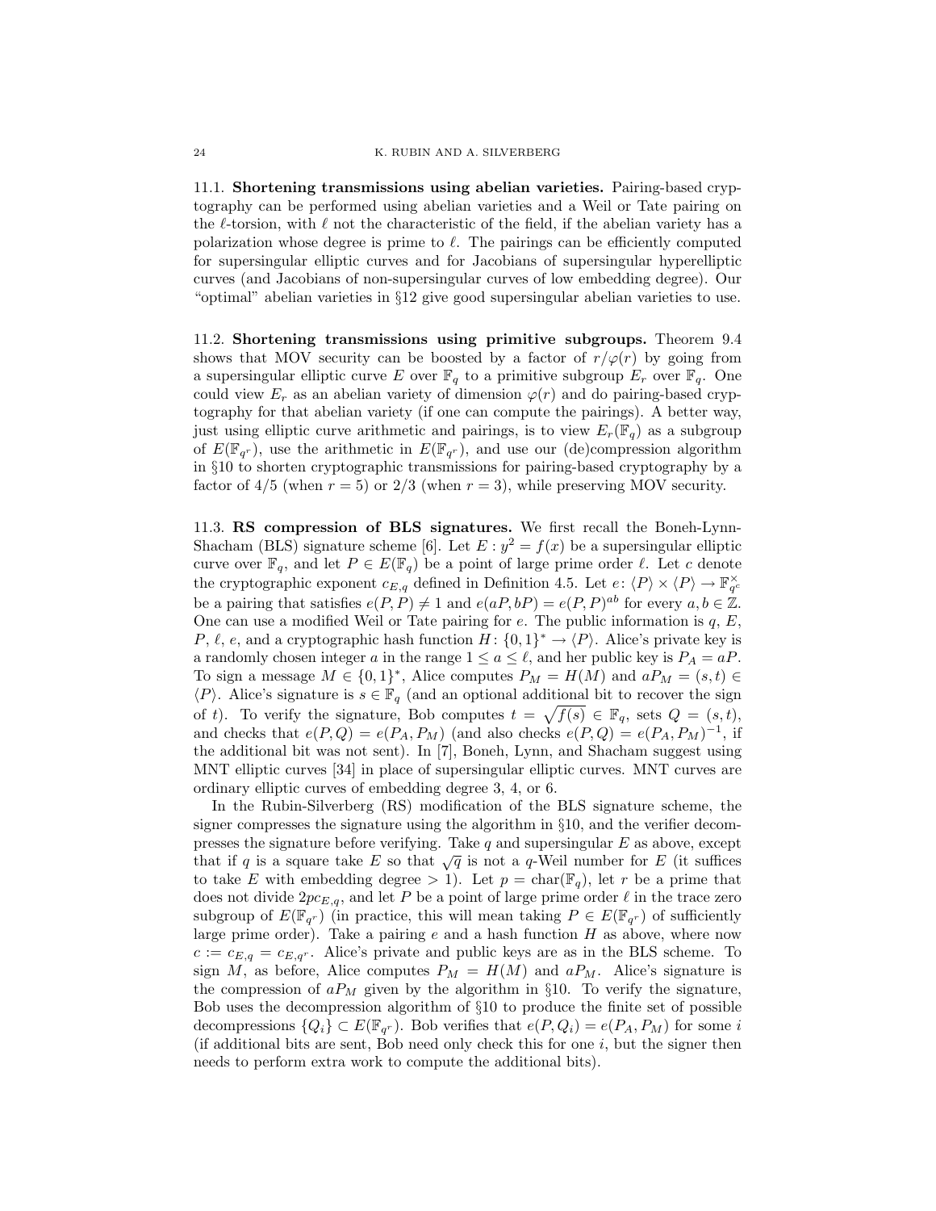**11.1. Shortening transmissions using abelian varieties.** Pairing-based cryptography can be performed using abelian varieties and a Weil or Tate pairing on the $\ell$-torsion, with $\ell$ not the characteristic of the field, if the abelian variety has a polarization whose degree is prime to $\ell$. The pairings can be efficiently computed for supersingular elliptic curves and for Jacobians of supersingular hyperelliptic curves (and Jacobians of non-supersingular curves of low embedding degree). Our "optimal" abelian varieties in §12 give good supersingular abelian varieties to use.

**11.2. Shortening transmissions using primitive subgroups.** Theorem 9.4 shows that MOV security can be boosted by a factor of $r/\varphi(r)$ by going from a supersingular elliptic curve $E$ over $\mathbb{F}_q$ to a primitive subgroup $E_r$ over $\mathbb{F}_q$. One could view $E_r$ as an abelian variety of dimension $\varphi(r)$ and do pairing-based cryptography for that abelian variety (if one can compute the pairings). A better way, just using elliptic curve arithmetic and pairings, is to view $E_r(\mathbb{F}_q)$ as a subgroup of $E(\mathbb{F}_{q^r})$, use the arithmetic in $E(\mathbb{F}_{q^r})$, and use our (de)compression algorithm in §10 to shorten cryptographic transmissions for pairing-based cryptography by a factor of $4/5$ (when $r = 5$) or $2/3$ (when $r = 3$), while preserving MOV security.

**11.3. RS compression of BLS signatures.** We first recall the Boneh-Lynn-Shacham (BLS) signature scheme [6]. Let $E : y^2 = f(x)$ be a supersingular elliptic curve over $\mathbb{F}_q$, and let $P \in E(\mathbb{F}_q)$ be a point of large prime order $\ell$. Let $c$ denote the cryptographic exponent $c_{E,q}$ defined in Definition 4.5. Let $e\colon \langle P \rangle \times \langle P \rangle \to \mathbb{F}_{q^c}^{\times}$ be a pairing that satisfies $e(P, P) \neq 1$ and $e(aP, bP) = e(P, P)^{ab}$ for every $a, b \in \mathbb{Z}$. One can use a modified Weil or Tate pairing for $e$. The public information is $q$, $E$, $P$, $\ell$, $e$, and a cryptographic hash function $H\colon \{0,1\}^* \to \langle P \rangle$. Alice's private key is a randomly chosen integer $a$ in the range $1 \leq a \leq \ell$, and her public key is $P_A = aP$. To sign a message $M \in \{0,1\}^*$, Alice computes $P_M = H(M)$ and $aP_M = (s, t) \in \langle P \rangle$. Alice's signature is $s \in \mathbb{F}_q$ (and an optional additional bit to recover the sign of $t$). To verify the signature, Bob computes $t = \sqrt{f(s)} \in \mathbb{F}_q$, sets $Q = (s, t)$, and checks that $e(P, Q) = e(P_A, P_M)$ (and also checks $e(P, Q) = e(P_A, P_M)^{-1}$, if the additional bit was not sent). In [7], Boneh, Lynn, and Shacham suggest using MNT elliptic curves [34] in place of supersingular elliptic curves. MNT curves are ordinary elliptic curves of embedding degree 3, 4, or 6.

In the Rubin-Silverberg (RS) modification of the BLS signature scheme, the signer compresses the signature using the algorithm in §10, and the verifier decompresses the signature before verifying. Take $q$ and supersingular $E$ as above, except that if $q$ is a square take $E$ so that $\sqrt{q}$ is not a $q$-Weil number for $E$ (it suffices to take $E$ with embedding degree $> 1$). Let $p = \mathrm{char}(\mathbb{F}_q)$, let $r$ be a prime that does not divide $2pc_{E,q}$, and let $P$ be a point of large prime order $\ell$ in the trace zero subgroup of $E(\mathbb{F}_{q^r})$ (in practice, this will mean taking $P \in E(\mathbb{F}_{q^r})$ of sufficiently large prime order). Take a pairing $e$ and a hash function $H$ as above, where now $c := c_{E,q} = c_{E,q^r}$. Alice's private and public keys are as in the BLS scheme. To sign $M$, as before, Alice computes $P_M = H(M)$ and $aP_M$. Alice's signature is the compression of $aP_M$ given by the algorithm in §10. To verify the signature, Bob uses the decompression algorithm of §10 to produce the finite set of possible decompressions $\{Q_i\} \subset E(\mathbb{F}_{q^r})$. Bob verifies that $e(P, Q_i) = e(P_A, P_M)$ for some $i$ (if additional bits are sent, Bob need only check this for one $i$, but the signer then needs to perform extra work to compute the additional bits).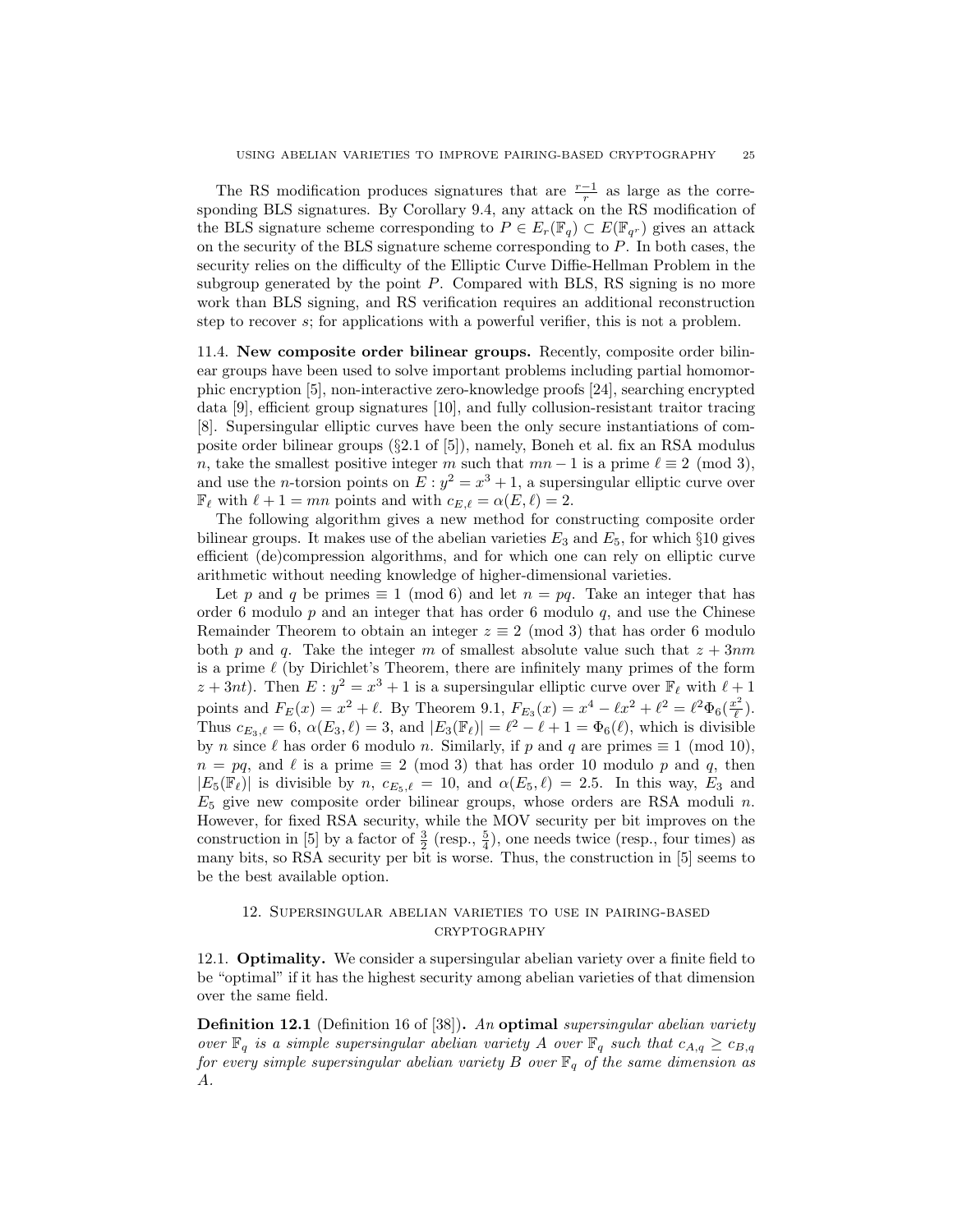The RS modification produces signatures that are $\frac{r-1}{r}$ as large as the corresponding BLS signatures. By Corollary 9.4, any attack on the RS modification of the BLS signature scheme corresponding to $P \in E_r(\mathbb{F}_q) \subset E(\mathbb{F}_{q^r})$ gives an attack on the security of the BLS signature scheme corresponding to $P$. In both cases, the security relies on the difficulty of the Elliptic Curve Diffie-Hellman Problem in the subgroup generated by the point $P$. Compared with BLS, RS signing is no more work than BLS signing, and RS verification requires an additional reconstruction step to recover $s$; for applications with a powerful verifier, this is not a problem.

11.4. **New composite order bilinear groups.** Recently, composite order bilinear groups have been used to solve important problems including partial homomorphic encryption [5], non-interactive zero-knowledge proofs [24], searching encrypted data [9], efficient group signatures [10], and fully collusion-resistant traitor tracing [8]. Supersingular elliptic curves have been the only secure instantiations of composite order bilinear groups (§2.1 of [5]), namely, Boneh et al. fix an RSA modulus $n$, take the smallest positive integer $m$ such that $mn-1$ is a prime $\ell \equiv 2 \pmod 3$, and use the $n$-torsion points on $E : y^2 = x^3 + 1$, a supersingular elliptic curve over $\mathbb{F}_\ell$ with $\ell + 1 = mn$ points and with $c_{E,\ell} = \alpha(E, \ell) = 2$.

The following algorithm gives a new method for constructing composite order bilinear groups. It makes use of the abelian varieties $E_3$ and $E_5$, for which §10 gives efficient (de)compression algorithms, and for which one can rely on elliptic curve arithmetic without needing knowledge of higher-dimensional varieties.

Let $p$ and $q$ be primes $\equiv 1 \pmod 6$ and let $n = pq$. Take an integer that has order 6 modulo $p$ and an integer that has order 6 modulo $q$, and use the Chinese Remainder Theorem to obtain an integer $z \equiv 2 \pmod 3$ that has order 6 modulo both $p$ and $q$. Take the integer $m$ of smallest absolute value such that $z + 3nm$ is a prime $\ell$ (by Dirichlet's Theorem, there are infinitely many primes of the form $z + 3nt$). Then $E : y^2 = x^3 + 1$ is a supersingular elliptic curve over $\mathbb{F}_\ell$ with $\ell + 1$ points and $F_E(x) = x^2 + \ell$. By Theorem 9.1, $F_{E_3}(x) = x^4 - \ell x^2 + \ell^2 = \ell^2 \Phi_6(\frac{x^2}{\ell})$. Thus $c_{E_3,\ell} = 6$, $\alpha(E_3, \ell) = 3$, and $|E_3(\mathbb{F}_\ell)| = \ell^2 - \ell + 1 = \Phi_6(\ell)$, which is divisible by $n$ since $\ell$ has order 6 modulo $n$. Similarly, if $p$ and $q$ are primes $\equiv 1 \pmod{10}$, $n = pq$, and $\ell$ is a prime $\equiv 2 \pmod 3$ that has order 10 modulo $p$ and $q$, then $|E_5(\mathbb{F}_\ell)|$ is divisible by $n$, $c_{E_5,\ell} = 10$, and $\alpha(E_5, \ell) = 2.5$. In this way, $E_3$ and $E_5$ give new composite order bilinear groups, whose orders are RSA moduli $n$. However, for fixed RSA security, while the MOV security per bit improves on the construction in [5] by a factor of $\frac{3}{2}$ (resp., $\frac{5}{4}$), one needs twice (resp., four times) as many bits, so RSA security per bit is worse. Thus, the construction in [5] seems to be the best available option.

## 12. Supersingular abelian varieties to use in pairing-based cryptography

12.1. **Optimality.** We consider a supersingular abelian variety over a finite field to be "optimal" if it has the highest security among abelian varieties of that dimension over the same field.

**Definition 12.1** (Definition 16 of [38])**.** *An* **optimal** *supersingular abelian variety over $\mathbb{F}_q$ is a simple supersingular abelian variety $A$ over $\mathbb{F}_q$ such that $c_{A,q} \geq c_{B,q}$ for every simple supersingular abelian variety $B$ over $\mathbb{F}_q$ of the same dimension as $A$.*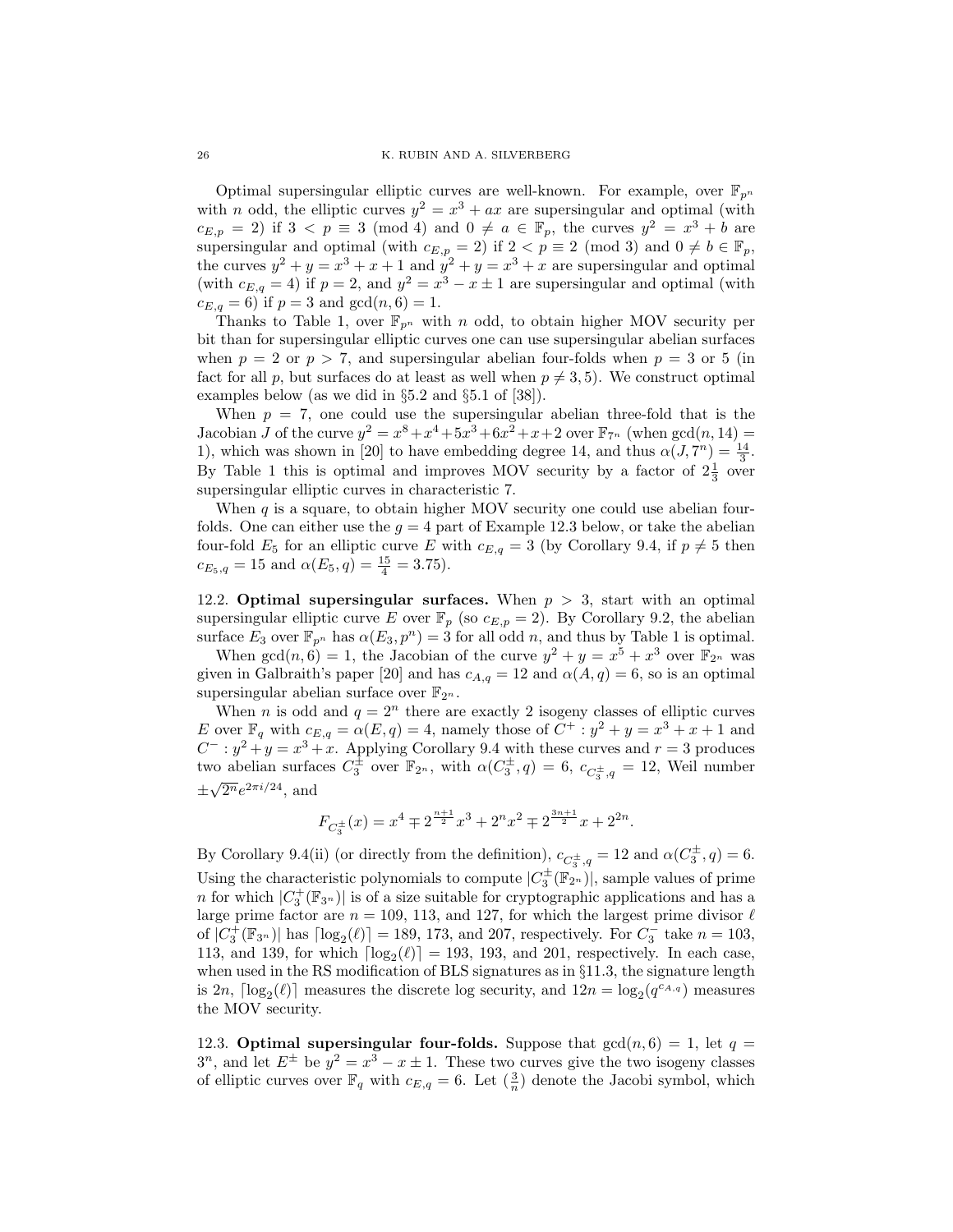Optimal supersingular elliptic curves are well-known. For example, over $\mathbb{F}_{p^n}$ with $n$ odd, the elliptic curves $y^2 = x^3 + ax$ are supersingular and optimal (with $c_{E,p} = 2$) if $3 < p \equiv 3 \pmod 4$ and $0 \neq a \in \mathbb{F}_p$, the curves $y^2 = x^3 + b$ are supersingular and optimal (with $c_{E,p} = 2$) if $2 < p \equiv 2 \pmod 3$ and $0 \neq b \in \mathbb{F}_p$, the curves $y^2 + y = x^3 + x + 1$ and $y^2 + y = x^3 + x$ are supersingular and optimal (with $c_{E,q} = 4$) if $p = 2$, and $y^2 = x^3 - x \pm 1$ are supersingular and optimal (with $c_{E,q} = 6$) if $p = 3$ and $\gcd(n, 6) = 1$.

Thanks to Table 1, over $\mathbb{F}_{p^n}$ with $n$ odd, to obtain higher MOV security per bit than for supersingular elliptic curves one can use supersingular abelian surfaces when $p = 2$ or $p > 7$, and supersingular abelian four-folds when $p = 3$ or $5$ (in fact for all $p$, but surfaces do at least as well when $p \neq 3, 5$). We construct optimal examples below (as we did in §5.2 and §5.1 of [38]).

When $p = 7$, one could use the supersingular abelian three-fold that is the Jacobian $J$ of the curve $y^2 = x^8 + x^4 + 5x^3 + 6x^2 + x + 2$ over $\mathbb{F}_{7^n}$ (when $\gcd(n, 14) = 1$), which was shown in [20] to have embedding degree 14, and thus $\alpha(J, 7^n) = \frac{14}{3}$. By Table 1 this is optimal and improves MOV security by a factor of $2\frac{1}{3}$ over supersingular elliptic curves in characteristic 7.

When $q$ is a square, to obtain higher MOV security one could use abelian four-folds. One can either use the $g = 4$ part of Example 12.3 below, or take the abelian four-fold $E_5$ for an elliptic curve $E$ with $c_{E,q} = 3$ (by Corollary 9.4, if $p \neq 5$ then $c_{E_5,q} = 15$ and $\alpha(E_5, q) = \frac{15}{4} = 3.75$).

**12.2. Optimal supersingular surfaces.** When $p > 3$, start with an optimal supersingular elliptic curve $E$ over $\mathbb{F}_p$ (so $c_{E,p} = 2$). By Corollary 9.2, the abelian surface $E_3$ over $\mathbb{F}_{p^n}$ has $\alpha(E_3, p^n) = 3$ for all odd $n$, and thus by Table 1 is optimal.

When $\gcd(n, 6) = 1$, the Jacobian of the curve $y^2 + y = x^5 + x^3$ over $\mathbb{F}_{2^n}$ was given in Galbraith's paper [20] and has $c_{A,q} = 12$ and $\alpha(A, q) = 6$, so is an optimal supersingular abelian surface over $\mathbb{F}_{2^n}$.

When $n$ is odd and $q = 2^n$ there are exactly 2 isogeny classes of elliptic curves $E$ over $\mathbb{F}_q$ with $c_{E,q} = \alpha(E, q) = 4$, namely those of $C^+ : y^2 + y = x^3 + x + 1$ and $C^- : y^2 + y = x^3 + x$. Applying Corollary 9.4 with these curves and $r = 3$ produces two abelian surfaces $C_3^\pm$ over $\mathbb{F}_{2^n}$, with $\alpha(C_3^\pm, q) = 6$, $c_{C_3^\pm,q} = 12$, Weil number $\pm\sqrt{2^n}e^{2\pi i/24}$, and

$$F_{C_3^\pm}(x) = x^4 \mp 2^{\frac{n+1}{2}}x^3 + 2^n x^2 \mp 2^{\frac{3n+1}{2}}x + 2^{2n}.$$

By Corollary 9.4(ii) (or directly from the definition), $c_{C_3^\pm,q} = 12$ and $\alpha(C_3^\pm, q) = 6$. Using the characteristic polynomials to compute $|C_3^\pm(\mathbb{F}_{2^n})|$, sample values of prime $n$ for which $|C_3^+(\mathbb{F}_{3^n})|$ is of a size suitable for cryptographic applications and has a large prime factor are $n = 109$, $113$, and $127$, for which the largest prime divisor $\ell$ of $|C_3^+(\mathbb{F}_{3^n})|$ has $\lceil \log_2(\ell) \rceil = 189$, $173$, and $207$, respectively. For $C_3^-$ take $n = 103$, $113$, and $139$, for which $\lceil \log_2(\ell) \rceil = 193$, $193$, and $201$, respectively. In each case, when used in the RS modification of BLS signatures as in §11.3, the signature length is $2n$, $\lceil \log_2(\ell) \rceil$ measures the discrete log security, and $12n = \log_2(q^{c_{A,q}})$ measures the MOV security.

**12.3. Optimal supersingular four-folds.** Suppose that $\gcd(n, 6) = 1$, let $q = 3^n$, and let $E^\pm$ be $y^2 = x^3 - x \pm 1$. These two curves give the two isogeny classes of elliptic curves over $\mathbb{F}_q$ with $c_{E,q} = 6$. Let $(\frac{3}{n})$ denote the Jacobi symbol, which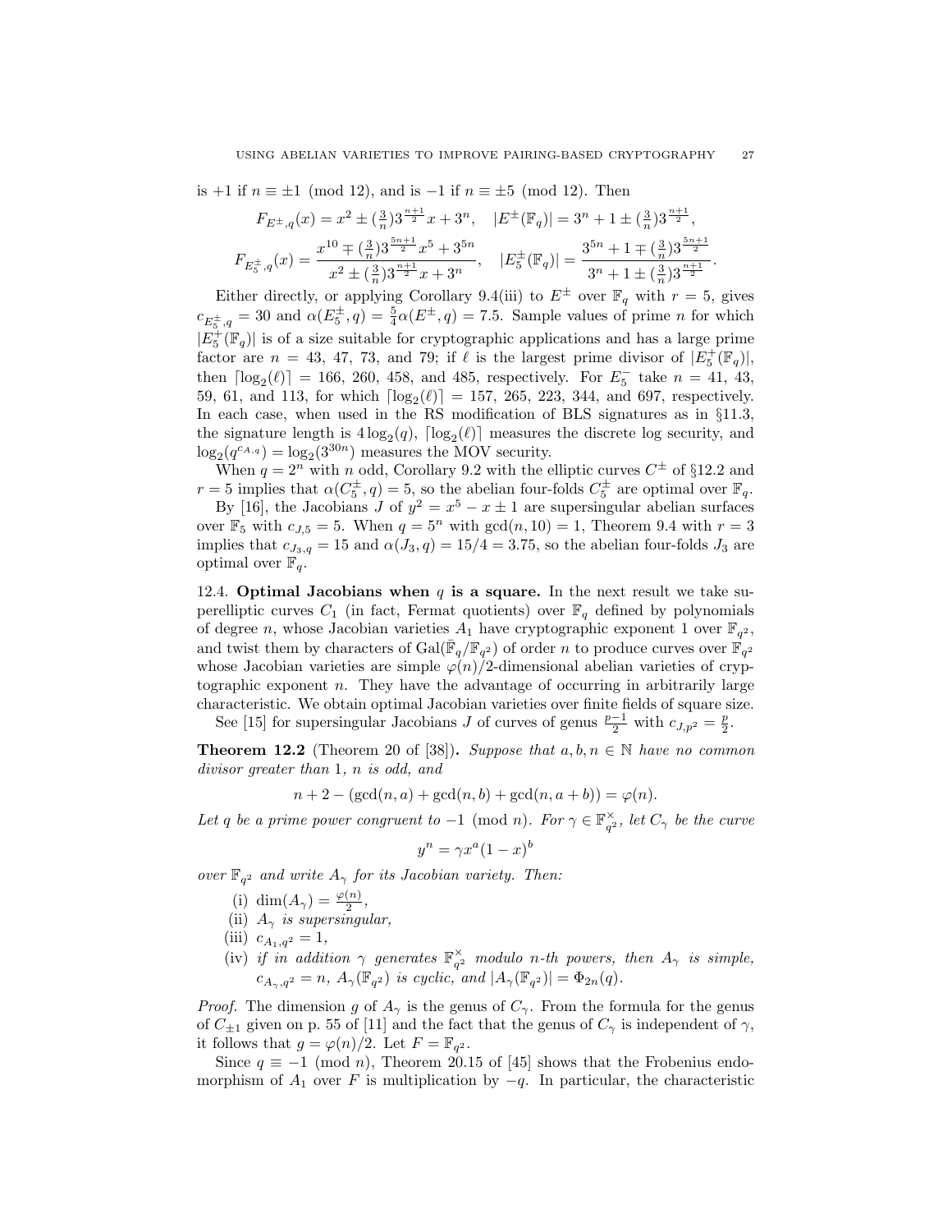is $+1$ if $n \equiv \pm 1 \pmod{12}$, and is $-1$ if $n \equiv \pm 5 \pmod{12}$. Then

$$F_{E^\pm,q}(x) = x^2 \pm (\tfrac{3}{n})3^{\frac{n+1}{2}}x + 3^n, \quad |E^\pm(\mathbb{F}_q)| = 3^n + 1 \pm (\tfrac{3}{n})3^{\frac{n+1}{2}},$$

$$F_{E_5^\pm,q}(x) = \frac{x^{10} \mp (\frac{3}{n})3^{\frac{5n+1}{2}}x^5 + 3^{5n}}{x^2 \pm (\frac{3}{n})3^{\frac{n+1}{2}}x + 3^n}, \quad |E_5^\pm(\mathbb{F}_q)| = \frac{3^{5n} + 1 \mp (\frac{3}{n})3^{\frac{5n+1}{2}}}{3^n + 1 \pm (\frac{3}{n})3^{\frac{n+1}{2}}}.$$

Either directly, or applying Corollary 9.4(iii) to $E^\pm$ over $\mathbb{F}_q$ with $r = 5$, gives $c_{E_5^\pm,q} = 30$ and $\alpha(E_5^\pm, q) = \frac{5}{4}\alpha(E^\pm, q) = 7.5$. Sample values of prime $n$ for which $|E_5^+(\mathbb{F}_q)|$ is of a size suitable for cryptographic applications and has a large prime factor are $n = 43$, $47$, $73$, and $79$; if $\ell$ is the largest prime divisor of $|E_5^+(\mathbb{F}_q)|$, then $\lceil \log_2(\ell) \rceil = 166$, $260$, $458$, and $485$, respectively. For $E_5^-$ take $n = 41$, $43$, $59$, $61$, and $113$, for which $\lceil \log_2(\ell) \rceil = 157$, $265$, $223$, $344$, and $697$, respectively. In each case, when used in the RS modification of BLS signatures as in §11.3, the signature length is $4\log_2(q)$, $\lceil \log_2(\ell) \rceil$ measures the discrete log security, and $\log_2(q^{c_{A,q}}) = \log_2(3^{30n})$ measures the MOV security.

When $q = 2^n$ with $n$ odd, Corollary 9.2 with the elliptic curves $C^\pm$ of §12.2 and $r = 5$ implies that $\alpha(C_5^\pm, q) = 5$, so the abelian four-folds $C_5^\pm$ are optimal over $\mathbb{F}_q$.

By [16], the Jacobians $J$ of $y^2 = x^5 - x \pm 1$ are supersingular abelian surfaces over $\mathbb{F}_5$ with $c_{J,5} = 5$. When $q = 5^n$ with $\gcd(n, 10) = 1$, Theorem 9.4 with $r = 3$ implies that $c_{J_3,q} = 15$ and $\alpha(J_3, q) = 15/4 = 3.75$, so the abelian four-folds $J_3$ are optimal over $\mathbb{F}_q$.

**12.4. Optimal Jacobians when $q$ is a square.** In the next result we take superelliptic curves $C_1$ (in fact, Fermat quotients) over $\mathbb{F}_q$ defined by polynomials of degree $n$, whose Jacobian varieties $A_1$ have cryptographic exponent 1 over $\mathbb{F}_{q^2}$, and twist them by characters of $\mathrm{Gal}(\bar{\mathbb{F}}_q/\mathbb{F}_{q^2})$ of order $n$ to produce curves over $\mathbb{F}_{q^2}$ whose Jacobian varieties are simple $\varphi(n)/2$-dimensional abelian varieties of cryptographic exponent $n$. They have the advantage of occurring in arbitrarily large characteristic. We obtain optimal Jacobian varieties over finite fields of square size.

See [15] for supersingular Jacobians $J$ of curves of genus $\frac{p-1}{2}$ with $c_{J,p^2} = \frac{p}{2}$.

**Theorem 12.2** (Theorem 20 of [38])**.** *Suppose that $a, b, n \in \mathbb{N}$ have no common divisor greater than 1, $n$ is odd, and*

$$n + 2 - (\gcd(n, a) + \gcd(n, b) + \gcd(n, a + b)) = \varphi(n).$$

*Let $q$ be a prime power congruent to $-1 \pmod{n}$. For $\gamma \in \mathbb{F}_{q^2}^\times$, let $C_\gamma$ be the curve*

$$y^n = \gamma x^a (1 - x)^b$$

*over $\mathbb{F}_{q^2}$ and write $A_\gamma$ for its Jacobian variety. Then:*

- (i) *$\dim(A_\gamma) = \frac{\varphi(n)}{2}$,*
- (ii) *$A_\gamma$ is supersingular,*
- (iii) *$c_{A_1,q^2} = 1$,*
- (iv) *if in addition $\gamma$ generates $\mathbb{F}_{q^2}^\times$ modulo $n$-th powers, then $A_\gamma$ is simple, $c_{A_\gamma,q^2} = n$, $A_\gamma(\mathbb{F}_{q^2})$ is cyclic, and $|A_\gamma(\mathbb{F}_{q^2})| = \Phi_{2n}(q)$.*

*Proof.* The dimension $g$ of $A_\gamma$ is the genus of $C_\gamma$. From the formula for the genus of $C_{\pm 1}$ given on p. 55 of [11] and the fact that the genus of $C_\gamma$ is independent of $\gamma$, it follows that $g = \varphi(n)/2$. Let $F = \mathbb{F}_{q^2}$.

Since $q \equiv -1 \pmod{n}$, Theorem 20.15 of [45] shows that the Frobenius endomorphism of $A_1$ over $F$ is multiplication by $-q$. In particular, the characteristic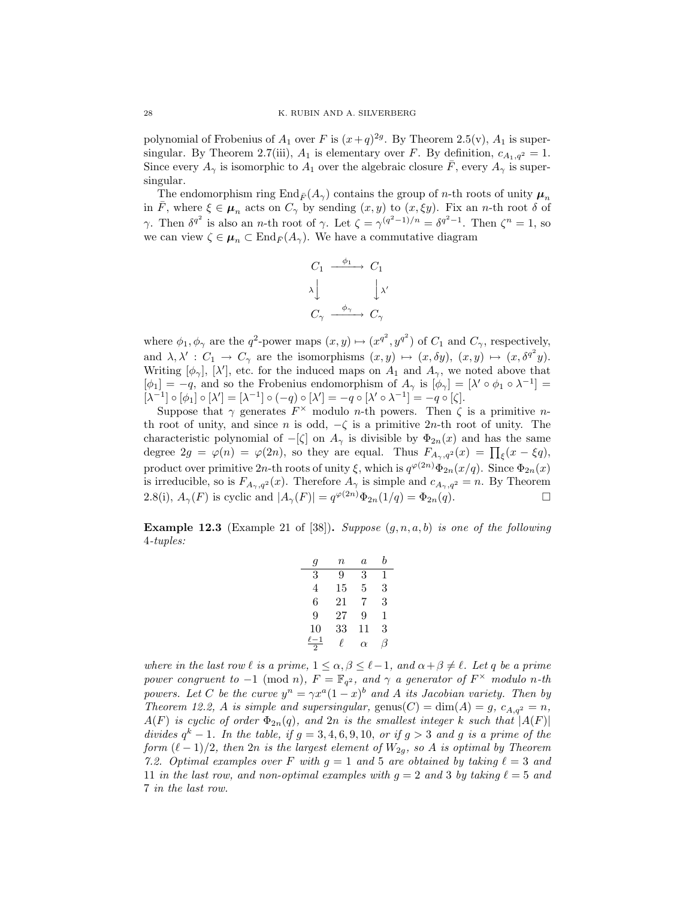polynomial of Frobenius of $A_1$ over $F$ is $(x+q)^{2g}$. By Theorem 2.5(v), $A_1$ is supersingular. By Theorem 2.7(iii), $A_1$ is elementary over $F$. By definition, $c_{A_1,q^2} = 1$. Since every $A_\gamma$ is isomorphic to $A_1$ over the algebraic closure $\bar{F}$, every $A_\gamma$ is supersingular.

The endomorphism ring $\mathrm{End}_{\bar{F}}(A_\gamma)$ contains the group of $n$-th roots of unity $\boldsymbol{\mu}_n$ in $\bar{F}$, where $\xi \in \boldsymbol{\mu}_n$ acts on $C_\gamma$ by sending $(x, y)$ to $(x, \xi y)$. Fix an $n$-th root $\delta$ of $\gamma$. Then $\delta^{q^2}$ is also an $n$-th root of $\gamma$. Let $\zeta = \gamma^{(q^2-1)/n} = \delta^{q^2-1}$. Then $\zeta^n = 1$, so we can view $\zeta \in \boldsymbol{\mu}_n \subset \mathrm{End}_{\bar{F}}(A_\gamma)$. We have a commutative diagram

$$\begin{array}{ccc} C_1 & \xrightarrow{\phi_1} & C_1 \\ \lambda \big\downarrow & & \big\downarrow \lambda' \\ C_\gamma & \xrightarrow{\phi_\gamma} & C_\gamma \end{array}$$

where $\phi_1, \phi_\gamma$ are the $q^2$-power maps $(x, y) \mapsto (x^{q^2}, y^{q^2})$ of $C_1$ and $C_\gamma$, respectively, and $\lambda, \lambda' : C_1 \to C_\gamma$ are the isomorphisms $(x, y) \mapsto (x, \delta y)$, $(x, y) \mapsto (x, \delta^{q^2} y)$. Writing $[\phi_\gamma]$, $[\lambda']$, etc. for the induced maps on $A_1$ and $A_\gamma$, we noted above that $[\phi_1] = -q$, and so the Frobenius endomorphism of $A_\gamma$ is $[\phi_\gamma] = [\lambda' \circ \phi_1 \circ \lambda^{-1}] = [\lambda^{-1}] \circ [\phi_1] \circ [\lambda'] = [\lambda^{-1}] \circ (-q) \circ [\lambda'] = -q \circ [\lambda' \circ \lambda^{-1}] = -q \circ [\zeta]$.

Suppose that $\gamma$ generates $F^\times$ modulo $n$-th powers. Then $\zeta$ is a primitive $n$-th root of unity, and since $n$ is odd, $-\zeta$ is a primitive $2n$-th root of unity. The characteristic polynomial of $-[\zeta]$ on $A_\gamma$ is divisible by $\Phi_{2n}(x)$ and has the same degree $2g = \varphi(n) = \varphi(2n)$, so they are equal. Thus $F_{A_\gamma,q^2}(x) = \prod_\xi (x - \xi q)$, product over primitive $2n$-th roots of unity $\xi$, which is $q^{\varphi(2n)}\Phi_{2n}(x/q)$. Since $\Phi_{2n}(x)$ is irreducible, so is $F_{A_\gamma,q^2}(x)$. Therefore $A_\gamma$ is simple and $c_{A_\gamma,q^2} = n$. By Theorem 2.8(i), $A_\gamma(F)$ is cyclic and $|A_\gamma(F)| = q^{\varphi(2n)}\Phi_{2n}(1/q) = \Phi_{2n}(q)$. □

**Example 12.3** (Example 21 of [38]). *Suppose $(g, n, a, b)$ is one of the following 4-tuples:*

| $g$ | $n$ | $a$ | $b$ |
|---|---|---|---|
| 3 | 9 | 3 | 1 |
| 4 | 15 | 5 | 3 |
| 6 | 21 | 7 | 3 |
| 9 | 27 | 9 | 1 |
| 10 | 33 | 11 | 3 |
| $\frac{\ell-1}{2}$ | $\ell$ | $\alpha$ | $\beta$ |

*where in the last row $\ell$ is a prime, $1 \leq \alpha, \beta \leq \ell - 1$, and $\alpha + \beta \neq \ell$. Let $q$ be a prime power congruent to $-1 \pmod{n}$, $F = \mathbb{F}_{q^2}$, and $\gamma$ a generator of $F^\times$ modulo $n$-th powers. Let $C$ be the curve $y^n = \gamma x^a(1-x)^b$ and $A$ its Jacobian variety. Then by Theorem 12.2, $A$ is simple and supersingular, $\mathrm{genus}(C) = \dim(A) = g$, $c_{A,q^2} = n$, $A(F)$ is cyclic of order $\Phi_{2n}(q)$, and $2n$ is the smallest integer $k$ such that $|A(F)|$ divides $q^k - 1$. In the table, if $g = 3, 4, 6, 9, 10$, or if $g > 3$ and $g$ is a prime of the form $(\ell-1)/2$, then $2n$ is the largest element of $W_{2g}$, so $A$ is optimal by Theorem 7.2. Optimal examples over $F$ with $g = 1$ and $5$ are obtained by taking $\ell = 3$ and $11$ in the last row, and non-optimal examples with $g = 2$ and $3$ by taking $\ell = 5$ and $7$ in the last row.*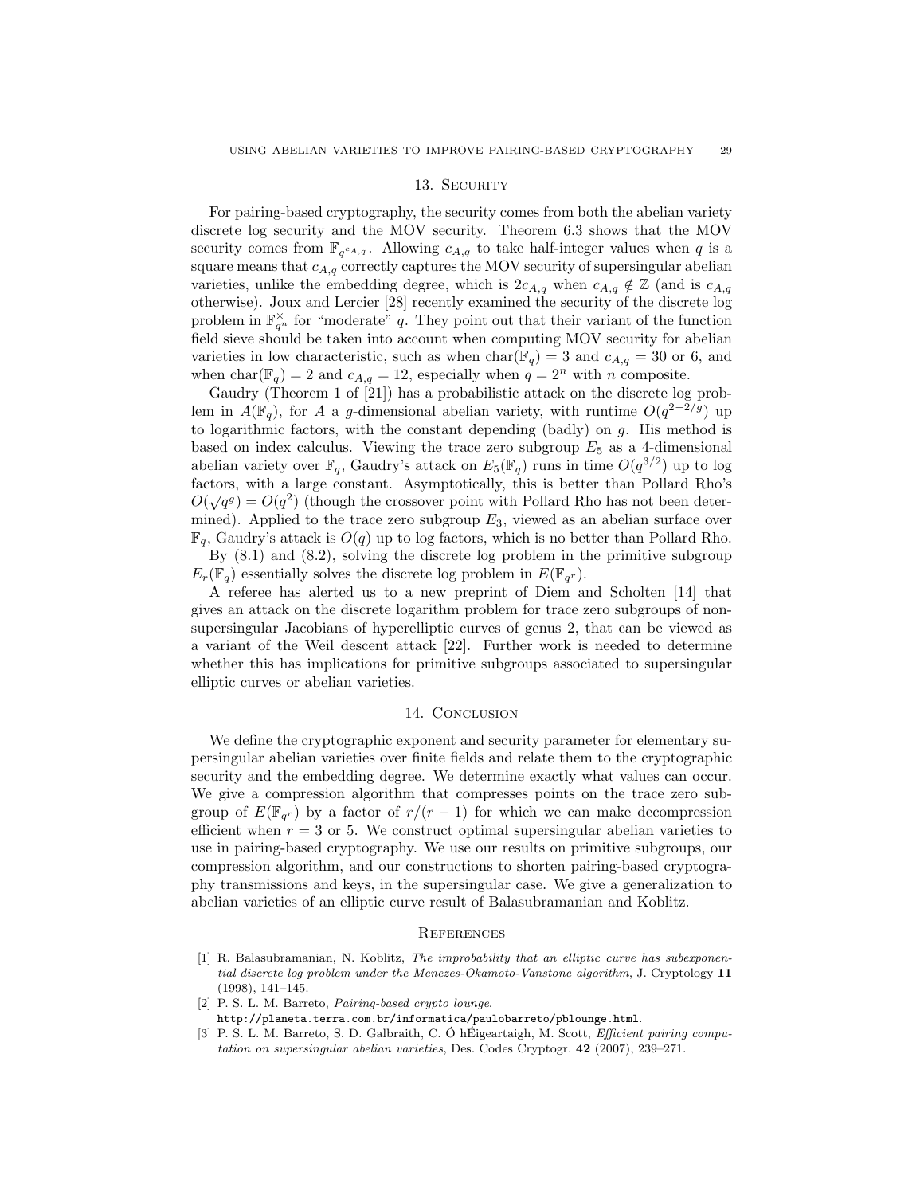## 13. Security

For pairing-based cryptography, the security comes from both the abelian variety discrete log security and the MOV security. Theorem 6.3 shows that the MOV security comes from $\mathbb{F}_{q^{c_{A,q}}}$. Allowing $c_{A,q}$ to take half-integer values when $q$ is a square means that $c_{A,q}$ correctly captures the MOV security of supersingular abelian varieties, unlike the embedding degree, which is $2c_{A,q}$ when $c_{A,q} \notin \mathbb{Z}$ (and is $c_{A,q}$ otherwise). Joux and Lercier [28] recently examined the security of the discrete log problem in $\mathbb{F}_{q^n}^\times$ for "moderate" $q$. They point out that their variant of the function field sieve should be taken into account when computing MOV security for abelian varieties in low characteristic, such as when $\mathrm{char}(\mathbb{F}_q) = 3$ and $c_{A,q} = 30$ or 6, and when $\mathrm{char}(\mathbb{F}_q) = 2$ and $c_{A,q} = 12$, especially when $q = 2^n$ with $n$ composite.

Gaudry (Theorem 1 of [21]) has a probabilistic attack on the discrete log problem in $A(\mathbb{F}_q)$, for $A$ a $g$-dimensional abelian variety, with runtime $O(q^{2-2/g})$ up to logarithmic factors, with the constant depending (badly) on $g$. His method is based on index calculus. Viewing the trace zero subgroup $E_5$ as a 4-dimensional abelian variety over $\mathbb{F}_q$, Gaudry's attack on $E_5(\mathbb{F}_q)$ runs in time $O(q^{3/2})$ up to log factors, with a large constant. Asymptotically, this is better than Pollard Rho's $O(\sqrt{q^g}) = O(q^2)$ (though the crossover point with Pollard Rho has not been determined). Applied to the trace zero subgroup $E_3$, viewed as an abelian surface over $\mathbb{F}_q$, Gaudry's attack is $O(q)$ up to log factors, which is no better than Pollard Rho.

By (8.1) and (8.2), solving the discrete log problem in the primitive subgroup $E_r(\mathbb{F}_q)$ essentially solves the discrete log problem in $E(\mathbb{F}_{q^r})$.

A referee has alerted us to a new preprint of Diem and Scholten [14] that gives an attack on the discrete logarithm problem for trace zero subgroups of nonsupersingular Jacobians of hyperelliptic curves of genus 2, that can be viewed as a variant of the Weil descent attack [22]. Further work is needed to determine whether this has implications for primitive subgroups associated to supersingular elliptic curves or abelian varieties.

## 14. Conclusion

We define the cryptographic exponent and security parameter for elementary supersingular abelian varieties over finite fields and relate them to the cryptographic security and the embedding degree. We determine exactly what values can occur. We give a compression algorithm that compresses points on the trace zero subgroup of $E(\mathbb{F}_{q^r})$ by a factor of $r/(r-1)$ for which we can make decompression efficient when $r = 3$ or 5. We construct optimal supersingular abelian varieties to use in pairing-based cryptography. We use our results on primitive subgroups, our compression algorithm, and our constructions to shorten pairing-based cryptography transmissions and keys, in the supersingular case. We give a generalization to abelian varieties of an elliptic curve result of Balasubramanian and Koblitz.

## References

[1] R. Balasubramanian, N. Koblitz, *The improbability that an elliptic curve has subexponential discrete log problem under the Menezes-Okamoto-Vanstone algorithm*, J. Cryptology **11** (1998), 141–145.

[2] P. S. L. M. Barreto, *Pairing-based crypto lounge*, `http://planeta.terra.com.br/informatica/paulobarreto/pblounge.html`.

[3] P. S. L. M. Barreto, S. D. Galbraith, C. Ó hÉigeartaigh, M. Scott, *Efficient pairing computation on supersingular abelian varieties*, Des. Codes Cryptogr. **42** (2007), 239–271.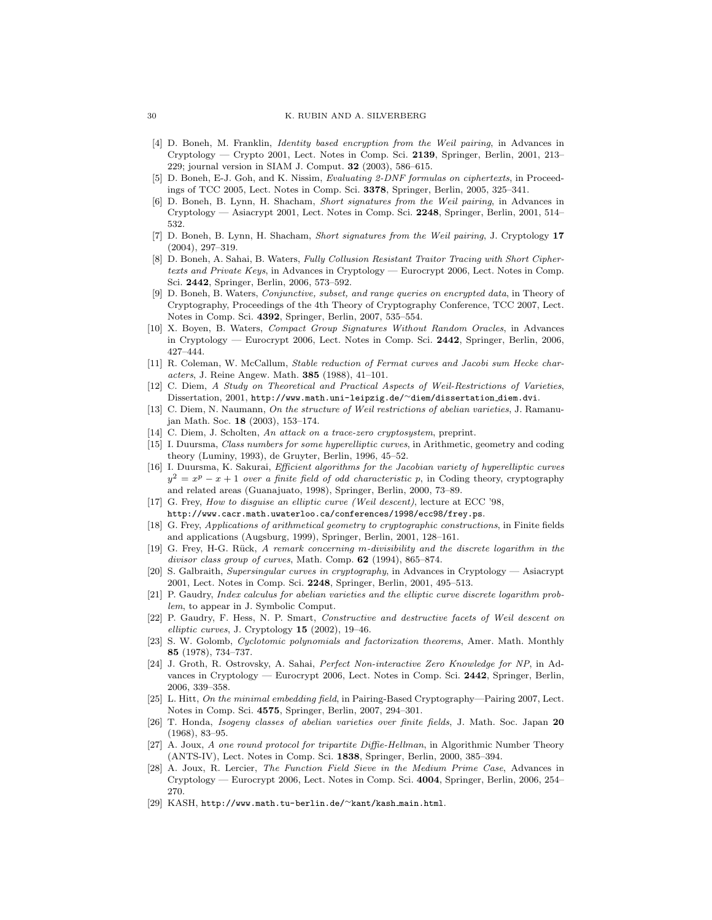- [4] D. Boneh, M. Franklin, *Identity based encryption from the Weil pairing*, in Advances in Cryptology — Crypto 2001, Lect. Notes in Comp. Sci. **2139**, Springer, Berlin, 2001, 213–229; journal version in SIAM J. Comput. **32** (2003), 586–615.
- [5] D. Boneh, E-J. Goh, and K. Nissim, *Evaluating 2-DNF formulas on ciphertexts*, in Proceedings of TCC 2005, Lect. Notes in Comp. Sci. **3378**, Springer, Berlin, 2005, 325–341.
- [6] D. Boneh, B. Lynn, H. Shacham, *Short signatures from the Weil pairing*, in Advances in Cryptology — Asiacrypt 2001, Lect. Notes in Comp. Sci. **2248**, Springer, Berlin, 2001, 514–532.
- [7] D. Boneh, B. Lynn, H. Shacham, *Short signatures from the Weil pairing*, J. Cryptology **17** (2004), 297–319.
- [8] D. Boneh, A. Sahai, B. Waters, *Fully Collusion Resistant Traitor Tracing with Short Ciphertexts and Private Keys*, in Advances in Cryptology — Eurocrypt 2006, Lect. Notes in Comp. Sci. **2442**, Springer, Berlin, 2006, 573–592.
- [9] D. Boneh, B. Waters, *Conjunctive, subset, and range queries on encrypted data*, in Theory of Cryptography, Proceedings of the 4th Theory of Cryptography Conference, TCC 2007, Lect. Notes in Comp. Sci. **4392**, Springer, Berlin, 2007, 535–554.
- [10] X. Boyen, B. Waters, *Compact Group Signatures Without Random Oracles*, in Advances in Cryptology — Eurocrypt 2006, Lect. Notes in Comp. Sci. **2442**, Springer, Berlin, 2006, 427–444.
- [11] R. Coleman, W. McCallum, *Stable reduction of Fermat curves and Jacobi sum Hecke characters*, J. Reine Angew. Math. **385** (1988), 41–101.
- [12] C. Diem, *A Study on Theoretical and Practical Aspects of Weil-Restrictions of Varieties*, Dissertation, 2001, `http://www.math.uni-leipzig.de/~diem/dissertation_diem.dvi`.
- [13] C. Diem, N. Naumann, *On the structure of Weil restrictions of abelian varieties*, J. Ramanujan Math. Soc. **18** (2003), 153–174.
- [14] C. Diem, J. Scholten, *An attack on a trace-zero cryptosystem*, preprint.
- [15] I. Duursma, *Class numbers for some hyperelliptic curves*, in Arithmetic, geometry and coding theory (Luminy, 1993), de Gruyter, Berlin, 1996, 45–52.
- [16] I. Duursma, K. Sakurai, *Efficient algorithms for the Jacobian variety of hyperelliptic curves $y^2 = x^p - x + 1$ over a finite field of odd characteristic $p$*, in Coding theory, cryptography and related areas (Guanajuato, 1998), Springer, Berlin, 2000, 73–89.
- [17] G. Frey, *How to disguise an elliptic curve (Weil descent)*, lecture at ECC '98, `http://www.cacr.math.uwaterloo.ca/conferences/1998/ecc98/frey.ps`.
- [18] G. Frey, *Applications of arithmetical geometry to cryptographic constructions*, in Finite fields and applications (Augsburg, 1999), Springer, Berlin, 2001, 128–161.
- [19] G. Frey, H-G. Rück, *A remark concerning m-divisibility and the discrete logarithm in the divisor class group of curves*, Math. Comp. **62** (1994), 865–874.
- [20] S. Galbraith, *Supersingular curves in cryptography*, in Advances in Cryptology — Asiacrypt 2001, Lect. Notes in Comp. Sci. **2248**, Springer, Berlin, 2001, 495–513.
- [21] P. Gaudry, *Index calculus for abelian varieties and the elliptic curve discrete logarithm problem*, to appear in J. Symbolic Comput.
- [22] P. Gaudry, F. Hess, N. P. Smart, *Constructive and destructive facets of Weil descent on elliptic curves*, J. Cryptology **15** (2002), 19–46.
- [23] S. W. Golomb, *Cyclotomic polynomials and factorization theorems*, Amer. Math. Monthly **85** (1978), 734–737.
- [24] J. Groth, R. Ostrovsky, A. Sahai, *Perfect Non-interactive Zero Knowledge for NP*, in Advances in Cryptology — Eurocrypt 2006, Lect. Notes in Comp. Sci. **2442**, Springer, Berlin, 2006, 339–358.
- [25] L. Hitt, *On the minimal embedding field*, in Pairing-Based Cryptography—Pairing 2007, Lect. Notes in Comp. Sci. **4575**, Springer, Berlin, 2007, 294–301.
- [26] T. Honda, *Isogeny classes of abelian varieties over finite fields*, J. Math. Soc. Japan **20** (1968), 83–95.
- [27] A. Joux, *A one round protocol for tripartite Diffie-Hellman*, in Algorithmic Number Theory (ANTS-IV), Lect. Notes in Comp. Sci. **1838**, Springer, Berlin, 2000, 385–394.
- [28] A. Joux, R. Lercier, *The Function Field Sieve in the Medium Prime Case*, Advances in Cryptology — Eurocrypt 2006, Lect. Notes in Comp. Sci. **4004**, Springer, Berlin, 2006, 254–270.
- [29] KASH, `http://www.math.tu-berlin.de/~kant/kash_main.html`.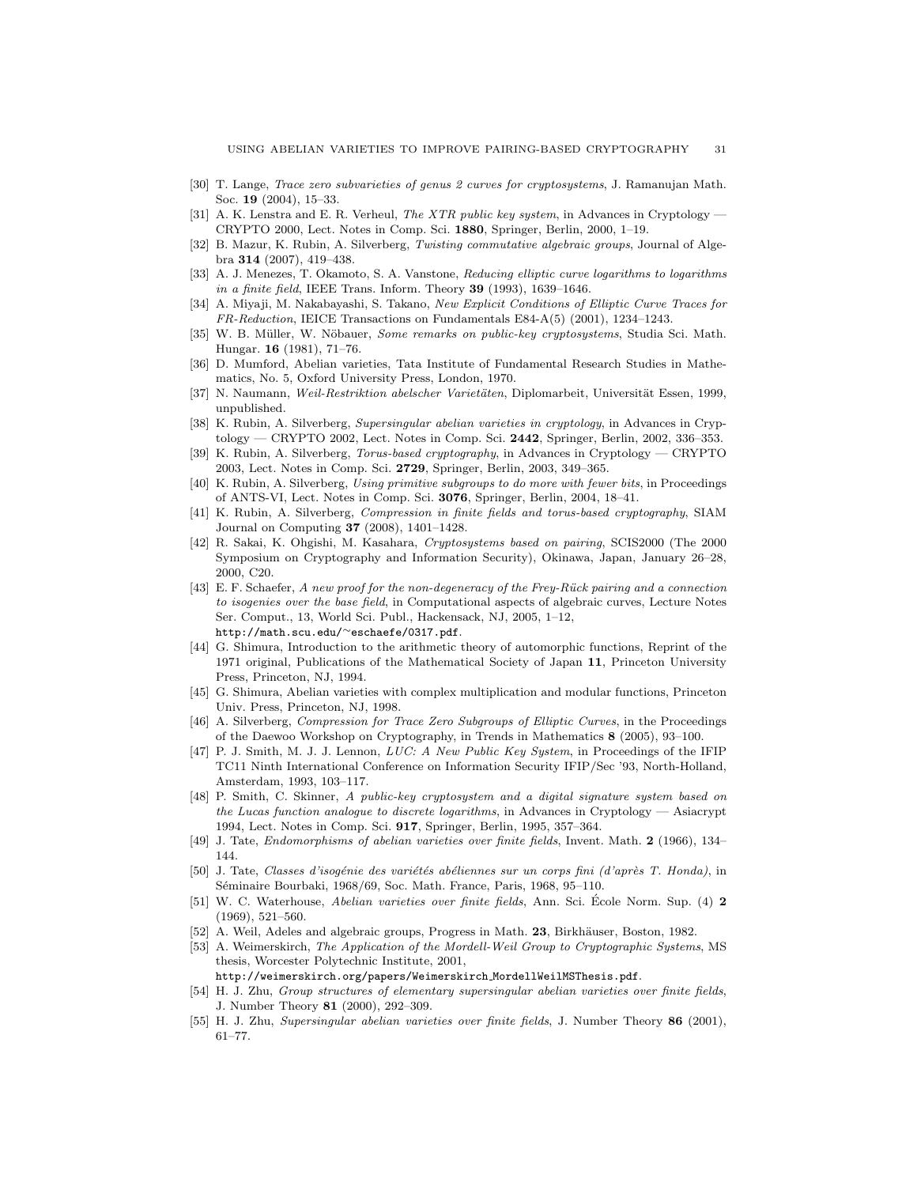[30] T. Lange, *Trace zero subvarieties of genus 2 curves for cryptosystems*, J. Ramanujan Math. Soc. **19** (2004), 15–33.

[31] A. K. Lenstra and E. R. Verheul, *The XTR public key system*, in Advances in Cryptology — CRYPTO 2000, Lect. Notes in Comp. Sci. **1880**, Springer, Berlin, 2000, 1–19.

[32] B. Mazur, K. Rubin, A. Silverberg, *Twisting commutative algebraic groups*, Journal of Algebra **314** (2007), 419–438.

[33] A. J. Menezes, T. Okamoto, S. A. Vanstone, *Reducing elliptic curve logarithms to logarithms in a finite field*, IEEE Trans. Inform. Theory **39** (1993), 1639–1646.

[34] A. Miyaji, M. Nakabayashi, S. Takano, *New Explicit Conditions of Elliptic Curve Traces for FR-Reduction*, IEICE Transactions on Fundamentals E84-A(5) (2001), 1234–1243.

[35] W. B. Müller, W. Nöbauer, *Some remarks on public-key cryptosystems*, Studia Sci. Math. Hungar. **16** (1981), 71–76.

[36] D. Mumford, Abelian varieties, Tata Institute of Fundamental Research Studies in Mathematics, No. 5, Oxford University Press, London, 1970.

[37] N. Naumann, *Weil-Restriktion abelscher Varietäten*, Diplomarbeit, Universität Essen, 1999, unpublished.

[38] K. Rubin, A. Silverberg, *Supersingular abelian varieties in cryptology*, in Advances in Cryptology — CRYPTO 2002, Lect. Notes in Comp. Sci. **2442**, Springer, Berlin, 2002, 336–353.

[39] K. Rubin, A. Silverberg, *Torus-based cryptography*, in Advances in Cryptology — CRYPTO 2003, Lect. Notes in Comp. Sci. **2729**, Springer, Berlin, 2003, 349–365.

[40] K. Rubin, A. Silverberg, *Using primitive subgroups to do more with fewer bits*, in Proceedings of ANTS-VI, Lect. Notes in Comp. Sci. **3076**, Springer, Berlin, 2004, 18–41.

[41] K. Rubin, A. Silverberg, *Compression in finite fields and torus-based cryptography*, SIAM Journal on Computing **37** (2008), 1401–1428.

[42] R. Sakai, K. Ohgishi, M. Kasahara, *Cryptosystems based on pairing*, SCIS2000 (The 2000 Symposium on Cryptography and Information Security), Okinawa, Japan, January 26–28, 2000, C20.

[43] E. F. Schaefer, *A new proof for the non-degeneracy of the Frey-Rück pairing and a connection to isogenies over the base field*, in Computational aspects of algebraic curves, Lecture Notes Ser. Comput., 13, World Sci. Publ., Hackensack, NJ, 2005, 1–12, `http://math.scu.edu/~eschaefe/0317.pdf`.

[44] G. Shimura, Introduction to the arithmetic theory of automorphic functions, Reprint of the 1971 original, Publications of the Mathematical Society of Japan **11**, Princeton University Press, Princeton, NJ, 1994.

[45] G. Shimura, Abelian varieties with complex multiplication and modular functions, Princeton Univ. Press, Princeton, NJ, 1998.

[46] A. Silverberg, *Compression for Trace Zero Subgroups of Elliptic Curves*, in the Proceedings of the Daewoo Workshop on Cryptography, in Trends in Mathematics **8** (2005), 93–100.

[47] P. J. Smith, M. J. J. Lennon, *LUC: A New Public Key System*, in Proceedings of the IFIP TC11 Ninth International Conference on Information Security IFIP/Sec '93, North-Holland, Amsterdam, 1993, 103–117.

[48] P. Smith, C. Skinner, *A public-key cryptosystem and a digital signature system based on the Lucas function analogue to discrete logarithms*, in Advances in Cryptology — Asiacrypt 1994, Lect. Notes in Comp. Sci. **917**, Springer, Berlin, 1995, 357–364.

[49] J. Tate, *Endomorphisms of abelian varieties over finite fields*, Invent. Math. **2** (1966), 134–144.

[50] J. Tate, *Classes d'isogénie des variétés abéliennes sur un corps fini (d'après T. Honda)*, in Séminaire Bourbaki, 1968/69, Soc. Math. France, Paris, 1968, 95–110.

[51] W. C. Waterhouse, *Abelian varieties over finite fields*, Ann. Sci. École Norm. Sup. (4) **2** (1969), 521–560.

[52] A. Weil, Adeles and algebraic groups, Progress in Math. **23**, Birkhäuser, Boston, 1982.

[53] A. Weimerskirch, *The Application of the Mordell-Weil Group to Cryptographic Systems*, MS thesis, Worcester Polytechnic Institute, 2001, `http://weimerskirch.org/papers/Weimerskirch_MordellWeilMSThesis.pdf`.

[54] H. J. Zhu, *Group structures of elementary supersingular abelian varieties over finite fields*, J. Number Theory **81** (2000), 292–309.

[55] H. J. Zhu, *Supersingular abelian varieties over finite fields*, J. Number Theory **86** (2001), 61–77.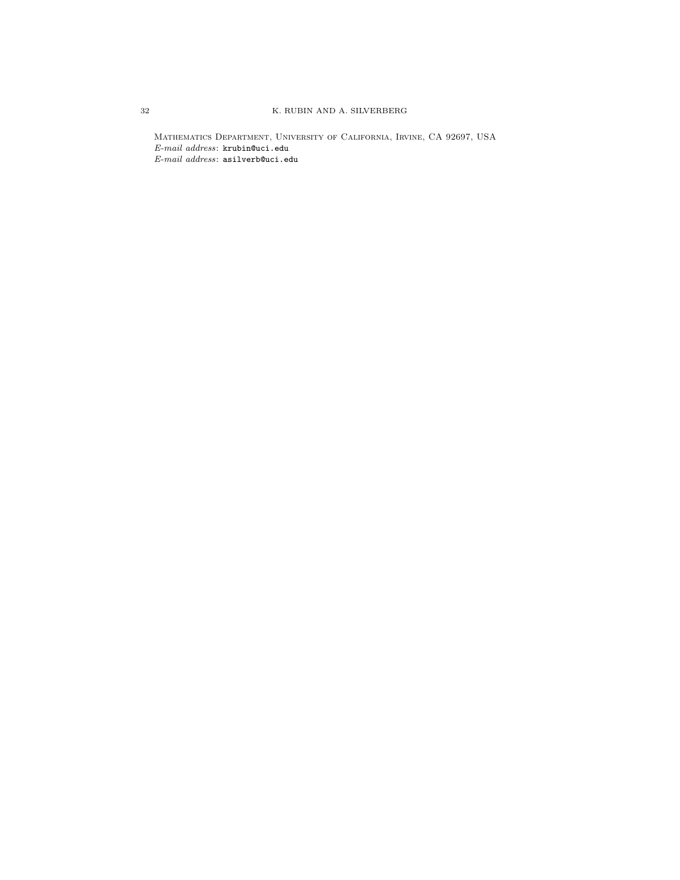Mathematics Department, University of California, Irvine, CA 92697, USA
*E-mail address*: krubin@uci.edu
*E-mail address*: asilverb@uci.edu